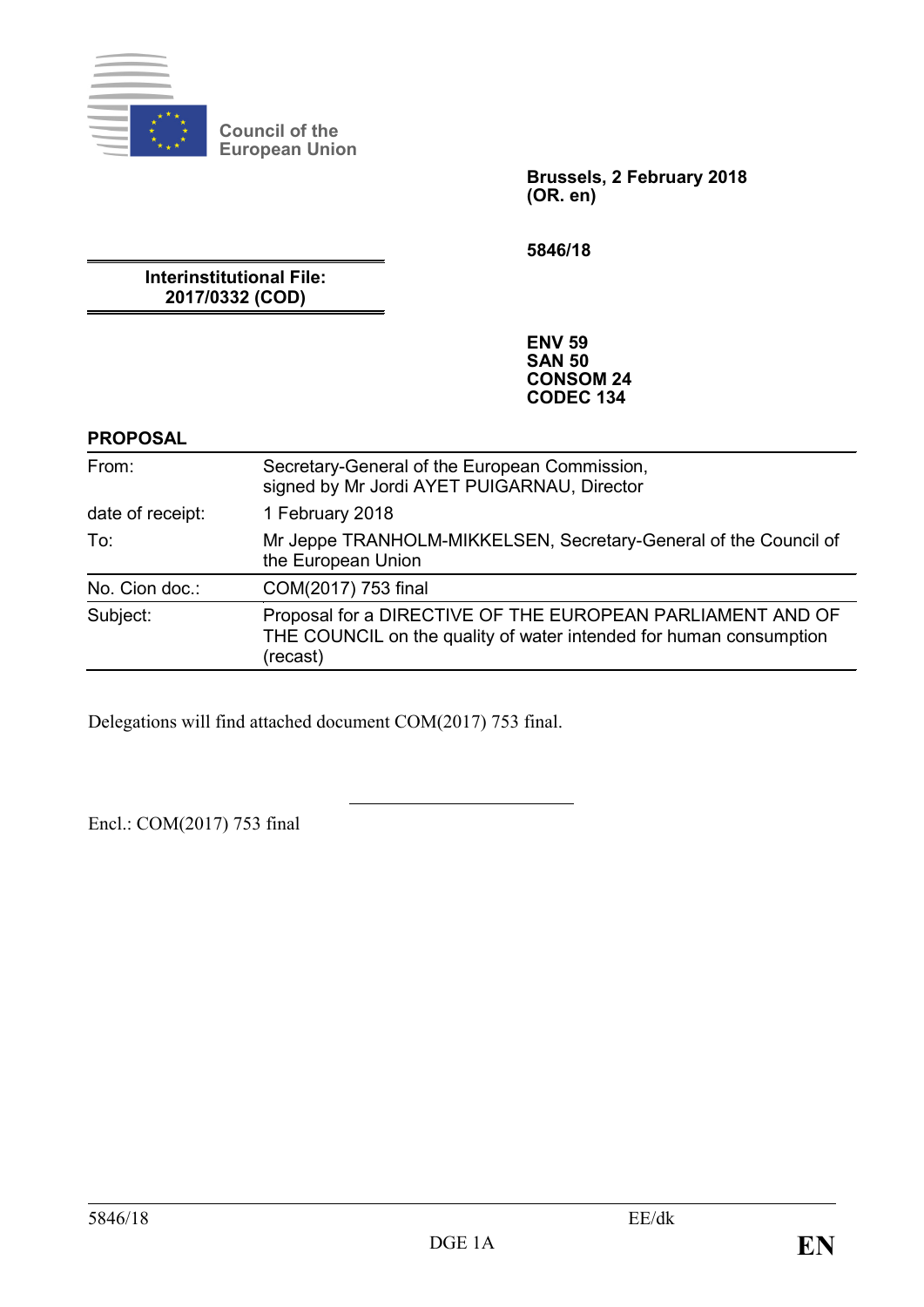Council of the European Union

**Brussels, 2 February 2018**
**(OR. en)**

**5846/18**

**Interinstitutional File:**
**2017/0332 (COD)**

**ENV 59**
**SAN 50**
**CONSOM 24**
**CODEC 134**

**PROPOSAL**

| | |
|---|---|
| From: | Secretary-General of the European Commission, signed by Mr Jordi AYET PUIGARNAU, Director |
| date of receipt: | 1 February 2018 |
| To: | Mr Jeppe TRANHOLM-MIKKELSEN, Secretary-General of the Council of the European Union |
| No. Cion doc.: | COM(2017) 753 final |
| Subject: | Proposal for a DIRECTIVE OF THE EUROPEAN PARLIAMENT AND OF THE COUNCIL on the quality of water intended for human consumption (recast) |

Delegations will find attached document COM(2017) 753 final.

---

Encl.: COM(2017) 753 final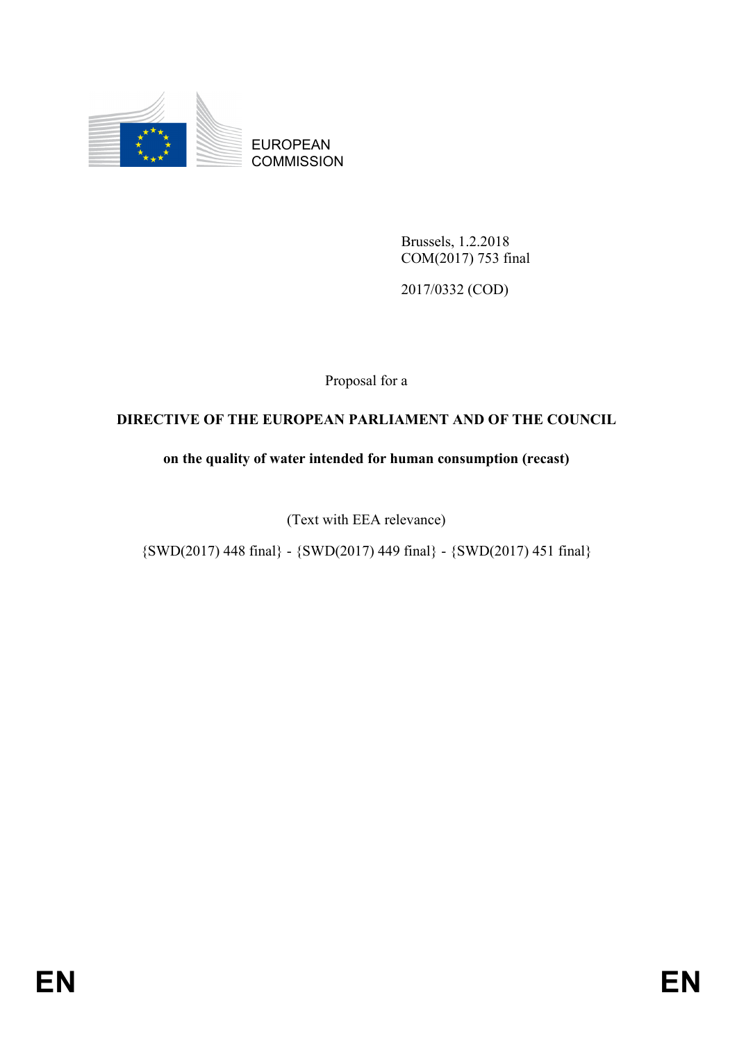EUROPEAN COMMISSION

Brussels, 1.2.2018
COM(2017) 753 final

2017/0332 (COD)

Proposal for a

**DIRECTIVE OF THE EUROPEAN PARLIAMENT AND OF THE COUNCIL**

**on the quality of water intended for human consumption (recast)**

(Text with EEA relevance)

{SWD(2017) 448 final} - {SWD(2017) 449 final} - {SWD(2017) 451 final}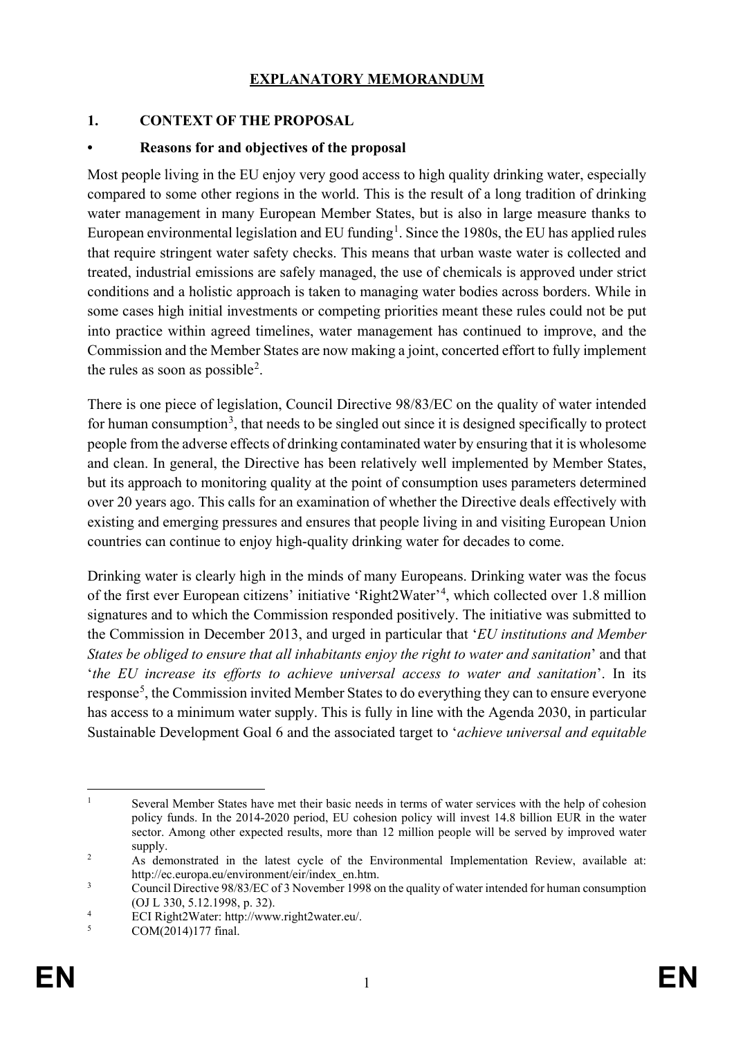# EXPLANATORY MEMORANDUM

## 1. CONTEXT OF THE PROPOSAL

### • Reasons for and objectives of the proposal

Most people living in the EU enjoy very good access to high quality drinking water, especially compared to some other regions in the world. This is the result of a long tradition of drinking water management in many European Member States, but is also in large measure thanks to European environmental legislation and EU funding[1]. Since the 1980s, the EU has applied rules that require stringent water safety checks. This means that urban waste water is collected and treated, industrial emissions are safely managed, the use of chemicals is approved under strict conditions and a holistic approach is taken to managing water bodies across borders. While in some cases high initial investments or competing priorities meant these rules could not be put into practice within agreed timelines, water management has continued to improve, and the Commission and the Member States are now making a joint, concerted effort to fully implement the rules as soon as possible[2].

There is one piece of legislation, Council Directive 98/83/EC on the quality of water intended for human consumption[3], that needs to be singled out since it is designed specifically to protect people from the adverse effects of drinking contaminated water by ensuring that it is wholesome and clean. In general, the Directive has been relatively well implemented by Member States, but its approach to monitoring quality at the point of consumption uses parameters determined over 20 years ago. This calls for an examination of whether the Directive deals effectively with existing and emerging pressures and ensures that people living in and visiting European Union countries can continue to enjoy high-quality drinking water for decades to come.

Drinking water is clearly high in the minds of many Europeans. Drinking water was the focus of the first ever European citizens' initiative 'Right2Water'[4], which collected over 1.8 million signatures and to which the Commission responded positively. The initiative was submitted to the Commission in December 2013, and urged in particular that '*EU institutions and Member States be obliged to ensure that all inhabitants enjoy the right to water and sanitation*' and that '*the EU increase its efforts to achieve universal access to water and sanitation*'. In its response[5], the Commission invited Member States to do everything they can to ensure everyone has access to a minimum water supply. This is fully in line with the Agenda 2030, in particular Sustainable Development Goal 6 and the associated target to '*achieve universal and equitable*

---

[1] Several Member States have met their basic needs in terms of water services with the help of cohesion policy funds. In the 2014-2020 period, EU cohesion policy will invest 14.8 billion EUR in the water sector. Among other expected results, more than 12 million people will be served by improved water supply.

[2] As demonstrated in the latest cycle of the Environmental Implementation Review, available at: http://ec.europa.eu/environment/eir/index_en.htm.

[3] Council Directive 98/83/EC of 3 November 1998 on the quality of water intended for human consumption (OJ L 330, 5.12.1998, p. 32).

[4] ECI Right2Water: http://www.right2water.eu/.

[5] COM(2014)177 final.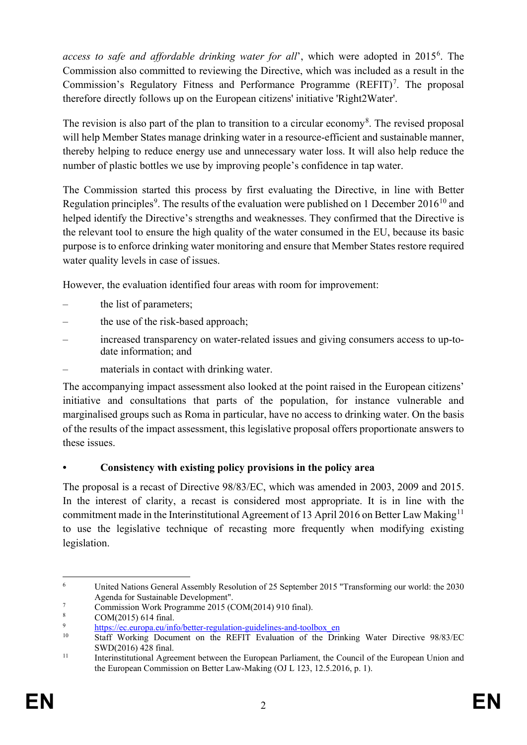*access to safe and affordable drinking water for all*', which were adopted in 2015[6]. The Commission also committed to reviewing the Directive, which was included as a result in the Commission's Regulatory Fitness and Performance Programme (REFIT)[7]. The proposal therefore directly follows up on the European citizens' initiative 'Right2Water'.

The revision is also part of the plan to transition to a circular economy[8]. The revised proposal will help Member States manage drinking water in a resource-efficient and sustainable manner, thereby helping to reduce energy use and unnecessary water loss. It will also help reduce the number of plastic bottles we use by improving people's confidence in tap water.

The Commission started this process by first evaluating the Directive, in line with Better Regulation principles[9]. The results of the evaluation were published on 1 December 2016[10] and helped identify the Directive's strengths and weaknesses. They confirmed that the Directive is the relevant tool to ensure the high quality of the water consumed in the EU, because its basic purpose is to enforce drinking water monitoring and ensure that Member States restore required water quality levels in case of issues.

However, the evaluation identified four areas with room for improvement:

- the list of parameters;
- the use of the risk-based approach;
- increased transparency on water-related issues and giving consumers access to up-to-date information; and
- materials in contact with drinking water.

The accompanying impact assessment also looked at the point raised in the European citizens' initiative and consultations that parts of the population, for instance vulnerable and marginalised groups such as Roma in particular, have no access to drinking water. On the basis of the results of the impact assessment, this legislative proposal offers proportionate answers to these issues.

- **Consistency with existing policy provisions in the policy area**

The proposal is a recast of Directive 98/83/EC, which was amended in 2003, 2009 and 2015. In the interest of clarity, a recast is considered most appropriate. It is in line with the commitment made in the Interinstitutional Agreement of 13 April 2016 on Better Law Making[11] to use the legislative technique of recasting more frequently when modifying existing legislation.

---

[6] United Nations General Assembly Resolution of 25 September 2015 "Transforming our world: the 2030 Agenda for Sustainable Development".

[7] Commission Work Programme 2015 (COM(2014) 910 final).

[8] COM(2015) 614 final.

[9] https://ec.europa.eu/info/better-regulation-guidelines-and-toolbox_en

[10] Staff Working Document on the REFIT Evaluation of the Drinking Water Directive 98/83/EC SWD(2016) 428 final.

[11] Interinstitutional Agreement between the European Parliament, the Council of the European Union and the European Commission on Better Law-Making (OJ L 123, 12.5.2016, p. 1).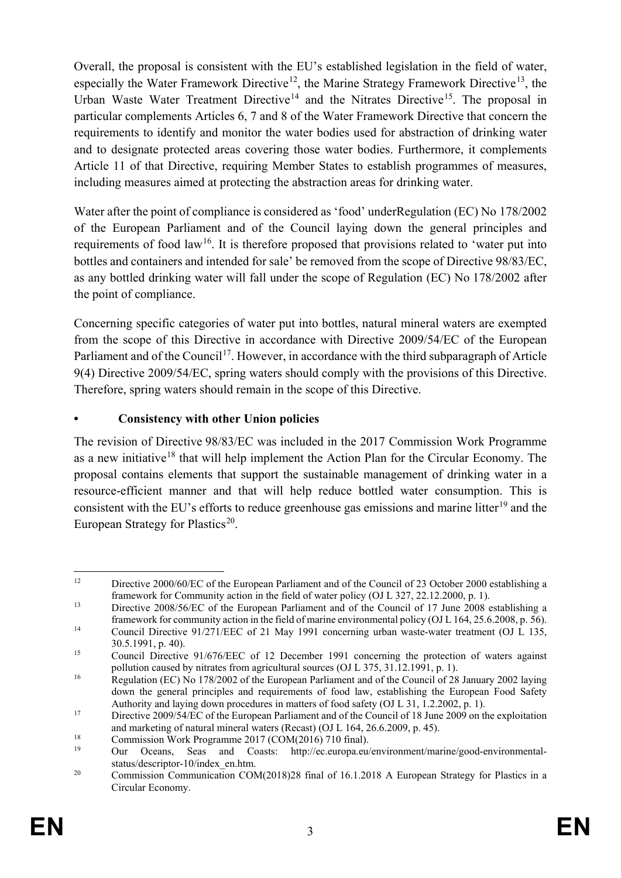Overall, the proposal is consistent with the EU's established legislation in the field of water, especially the Water Framework Directive[12], the Marine Strategy Framework Directive[13], the Urban Waste Water Treatment Directive[14] and the Nitrates Directive[15]. The proposal in particular complements Articles 6, 7 and 8 of the Water Framework Directive that concern the requirements to identify and monitor the water bodies used for abstraction of drinking water and to designate protected areas covering those water bodies. Furthermore, it complements Article 11 of that Directive, requiring Member States to establish programmes of measures, including measures aimed at protecting the abstraction areas for drinking water.

Water after the point of compliance is considered as 'food' underRegulation (EC) No 178/2002 of the European Parliament and of the Council laying down the general principles and requirements of food law[16]. It is therefore proposed that provisions related to 'water put into bottles and containers and intended for sale' be removed from the scope of Directive 98/83/EC, as any bottled drinking water will fall under the scope of Regulation (EC) No 178/2002 after the point of compliance.

Concerning specific categories of water put into bottles, natural mineral waters are exempted from the scope of this Directive in accordance with Directive 2009/54/EC of the European Parliament and of the Council[17]. However, in accordance with the third subparagraph of Article 9(4) Directive 2009/54/EC, spring waters should comply with the provisions of this Directive. Therefore, spring waters should remain in the scope of this Directive.

- **Consistency with other Union policies**

The revision of Directive 98/83/EC was included in the 2017 Commission Work Programme as a new initiative[18] that will help implement the Action Plan for the Circular Economy. The proposal contains elements that support the sustainable management of drinking water in a resource-efficient manner and that will help reduce bottled water consumption. This is consistent with the EU's efforts to reduce greenhouse gas emissions and marine litter[19] and the European Strategy for Plastics[20].

---

[12] Directive 2000/60/EC of the European Parliament and of the Council of 23 October 2000 establishing a framework for Community action in the field of water policy (OJ L 327, 22.12.2000, p. 1).

[13] Directive 2008/56/EC of the European Parliament and of the Council of 17 June 2008 establishing a framework for community action in the field of marine environmental policy (OJ L 164, 25.6.2008, p. 56).

[14] Council Directive 91/271/EEC of 21 May 1991 concerning urban waste-water treatment (OJ L 135, 30.5.1991, p. 40).

[15] Council Directive 91/676/EEC of 12 December 1991 concerning the protection of waters against pollution caused by nitrates from agricultural sources (OJ L 375, 31.12.1991, p. 1).

[16] Regulation (EC) No 178/2002 of the European Parliament and of the Council of 28 January 2002 laying down the general principles and requirements of food law, establishing the European Food Safety Authority and laying down procedures in matters of food safety (OJ L 31, 1.2.2002, p. 1).

[17] Directive 2009/54/EC of the European Parliament and of the Council of 18 June 2009 on the exploitation and marketing of natural mineral waters (Recast) (OJ L 164, 26.6.2009, p. 45).

[18] Commission Work Programme 2017 (COM(2016) 710 final).

[19] Our Oceans, Seas and Coasts: http://ec.europa.eu/environment/marine/good-environmental-status/descriptor-10/index_en.htm.

[20] Commission Communication COM(2018)28 final of 16.1.2018 A European Strategy for Plastics in a Circular Economy.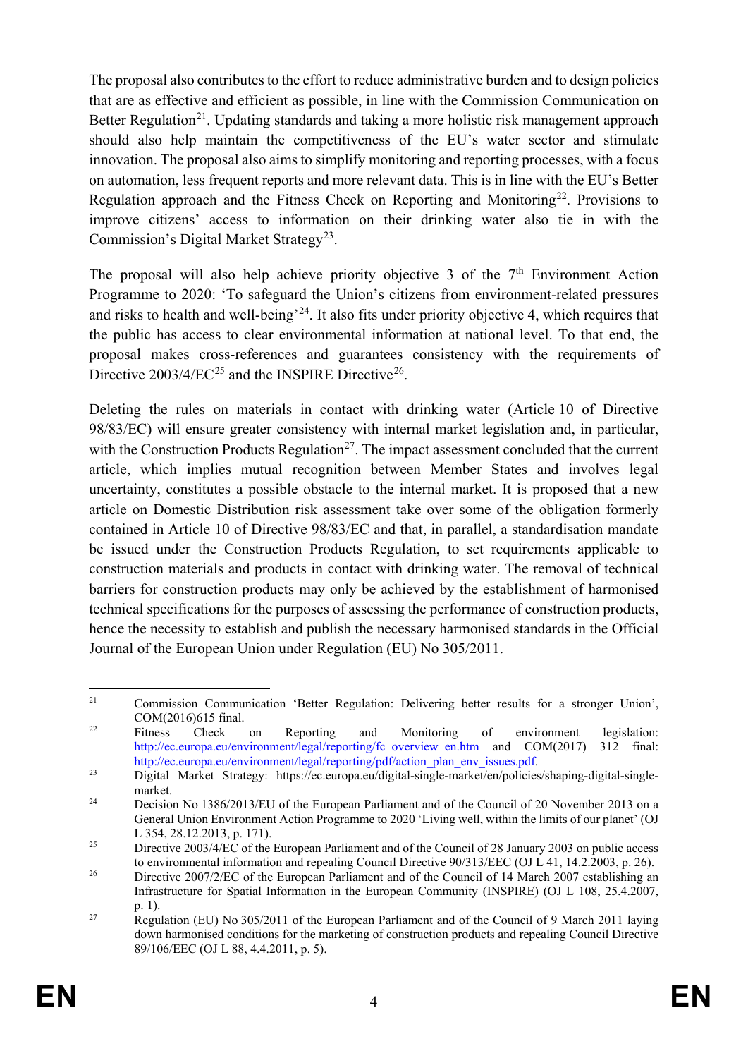The proposal also contributes to the effort to reduce administrative burden and to design policies that are as effective and efficient as possible, in line with the Commission Communication on Better Regulation[21]. Updating standards and taking a more holistic risk management approach should also help maintain the competitiveness of the EU's water sector and stimulate innovation. The proposal also aims to simplify monitoring and reporting processes, with a focus on automation, less frequent reports and more relevant data. This is in line with the EU's Better Regulation approach and the Fitness Check on Reporting and Monitoring[22]. Provisions to improve citizens' access to information on their drinking water also tie in with the Commission's Digital Market Strategy[23].

The proposal will also help achieve priority objective 3 of the 7th Environment Action Programme to 2020: 'To safeguard the Union's citizens from environment-related pressures and risks to health and well-being'[24]. It also fits under priority objective 4, which requires that the public has access to clear environmental information at national level. To that end, the proposal makes cross-references and guarantees consistency with the requirements of Directive 2003/4/EC[25] and the INSPIRE Directive[26].

Deleting the rules on materials in contact with drinking water (Article 10 of Directive 98/83/EC) will ensure greater consistency with internal market legislation and, in particular, with the Construction Products Regulation[27]. The impact assessment concluded that the current article, which implies mutual recognition between Member States and involves legal uncertainty, constitutes a possible obstacle to the internal market. It is proposed that a new article on Domestic Distribution risk assessment take over some of the obligation formerly contained in Article 10 of Directive 98/83/EC and that, in parallel, a standardisation mandate be issued under the Construction Products Regulation, to set requirements applicable to construction materials and products in contact with drinking water. The removal of technical barriers for construction products may only be achieved by the establishment of harmonised technical specifications for the purposes of assessing the performance of construction products, hence the necessity to establish and publish the necessary harmonised standards in the Official Journal of the European Union under Regulation (EU) No 305/2011.

---

[21] Commission Communication 'Better Regulation: Delivering better results for a stronger Union', COM(2016)615 final.

[22] Fitness Check on Reporting and Monitoring of environment legislation: http://ec.europa.eu/environment/legal/reporting/fc_overview_en.htm and COM(2017) 312 final: http://ec.europa.eu/environment/legal/reporting/pdf/action_plan_env_issues.pdf.

[23] Digital Market Strategy: https://ec.europa.eu/digital-single-market/en/policies/shaping-digital-single-market.

[24] Decision No 1386/2013/EU of the European Parliament and of the Council of 20 November 2013 on a General Union Environment Action Programme to 2020 'Living well, within the limits of our planet' (OJ L 354, 28.12.2013, p. 171).

[25] Directive 2003/4/EC of the European Parliament and of the Council of 28 January 2003 on public access to environmental information and repealing Council Directive 90/313/EEC (OJ L 41, 14.2.2003, p. 26).

[26] Directive 2007/2/EC of the European Parliament and of the Council of 14 March 2007 establishing an Infrastructure for Spatial Information in the European Community (INSPIRE) (OJ L 108, 25.4.2007, p. 1).

[27] Regulation (EU) No 305/2011 of the European Parliament and of the Council of 9 March 2011 laying down harmonised conditions for the marketing of construction products and repealing Council Directive 89/106/EEC (OJ L 88, 4.4.2011, p. 5).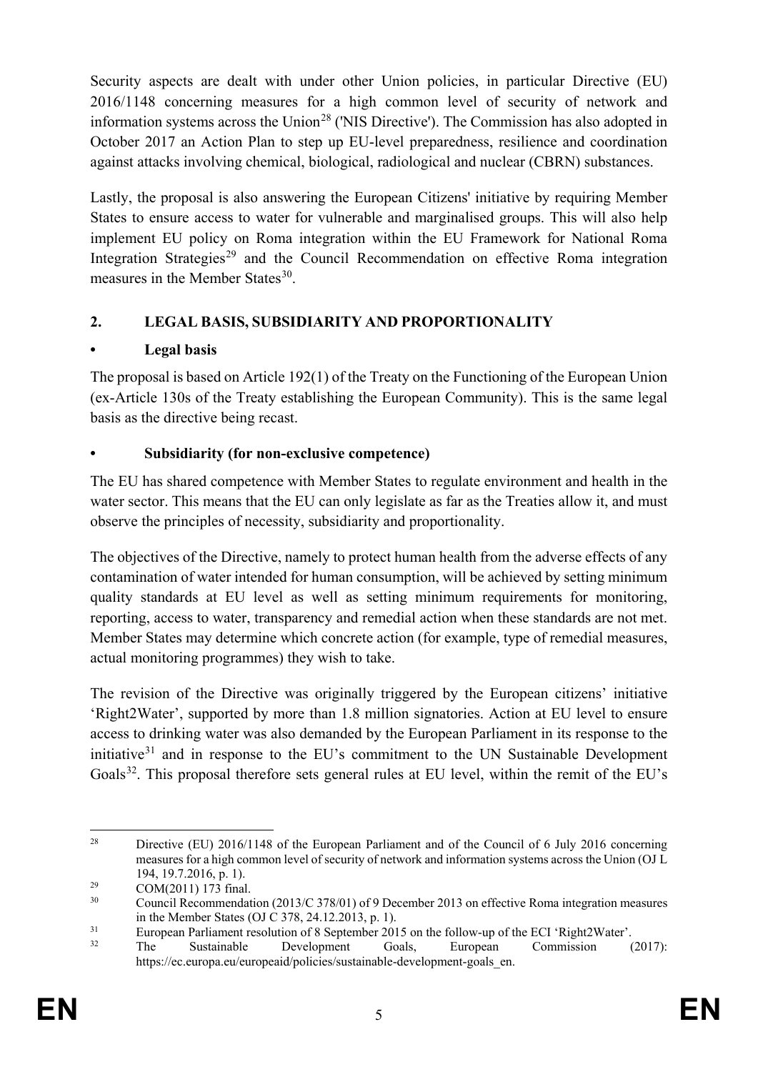Security aspects are dealt with under other Union policies, in particular Directive (EU) 2016/1148 concerning measures for a high common level of security of network and information systems across the Union[28] ('NIS Directive'). The Commission has also adopted in October 2017 an Action Plan to step up EU-level preparedness, resilience and coordination against attacks involving chemical, biological, radiological and nuclear (CBRN) substances.

Lastly, the proposal is also answering the European Citizens' initiative by requiring Member States to ensure access to water for vulnerable and marginalised groups. This will also help implement EU policy on Roma integration within the EU Framework for National Roma Integration Strategies[29] and the Council Recommendation on effective Roma integration measures in the Member States[30].

## 2. LEGAL BASIS, SUBSIDIARITY AND PROPORTIONALITY

### • Legal basis

The proposal is based on Article 192(1) of the Treaty on the Functioning of the European Union (ex-Article 130s of the Treaty establishing the European Community). This is the same legal basis as the directive being recast.

### • Subsidiarity (for non-exclusive competence)

The EU has shared competence with Member States to regulate environment and health in the water sector. This means that the EU can only legislate as far as the Treaties allow it, and must observe the principles of necessity, subsidiarity and proportionality.

The objectives of the Directive, namely to protect human health from the adverse effects of any contamination of water intended for human consumption, will be achieved by setting minimum quality standards at EU level as well as setting minimum requirements for monitoring, reporting, access to water, transparency and remedial action when these standards are not met. Member States may determine which concrete action (for example, type of remedial measures, actual monitoring programmes) they wish to take.

The revision of the Directive was originally triggered by the European citizens' initiative 'Right2Water', supported by more than 1.8 million signatories. Action at EU level to ensure access to drinking water was also demanded by the European Parliament in its response to the initiative[31] and in response to the EU's commitment to the UN Sustainable Development Goals[32]. This proposal therefore sets general rules at EU level, within the remit of the EU's

---

[28] Directive (EU) 2016/1148 of the European Parliament and of the Council of 6 July 2016 concerning measures for a high common level of security of network and information systems across the Union (OJ L 194, 19.7.2016, p. 1).

[29] COM(2011) 173 final.

[30] Council Recommendation (2013/C 378/01) of 9 December 2013 on effective Roma integration measures in the Member States (OJ C 378, 24.12.2013, p. 1).

[31] European Parliament resolution of 8 September 2015 on the follow-up of the ECI 'Right2Water'.

[32] The Sustainable Development Goals, European Commission (2017): https://ec.europa.eu/europeaid/policies/sustainable-development-goals_en.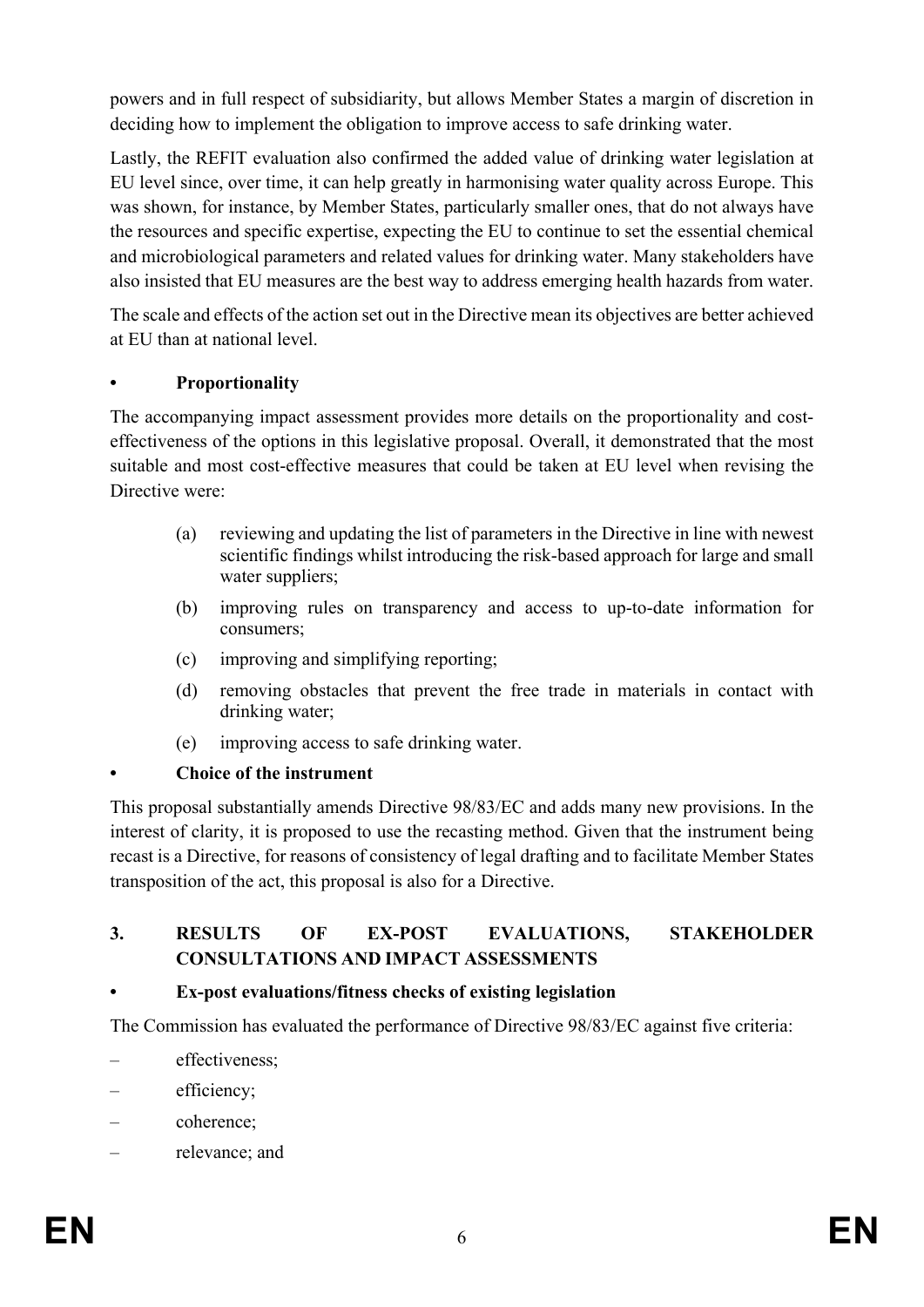powers and in full respect of subsidiarity, but allows Member States a margin of discretion in deciding how to implement the obligation to improve access to safe drinking water.

Lastly, the REFIT evaluation also confirmed the added value of drinking water legislation at EU level since, over time, it can help greatly in harmonising water quality across Europe. This was shown, for instance, by Member States, particularly smaller ones, that do not always have the resources and specific expertise, expecting the EU to continue to set the essential chemical and microbiological parameters and related values for drinking water. Many stakeholders have also insisted that EU measures are the best way to address emerging health hazards from water.

The scale and effects of the action set out in the Directive mean its objectives are better achieved at EU than at national level.

- **Proportionality**

The accompanying impact assessment provides more details on the proportionality and cost-effectiveness of the options in this legislative proposal. Overall, it demonstrated that the most suitable and most cost-effective measures that could be taken at EU level when revising the Directive were:

(a) reviewing and updating the list of parameters in the Directive in line with newest scientific findings whilst introducing the risk-based approach for large and small water suppliers;

(b) improving rules on transparency and access to up-to-date information for consumers;

(c) improving and simplifying reporting;

(d) removing obstacles that prevent the free trade in materials in contact with drinking water;

(e) improving access to safe drinking water.

- **Choice of the instrument**

This proposal substantially amends Directive 98/83/EC and adds many new provisions. In the interest of clarity, it is proposed to use the recasting method. Given that the instrument being recast is a Directive, for reasons of consistency of legal drafting and to facilitate Member States transposition of the act, this proposal is also for a Directive.

## 3. RESULTS OF EX-POST EVALUATIONS, STAKEHOLDER CONSULTATIONS AND IMPACT ASSESSMENTS

- **Ex-post evaluations/fitness checks of existing legislation**

The Commission has evaluated the performance of Directive 98/83/EC against five criteria:

– effectiveness;

– efficiency;

– coherence;

– relevance; and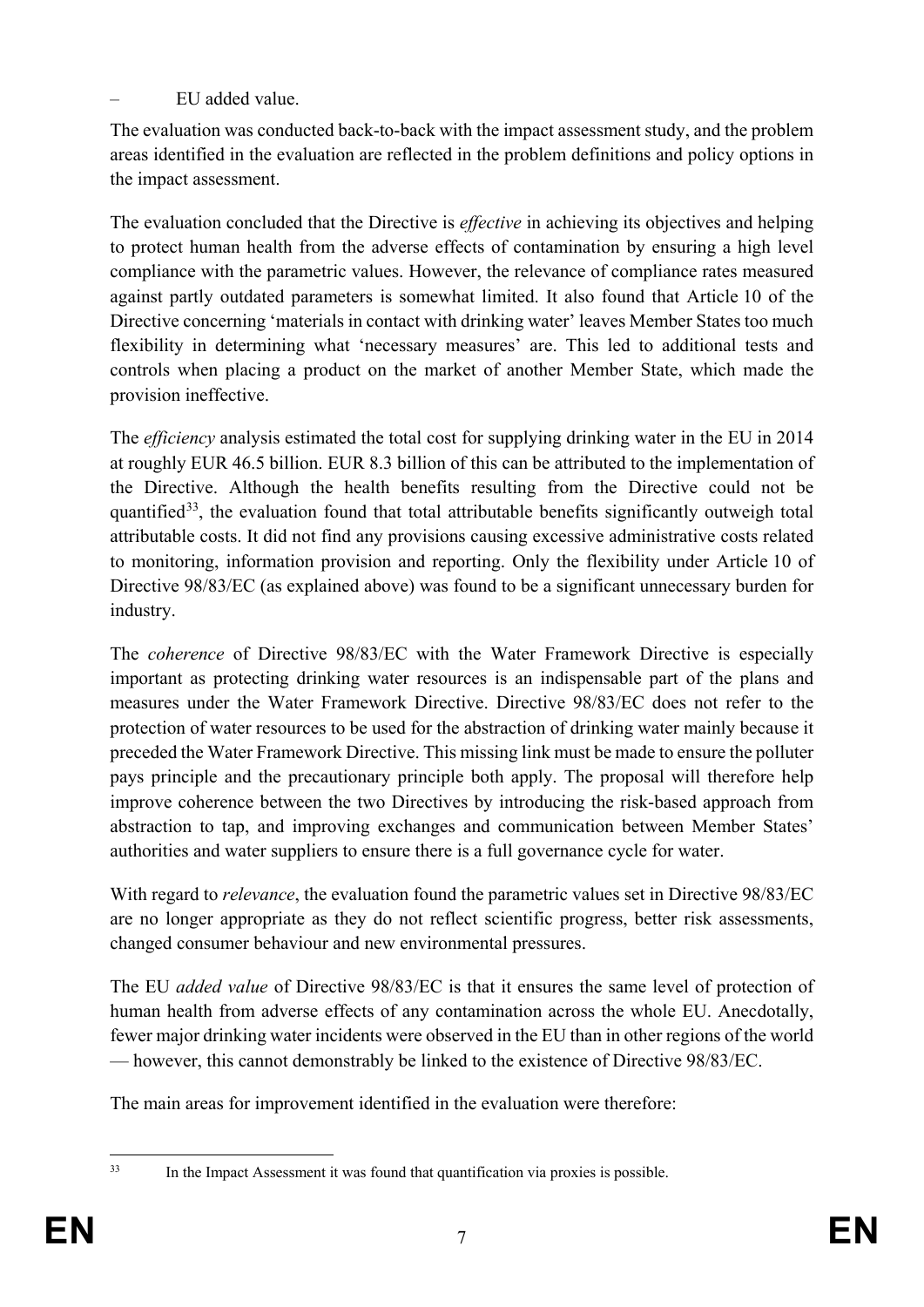– EU added value.

The evaluation was conducted back-to-back with the impact assessment study, and the problem areas identified in the evaluation are reflected in the problem definitions and policy options in the impact assessment.

The evaluation concluded that the Directive is *effective* in achieving its objectives and helping to protect human health from the adverse effects of contamination by ensuring a high level compliance with the parametric values. However, the relevance of compliance rates measured against partly outdated parameters is somewhat limited. It also found that Article 10 of the Directive concerning 'materials in contact with drinking water' leaves Member States too much flexibility in determining what 'necessary measures' are. This led to additional tests and controls when placing a product on the market of another Member State, which made the provision ineffective.

The *efficiency* analysis estimated the total cost for supplying drinking water in the EU in 2014 at roughly EUR 46.5 billion. EUR 8.3 billion of this can be attributed to the implementation of the Directive. Although the health benefits resulting from the Directive could not be quantified[33], the evaluation found that total attributable benefits significantly outweigh total attributable costs. It did not find any provisions causing excessive administrative costs related to monitoring, information provision and reporting. Only the flexibility under Article 10 of Directive 98/83/EC (as explained above) was found to be a significant unnecessary burden for industry.

The *coherence* of Directive 98/83/EC with the Water Framework Directive is especially important as protecting drinking water resources is an indispensable part of the plans and measures under the Water Framework Directive. Directive 98/83/EC does not refer to the protection of water resources to be used for the abstraction of drinking water mainly because it preceded the Water Framework Directive. This missing link must be made to ensure the polluter pays principle and the precautionary principle both apply. The proposal will therefore help improve coherence between the two Directives by introducing the risk-based approach from abstraction to tap, and improving exchanges and communication between Member States' authorities and water suppliers to ensure there is a full governance cycle for water.

With regard to *relevance*, the evaluation found the parametric values set in Directive 98/83/EC are no longer appropriate as they do not reflect scientific progress, better risk assessments, changed consumer behaviour and new environmental pressures.

The EU *added value* of Directive 98/83/EC is that it ensures the same level of protection of human health from adverse effects of any contamination across the whole EU. Anecdotally, fewer major drinking water incidents were observed in the EU than in other regions of the world — however, this cannot demonstrably be linked to the existence of Directive 98/83/EC.

The main areas for improvement identified in the evaluation were therefore:

[33] In the Impact Assessment it was found that quantification via proxies is possible.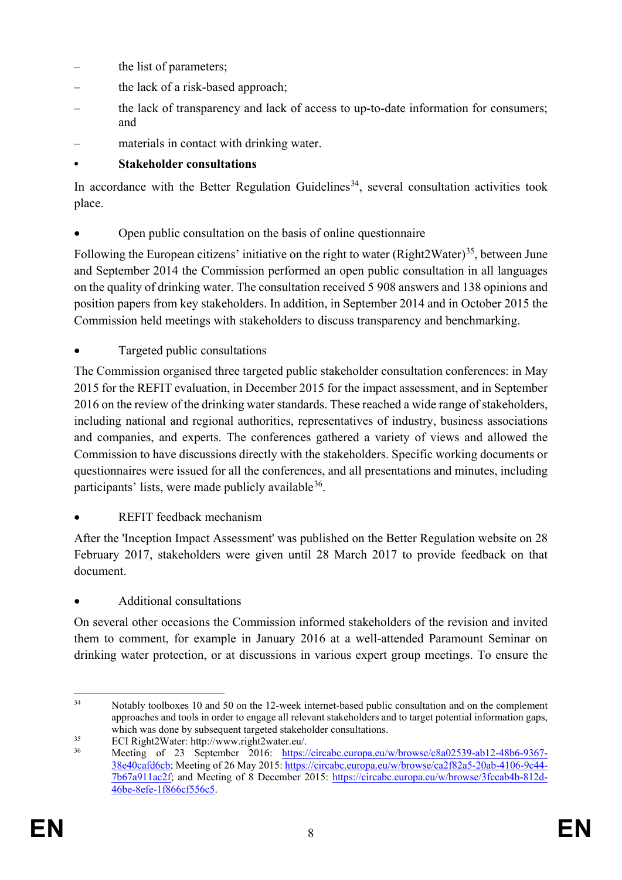- the list of parameters;
- the lack of a risk-based approach;
- the lack of transparency and lack of access to up-to-date information for consumers; and
- materials in contact with drinking water.

- **Stakeholder consultations**

In accordance with the Better Regulation Guidelines[34], several consultation activities took place.

- Open public consultation on the basis of online questionnaire

Following the European citizens' initiative on the right to water (Right2Water)[35], between June and September 2014 the Commission performed an open public consultation in all languages on the quality of drinking water. The consultation received 5 908 answers and 138 opinions and position papers from key stakeholders. In addition, in September 2014 and in October 2015 the Commission held meetings with stakeholders to discuss transparency and benchmarking.

- Targeted public consultations

The Commission organised three targeted public stakeholder consultation conferences: in May 2015 for the REFIT evaluation, in December 2015 for the impact assessment, and in September 2016 on the review of the drinking water standards. These reached a wide range of stakeholders, including national and regional authorities, representatives of industry, business associations and companies, and experts. The conferences gathered a variety of views and allowed the Commission to have discussions directly with the stakeholders. Specific working documents or questionnaires were issued for all the conferences, and all presentations and minutes, including participants' lists, were made publicly available[36].

- REFIT feedback mechanism

After the 'Inception Impact Assessment' was published on the Better Regulation website on 28 February 2017, stakeholders were given until 28 March 2017 to provide feedback on that document.

- Additional consultations

On several other occasions the Commission informed stakeholders of the revision and invited them to comment, for example in January 2016 at a well-attended Paramount Seminar on drinking water protection, or at discussions in various expert group meetings. To ensure the

---

[34] Notably toolboxes 10 and 50 on the 12-week internet-based public consultation and on the complement approaches and tools in order to engage all relevant stakeholders and to target potential information gaps, which was done by subsequent targeted stakeholder consultations.

[35] ECI Right2Water: http://www.right2water.eu/.

[36] Meeting of 23 September 2016: https://circabc.europa.eu/w/browse/c8a02539-ab12-48b6-9367-38e40cafd6cb; Meeting of 26 May 2015: https://circabc.europa.eu/w/browse/ca2f82a5-20ab-4106-9c44-7b67a911ac2f; and Meeting of 8 December 2015: https://circabc.europa.eu/w/browse/3fccab4b-812d-46be-8efe-1f866cf556c5.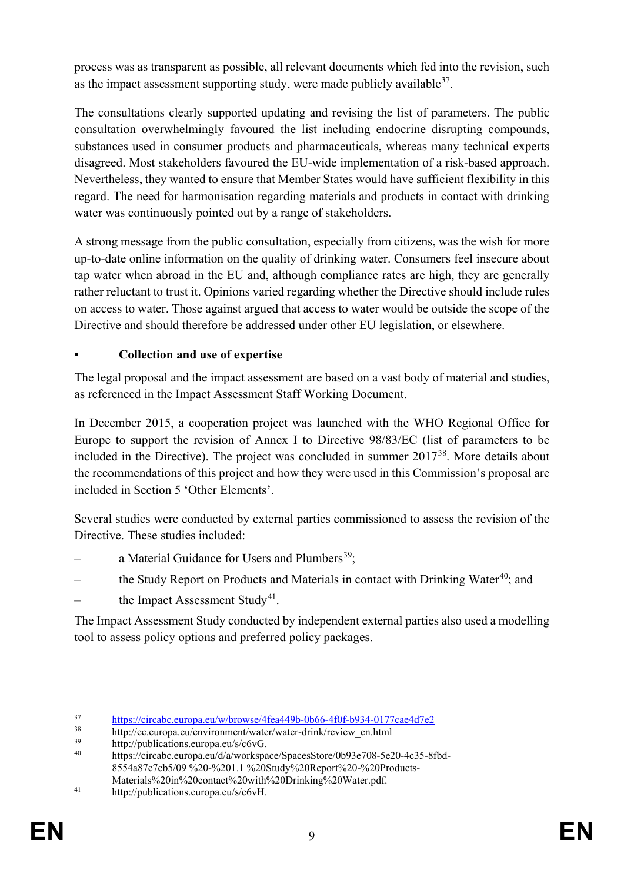process was as transparent as possible, all relevant documents which fed into the revision, such as the impact assessment supporting study, were made publicly available[37].

The consultations clearly supported updating and revising the list of parameters. The public consultation overwhelmingly favoured the list including endocrine disrupting compounds, substances used in consumer products and pharmaceuticals, whereas many technical experts disagreed. Most stakeholders favoured the EU-wide implementation of a risk-based approach. Nevertheless, they wanted to ensure that Member States would have sufficient flexibility in this regard. The need for harmonisation regarding materials and products in contact with drinking water was continuously pointed out by a range of stakeholders.

A strong message from the public consultation, especially from citizens, was the wish for more up-to-date online information on the quality of drinking water. Consumers feel insecure about tap water when abroad in the EU and, although compliance rates are high, they are generally rather reluctant to trust it. Opinions varied regarding whether the Directive should include rules on access to water. Those against argued that access to water would be outside the scope of the Directive and should therefore be addressed under other EU legislation, or elsewhere.

- **Collection and use of expertise**

The legal proposal and the impact assessment are based on a vast body of material and studies, as referenced in the Impact Assessment Staff Working Document.

In December 2015, a cooperation project was launched with the WHO Regional Office for Europe to support the revision of Annex I to Directive 98/83/EC (list of parameters to be included in the Directive). The project was concluded in summer 2017[38]. More details about the recommendations of this project and how they were used in this Commission's proposal are included in Section 5 'Other Elements'.

Several studies were conducted by external parties commissioned to assess the revision of the Directive. These studies included:

– a Material Guidance for Users and Plumbers[39];

– the Study Report on Products and Materials in contact with Drinking Water[40]; and

– the Impact Assessment Study[41].

The Impact Assessment Study conducted by independent external parties also used a modelling tool to assess policy options and preferred policy packages.

[37] https://circabc.europa.eu/w/browse/4fea449b-0b66-4f0f-b934-0177cae4d7e2

[38] http://ec.europa.eu/environment/water/water-drink/review_en.html

[39] http://publications.europa.eu/s/c6vG.

[40] https://circabc.europa.eu/d/a/workspace/SpacesStore/0b93e708-5e20-4c35-8fbd-8554a87e7cb5/09 %20-%201.1 %20Study%20Report%20-%20Products-Materials%20in%20contact%20with%20Drinking%20Water.pdf.

[41] http://publications.europa.eu/s/c6vH.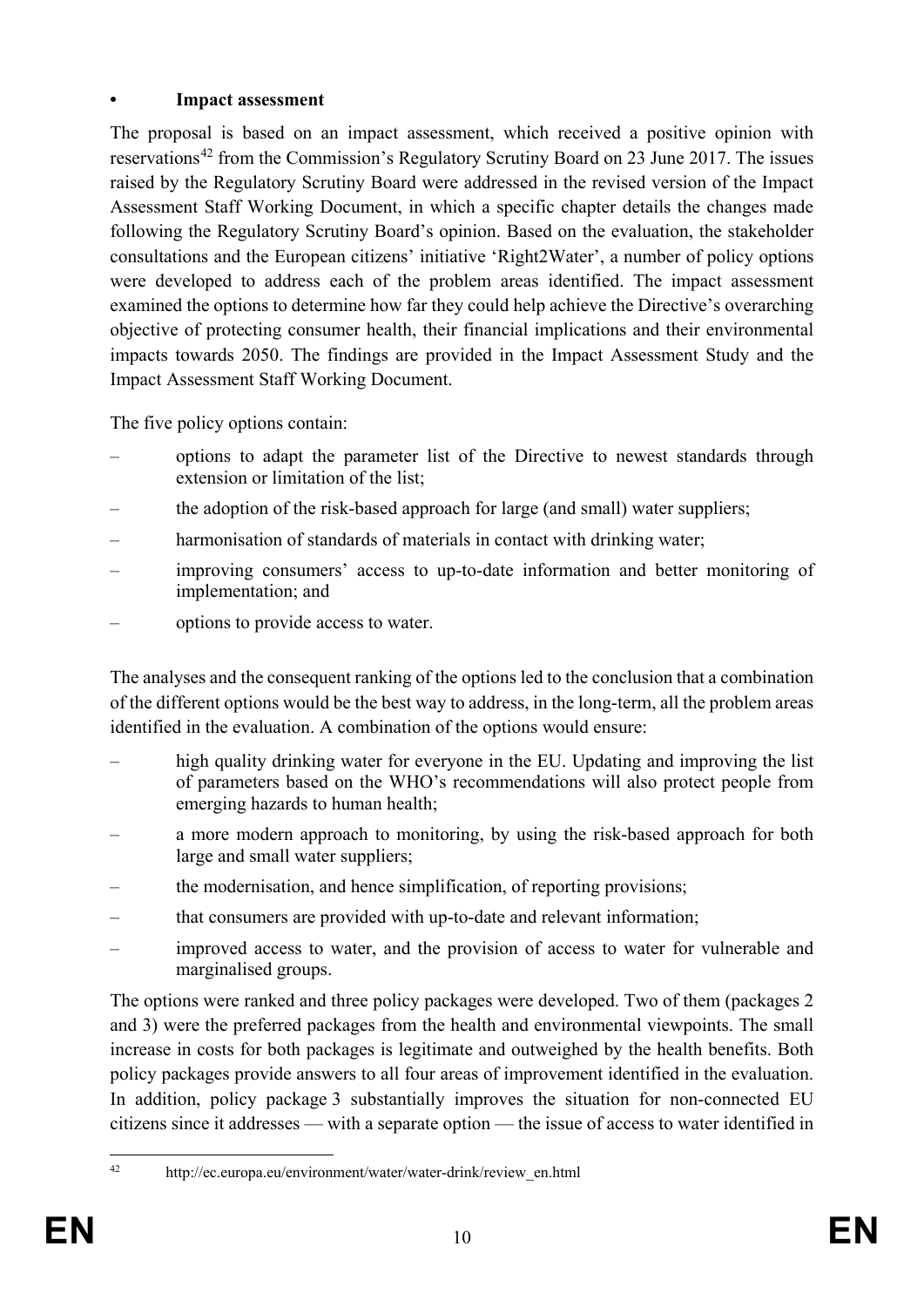- **Impact assessment**

The proposal is based on an impact assessment, which received a positive opinion with reservations[42] from the Commission's Regulatory Scrutiny Board on 23 June 2017. The issues raised by the Regulatory Scrutiny Board were addressed in the revised version of the Impact Assessment Staff Working Document, in which a specific chapter details the changes made following the Regulatory Scrutiny Board's opinion. Based on the evaluation, the stakeholder consultations and the European citizens' initiative 'Right2Water', a number of policy options were developed to address each of the problem areas identified. The impact assessment examined the options to determine how far they could help achieve the Directive's overarching objective of protecting consumer health, their financial implications and their environmental impacts towards 2050. The findings are provided in the Impact Assessment Study and the Impact Assessment Staff Working Document.

The five policy options contain:

– options to adapt the parameter list of the Directive to newest standards through extension or limitation of the list;

– the adoption of the risk-based approach for large (and small) water suppliers;

– harmonisation of standards of materials in contact with drinking water;

– improving consumers' access to up-to-date information and better monitoring of implementation; and

– options to provide access to water.

The analyses and the consequent ranking of the options led to the conclusion that a combination of the different options would be the best way to address, in the long-term, all the problem areas identified in the evaluation. A combination of the options would ensure:

– high quality drinking water for everyone in the EU. Updating and improving the list of parameters based on the WHO's recommendations will also protect people from emerging hazards to human health;

– a more modern approach to monitoring, by using the risk-based approach for both large and small water suppliers;

– the modernisation, and hence simplification, of reporting provisions;

– that consumers are provided with up-to-date and relevant information;

– improved access to water, and the provision of access to water for vulnerable and marginalised groups.

The options were ranked and three policy packages were developed. Two of them (packages 2 and 3) were the preferred packages from the health and environmental viewpoints. The small increase in costs for both packages is legitimate and outweighed by the health benefits. Both policy packages provide answers to all four areas of improvement identified in the evaluation. In addition, policy package 3 substantially improves the situation for non-connected EU citizens since it addresses — with a separate option — the issue of access to water identified in

[42] http://ec.europa.eu/environment/water/water-drink/review_en.html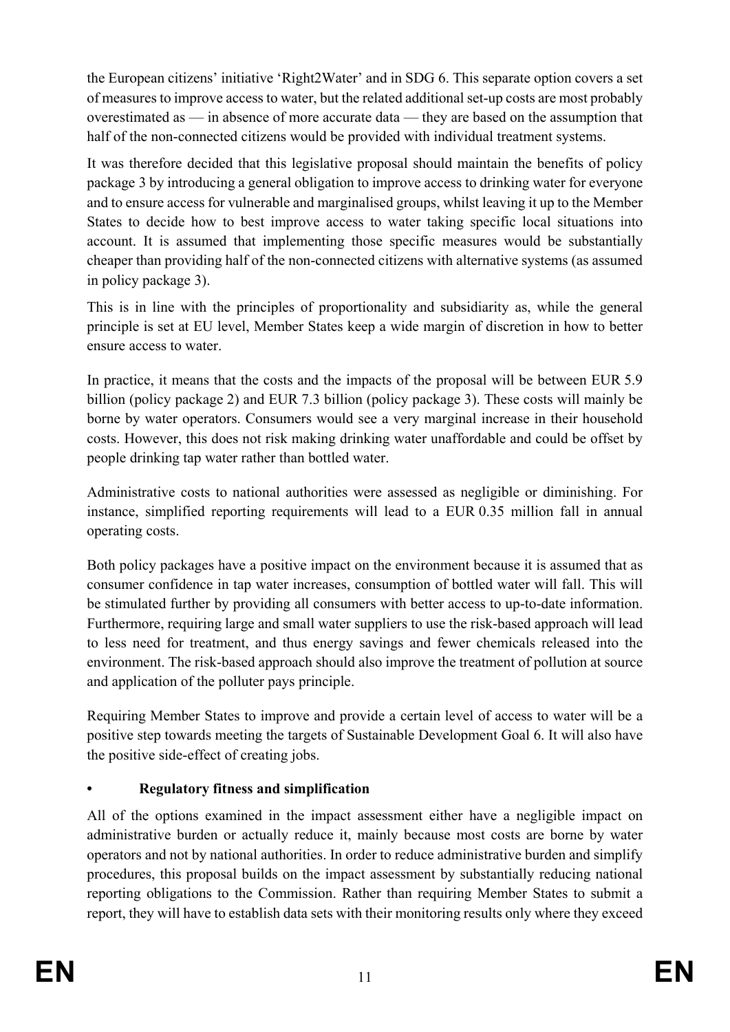the European citizens' initiative 'Right2Water' and in SDG 6. This separate option covers a set of measures to improve access to water, but the related additional set-up costs are most probably overestimated as — in absence of more accurate data — they are based on the assumption that half of the non-connected citizens would be provided with individual treatment systems.

It was therefore decided that this legislative proposal should maintain the benefits of policy package 3 by introducing a general obligation to improve access to drinking water for everyone and to ensure access for vulnerable and marginalised groups, whilst leaving it up to the Member States to decide how to best improve access to water taking specific local situations into account. It is assumed that implementing those specific measures would be substantially cheaper than providing half of the non-connected citizens with alternative systems (as assumed in policy package 3).

This is in line with the principles of proportionality and subsidiarity as, while the general principle is set at EU level, Member States keep a wide margin of discretion in how to better ensure access to water.

In practice, it means that the costs and the impacts of the proposal will be between EUR 5.9 billion (policy package 2) and EUR 7.3 billion (policy package 3). These costs will mainly be borne by water operators. Consumers would see a very marginal increase in their household costs. However, this does not risk making drinking water unaffordable and could be offset by people drinking tap water rather than bottled water.

Administrative costs to national authorities were assessed as negligible or diminishing. For instance, simplified reporting requirements will lead to a EUR 0.35 million fall in annual operating costs.

Both policy packages have a positive impact on the environment because it is assumed that as consumer confidence in tap water increases, consumption of bottled water will fall. This will be stimulated further by providing all consumers with better access to up-to-date information. Furthermore, requiring large and small water suppliers to use the risk-based approach will lead to less need for treatment, and thus energy savings and fewer chemicals released into the environment. The risk-based approach should also improve the treatment of pollution at source and application of the polluter pays principle.

Requiring Member States to improve and provide a certain level of access to water will be a positive step towards meeting the targets of Sustainable Development Goal 6. It will also have the positive side-effect of creating jobs.

- **Regulatory fitness and simplification**

All of the options examined in the impact assessment either have a negligible impact on administrative burden or actually reduce it, mainly because most costs are borne by water operators and not by national authorities. In order to reduce administrative burden and simplify procedures, this proposal builds on the impact assessment by substantially reducing national reporting obligations to the Commission. Rather than requiring Member States to submit a report, they will have to establish data sets with their monitoring results only where they exceed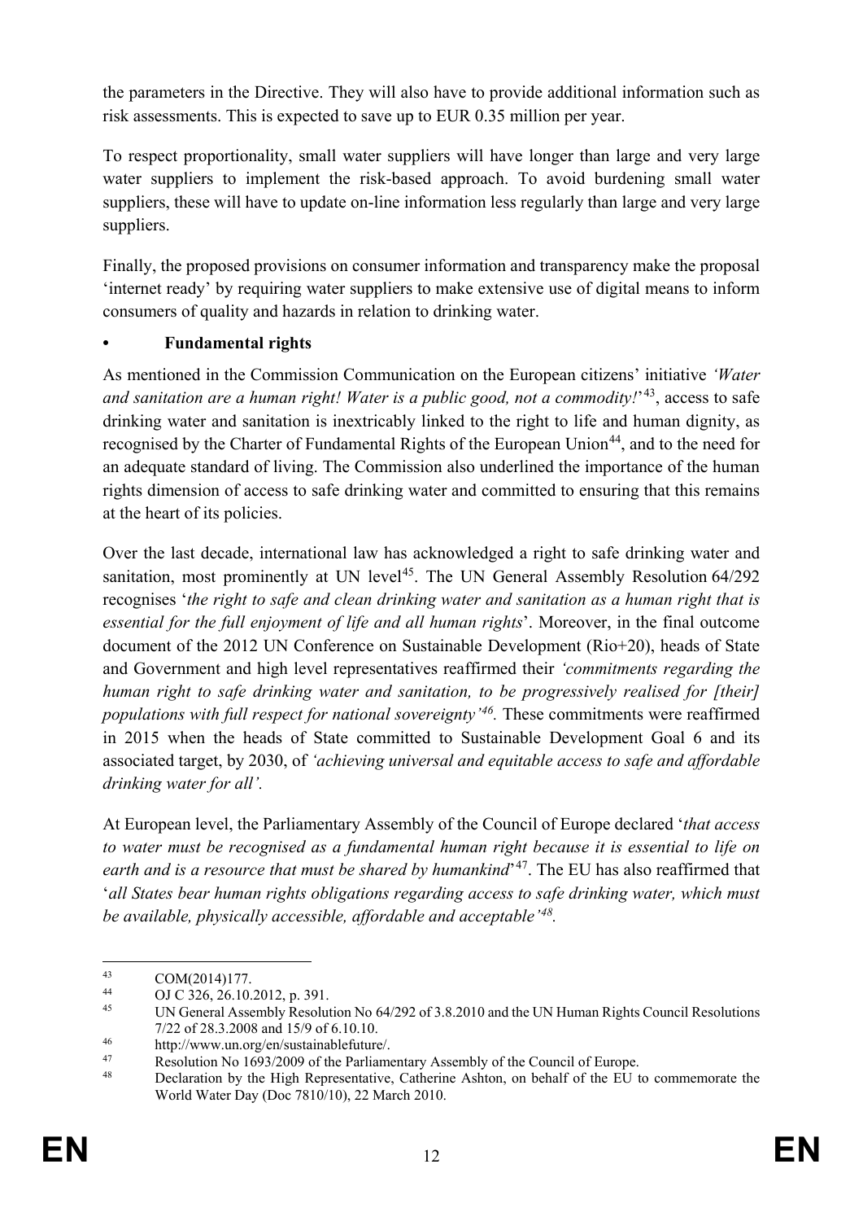the parameters in the Directive. They will also have to provide additional information such as risk assessments. This is expected to save up to EUR 0.35 million per year.

To respect proportionality, small water suppliers will have longer than large and very large water suppliers to implement the risk-based approach. To avoid burdening small water suppliers, these will have to update on-line information less regularly than large and very large suppliers.

Finally, the proposed provisions on consumer information and transparency make the proposal 'internet ready' by requiring water suppliers to make extensive use of digital means to inform consumers of quality and hazards in relation to drinking water.

- **Fundamental rights**

As mentioned in the Commission Communication on the European citizens' initiative *'Water and sanitation are a human right! Water is a public good, not a commodity!'*[43], access to safe drinking water and sanitation is inextricably linked to the right to life and human dignity, as recognised by the Charter of Fundamental Rights of the European Union[44], and to the need for an adequate standard of living. The Commission also underlined the importance of the human rights dimension of access to safe drinking water and committed to ensuring that this remains at the heart of its policies.

Over the last decade, international law has acknowledged a right to safe drinking water and sanitation, most prominently at UN level[45]. The UN General Assembly Resolution 64/292 recognises '*the right to safe and clean drinking water and sanitation as a human right that is essential for the full enjoyment of life and all human rights*'. Moreover, in the final outcome document of the 2012 UN Conference on Sustainable Development (Rio+20), heads of State and Government and high level representatives reaffirmed their *'commitments regarding the human right to safe drinking water and sanitation, to be progressively realised for [their] populations with full respect for national sovereignty'*[46]. These commitments were reaffirmed in 2015 when the heads of State committed to Sustainable Development Goal 6 and its associated target, by 2030, of *'achieving universal and equitable access to safe and affordable drinking water for all'.*

At European level, the Parliamentary Assembly of the Council of Europe declared '*that access to water must be recognised as a fundamental human right because it is essential to life on earth and is a resource that must be shared by humankind*'[47]. The EU has also reaffirmed that '*all States bear human rights obligations regarding access to safe drinking water, which must be available, physically accessible, affordable and acceptable'*[48].

---

[43] COM(2014)177.

[44] OJ C 326, 26.10.2012, p. 391.

[45] UN General Assembly Resolution No 64/292 of 3.8.2010 and the UN Human Rights Council Resolutions 7/22 of 28.3.2008 and 15/9 of 6.10.10.

[46] http://www.un.org/en/sustainablefuture/.

[47] Resolution No 1693/2009 of the Parliamentary Assembly of the Council of Europe.

[48] Declaration by the High Representative, Catherine Ashton, on behalf of the EU to commemorate the World Water Day (Doc 7810/10), 22 March 2010.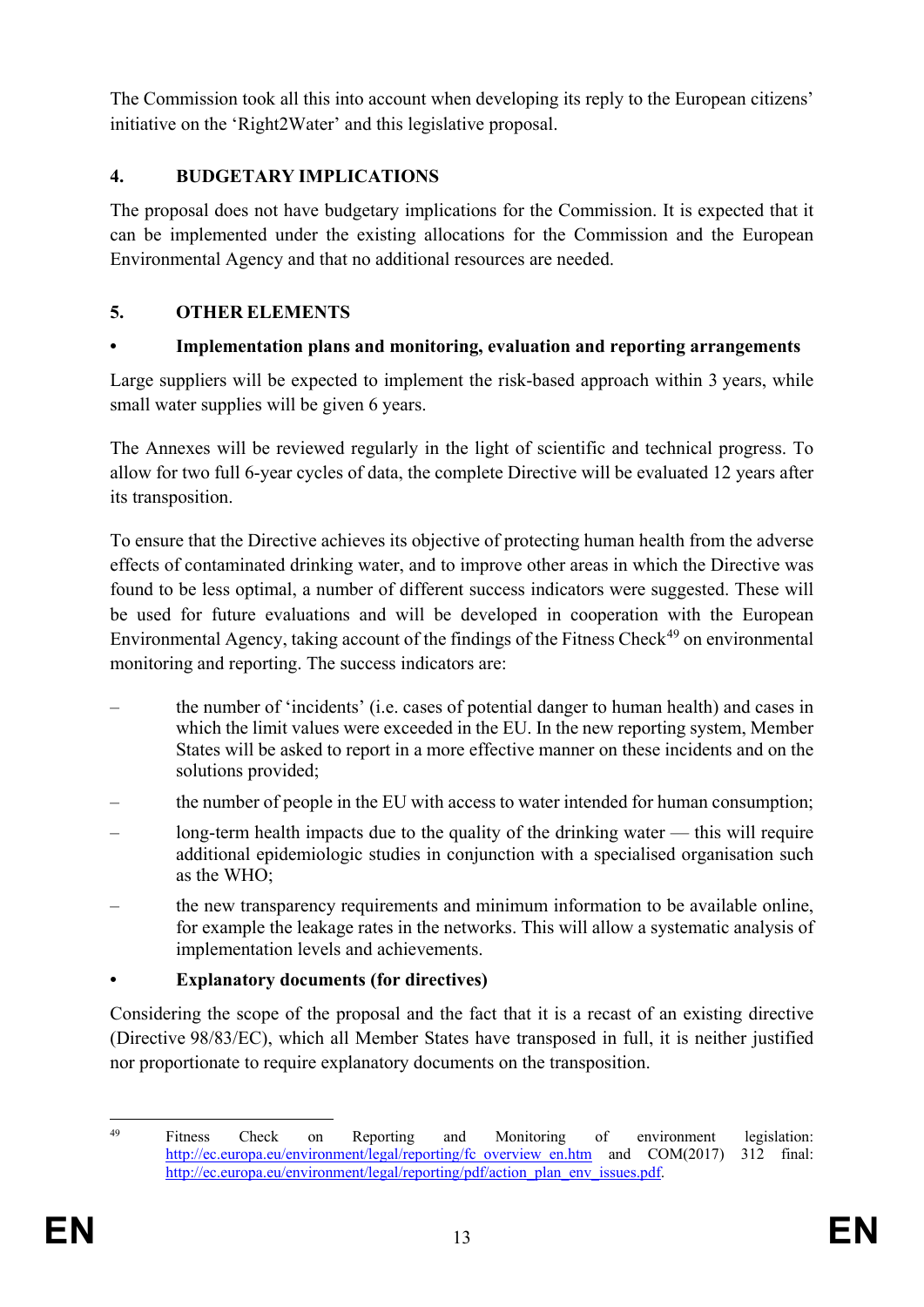The Commission took all this into account when developing its reply to the European citizens' initiative on the 'Right2Water' and this legislative proposal.

## 4. BUDGETARY IMPLICATIONS

The proposal does not have budgetary implications for the Commission. It is expected that it can be implemented under the existing allocations for the Commission and the European Environmental Agency and that no additional resources are needed.

## 5. OTHER ELEMENTS

### • Implementation plans and monitoring, evaluation and reporting arrangements

Large suppliers will be expected to implement the risk-based approach within 3 years, while small water supplies will be given 6 years.

The Annexes will be reviewed regularly in the light of scientific and technical progress. To allow for two full 6-year cycles of data, the complete Directive will be evaluated 12 years after its transposition.

To ensure that the Directive achieves its objective of protecting human health from the adverse effects of contaminated drinking water, and to improve other areas in which the Directive was found to be less optimal, a number of different success indicators were suggested. These will be used for future evaluations and will be developed in cooperation with the European Environmental Agency, taking account of the findings of the Fitness Check[49] on environmental monitoring and reporting. The success indicators are:

– the number of 'incidents' (i.e. cases of potential danger to human health) and cases in which the limit values were exceeded in the EU. In the new reporting system, Member States will be asked to report in a more effective manner on these incidents and on the solutions provided;

– the number of people in the EU with access to water intended for human consumption;

– long-term health impacts due to the quality of the drinking water — this will require additional epidemiologic studies in conjunction with a specialised organisation such as the WHO;

– the new transparency requirements and minimum information to be available online, for example the leakage rates in the networks. This will allow a systematic analysis of implementation levels and achievements.

### • Explanatory documents (for directives)

Considering the scope of the proposal and the fact that it is a recast of an existing directive (Directive 98/83/EC), which all Member States have transposed in full, it is neither justified nor proportionate to require explanatory documents on the transposition.

---

[49] Fitness Check on Reporting and Monitoring of environment legislation: http://ec.europa.eu/environment/legal/reporting/fc_overview_en.htm and COM(2017) 312 final: http://ec.europa.eu/environment/legal/reporting/pdf/action_plan_env_issues.pdf.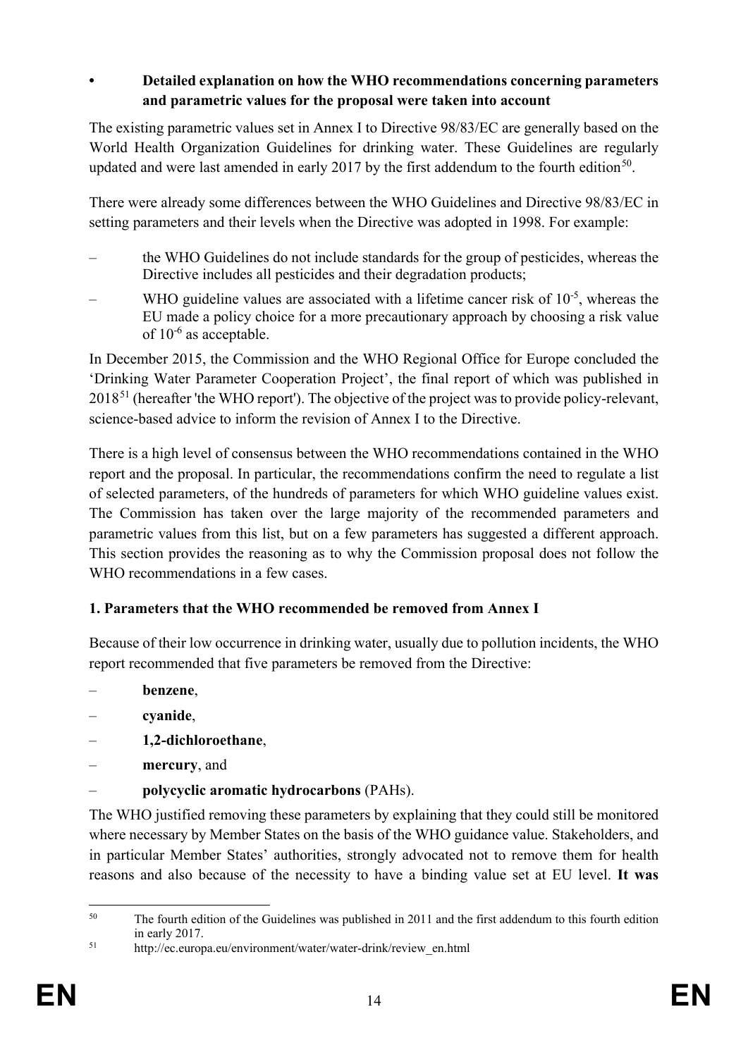- **Detailed explanation on how the WHO recommendations concerning parameters and parametric values for the proposal were taken into account**

The existing parametric values set in Annex I to Directive 98/83/EC are generally based on the World Health Organization Guidelines for drinking water. These Guidelines are regularly updated and were last amended in early 2017 by the first addendum to the fourth edition[50].

There were already some differences between the WHO Guidelines and Directive 98/83/EC in setting parameters and their levels when the Directive was adopted in 1998. For example:

– the WHO Guidelines do not include standards for the group of pesticides, whereas the Directive includes all pesticides and their degradation products;

– WHO guideline values are associated with a lifetime cancer risk of $10^{-5}$, whereas the EU made a policy choice for a more precautionary approach by choosing a risk value of $10^{-6}$ as acceptable.

In December 2015, the Commission and the WHO Regional Office for Europe concluded the 'Drinking Water Parameter Cooperation Project', the final report of which was published in 2018[51] (hereafter 'the WHO report'). The objective of the project was to provide policy-relevant, science-based advice to inform the revision of Annex I to the Directive.

There is a high level of consensus between the WHO recommendations contained in the WHO report and the proposal. In particular, the recommendations confirm the need to regulate a list of selected parameters, of the hundreds of parameters for which WHO guideline values exist. The Commission has taken over the large majority of the recommended parameters and parametric values from this list, but on a few parameters has suggested a different approach. This section provides the reasoning as to why the Commission proposal does not follow the WHO recommendations in a few cases.

**1. Parameters that the WHO recommended be removed from Annex I**

Because of their low occurrence in drinking water, usually due to pollution incidents, the WHO report recommended that five parameters be removed from the Directive:

– **benzene**,

– **cyanide**,

– **1,2-dichloroethane**,

– **mercury**, and

– **polycyclic aromatic hydrocarbons** (PAHs).

The WHO justified removing these parameters by explaining that they could still be monitored where necessary by Member States on the basis of the WHO guidance value. Stakeholders, and in particular Member States' authorities, strongly advocated not to remove them for health reasons and also because of the necessity to have a binding value set at EU level. **It was**

---

[50] The fourth edition of the Guidelines was published in 2011 and the first addendum to this fourth edition in early 2017.

[51] http://ec.europa.eu/environment/water/water-drink/review_en.html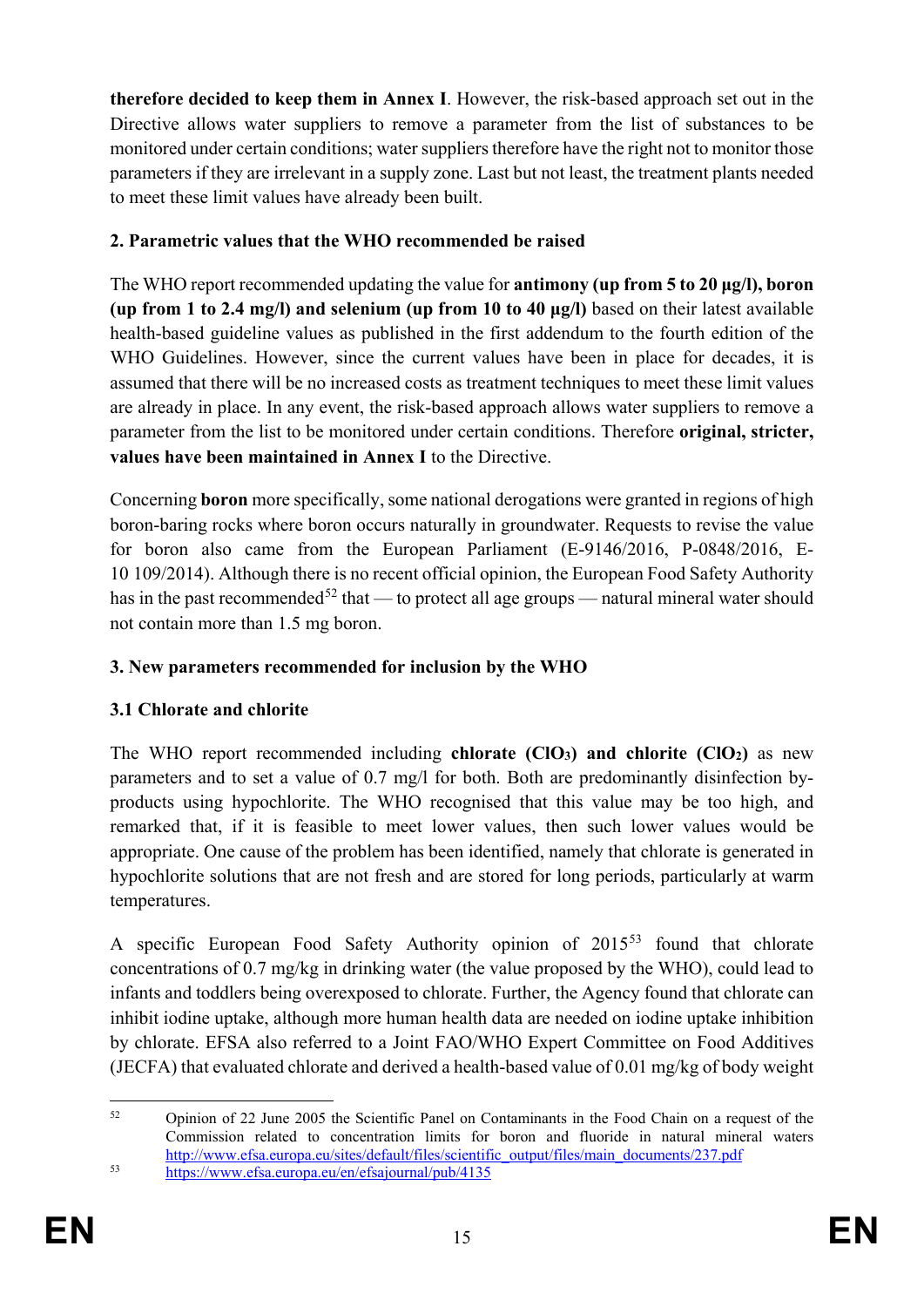**therefore decided to keep them in Annex I**. However, the risk-based approach set out in the Directive allows water suppliers to remove a parameter from the list of substances to be monitored under certain conditions; water suppliers therefore have the right not to monitor those parameters if they are irrelevant in a supply zone. Last but not least, the treatment plants needed to meet these limit values have already been built.

### 2. Parametric values that the WHO recommended be raised

The WHO report recommended updating the value for **antimony (up from 5 to 20 µg/l), boron (up from 1 to 2.4 mg/l) and selenium (up from 10 to 40 µg/l)** based on their latest available health-based guideline values as published in the first addendum to the fourth edition of the WHO Guidelines. However, since the current values have been in place for decades, it is assumed that there will be no increased costs as treatment techniques to meet these limit values are already in place. In any event, the risk-based approach allows water suppliers to remove a parameter from the list to be monitored under certain conditions. Therefore **original, stricter, values have been maintained in Annex I** to the Directive.

Concerning **boron** more specifically, some national derogations were granted in regions of high boron-baring rocks where boron occurs naturally in groundwater. Requests to revise the value for boron also came from the European Parliament (E-9146/2016, P-0848/2016, E-10 109/2014). Although there is no recent official opinion, the European Food Safety Authority has in the past recommended[52] that — to protect all age groups — natural mineral water should not contain more than 1.5 mg boron.

### 3. New parameters recommended for inclusion by the WHO

#### 3.1 Chlorate and chlorite

The WHO report recommended including **chlorate ($ClO_3$) and chlorite ($ClO_2$)** as new parameters and to set a value of 0.7 mg/l for both. Both are predominantly disinfection by-products using hypochlorite. The WHO recognised that this value may be too high, and remarked that, if it is feasible to meet lower values, then such lower values would be appropriate. One cause of the problem has been identified, namely that chlorate is generated in hypochlorite solutions that are not fresh and are stored for long periods, particularly at warm temperatures.

A specific European Food Safety Authority opinion of 2015[53] found that chlorate concentrations of 0.7 mg/kg in drinking water (the value proposed by the WHO), could lead to infants and toddlers being overexposed to chlorate. Further, the Agency found that chlorate can inhibit iodine uptake, although more human health data are needed on iodine uptake inhibition by chlorate. EFSA also referred to a Joint FAO/WHO Expert Committee on Food Additives (JECFA) that evaluated chlorate and derived a health-based value of 0.01 mg/kg of body weight

---

[52] Opinion of 22 June 2005 the Scientific Panel on Contaminants in the Food Chain on a request of the Commission related to concentration limits for boron and fluoride in natural mineral waters http://www.efsa.europa.eu/sites/default/files/scientific_output/files/main_documents/237.pdf

[53] https://www.efsa.europa.eu/en/efsajournal/pub/4135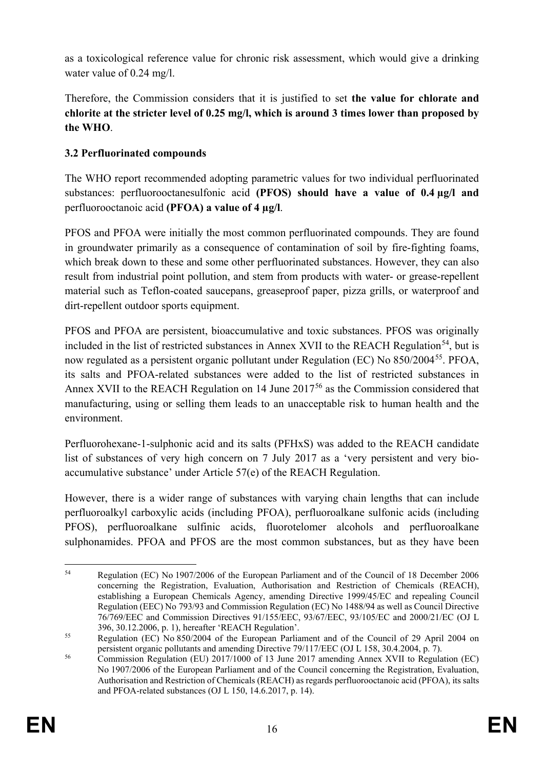as a toxicological reference value for chronic risk assessment, which would give a drinking water value of 0.24 mg/l.

Therefore, the Commission considers that it is justified to set **the value for chlorate and chlorite at the stricter level of 0.25 mg/l, which is around 3 times lower than proposed by the WHO**.

### 3.2 Perfluorinated compounds

The WHO report recommended adopting parametric values for two individual perfluorinated substances: perfluorooctanesulfonic acid **(PFOS) should have a value of 0.4 µg/l and** perfluorooctanoic acid **(PFOA) a value of 4 µg/l**.

PFOS and PFOA were initially the most common perfluorinated compounds. They are found in groundwater primarily as a consequence of contamination of soil by fire-fighting foams, which break down to these and some other perfluorinated substances. However, they can also result from industrial point pollution, and stem from products with water- or grease-repellent material such as Teflon-coated saucepans, greaseproof paper, pizza grills, or waterproof and dirt-repellent outdoor sports equipment.

PFOS and PFOA are persistent, bioaccumulative and toxic substances. PFOS was originally included in the list of restricted substances in Annex XVII to the REACH Regulation[54], but is now regulated as a persistent organic pollutant under Regulation (EC) No 850/2004[55]. PFOA, its salts and PFOA-related substances were added to the list of restricted substances in Annex XVII to the REACH Regulation on 14 June 2017[56] as the Commission considered that manufacturing, using or selling them leads to an unacceptable risk to human health and the environment.

Perfluorohexane-1-sulphonic acid and its salts (PFHxS) was added to the REACH candidate list of substances of very high concern on 7 July 2017 as a 'very persistent and very bio-accumulative substance' under Article 57(e) of the REACH Regulation.

However, there is a wider range of substances with varying chain lengths that can include perfluoroalkyl carboxylic acids (including PFOA), perfluoroalkane sulfonic acids (including PFOS), perfluoroalkane sulfinic acids, fluorotelomer alcohols and perfluoroalkane sulphonamides. PFOA and PFOS are the most common substances, but as they have been

---

[54] Regulation (EC) No 1907/2006 of the European Parliament and of the Council of 18 December 2006 concerning the Registration, Evaluation, Authorisation and Restriction of Chemicals (REACH), establishing a European Chemicals Agency, amending Directive 1999/45/EC and repealing Council Regulation (EEC) No 793/93 and Commission Regulation (EC) No 1488/94 as well as Council Directive 76/769/EEC and Commission Directives 91/155/EEC, 93/67/EEC, 93/105/EC and 2000/21/EC (OJ L 396, 30.12.2006, p. 1), hereafter 'REACH Regulation'.

[55] Regulation (EC) No 850/2004 of the European Parliament and of the Council of 29 April 2004 on persistent organic pollutants and amending Directive 79/117/EEC (OJ L 158, 30.4.2004, p. 7).

[56] Commission Regulation (EU) 2017/1000 of 13 June 2017 amending Annex XVII to Regulation (EC) No 1907/2006 of the European Parliament and of the Council concerning the Registration, Evaluation, Authorisation and Restriction of Chemicals (REACH) as regards perfluorooctanoic acid (PFOA), its salts and PFOA-related substances (OJ L 150, 14.6.2017, p. 14).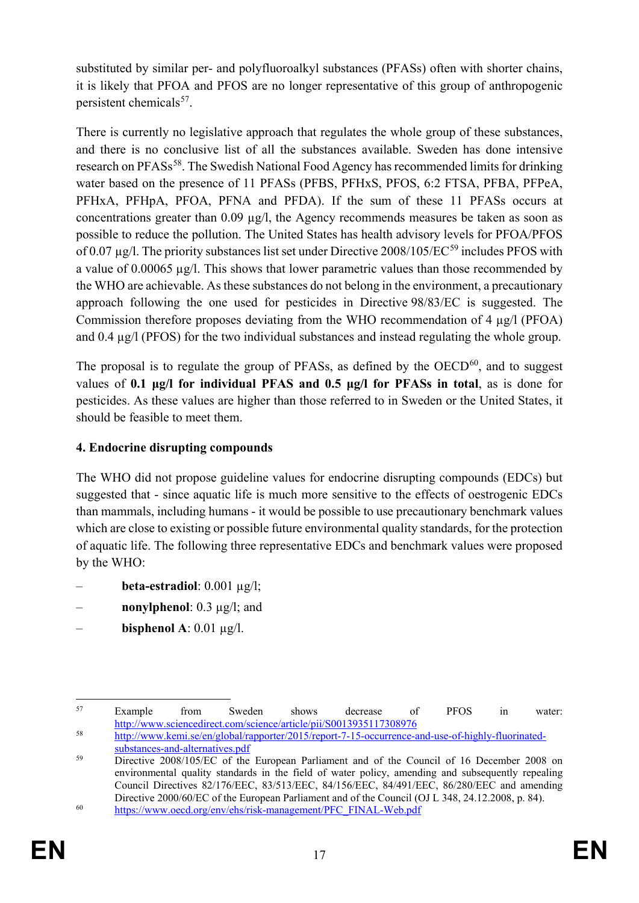substituted by similar per- and polyfluoroalkyl substances (PFASs) often with shorter chains, it is likely that PFOA and PFOS are no longer representative of this group of anthropogenic persistent chemicals[57].

There is currently no legislative approach that regulates the whole group of these substances, and there is no conclusive list of all the substances available. Sweden has done intensive research on PFASs[58]. The Swedish National Food Agency has recommended limits for drinking water based on the presence of 11 PFASs (PFBS, PFHxS, PFOS, 6:2 FTSA, PFBA, PFPeA, PFHxA, PFHpA, PFOA, PFNA and PFDA). If the sum of these 11 PFASs occurs at concentrations greater than 0.09 µg/l, the Agency recommends measures be taken as soon as possible to reduce the pollution. The United States has health advisory levels for PFOA/PFOS of 0.07 µg/l. The priority substances list set under Directive 2008/105/EC[59] includes PFOS with a value of 0.00065 µg/l. This shows that lower parametric values than those recommended by the WHO are achievable. As these substances do not belong in the environment, a precautionary approach following the one used for pesticides in Directive 98/83/EC is suggested. The Commission therefore proposes deviating from the WHO recommendation of 4 µg/l (PFOA) and 0.4 µg/l (PFOS) for the two individual substances and instead regulating the whole group.

The proposal is to regulate the group of PFASs, as defined by the OECD[60], and to suggest values of **0.1 µg/l for individual PFAS and 0.5 µg/l for PFASs in total**, as is done for pesticides. As these values are higher than those referred to in Sweden or the United States, it should be feasible to meet them.

**4. Endocrine disrupting compounds**

The WHO did not propose guideline values for endocrine disrupting compounds (EDCs) but suggested that - since aquatic life is much more sensitive to the effects of oestrogenic EDCs than mammals, including humans - it would be possible to use precautionary benchmark values which are close to existing or possible future environmental quality standards, for the protection of aquatic life. The following three representative EDCs and benchmark values were proposed by the WHO:

– **beta-estradiol**: 0.001 µg/l;
– **nonylphenol**: 0.3 µg/l; and
– **bisphenol A**: 0.01 µg/l.

---

[57] Example from Sweden shows decrease of PFOS in water: http://www.sciencedirect.com/science/article/pii/S0013935117308976

[58] http://www.kemi.se/en/global/rapporter/2015/report-7-15-occurrence-and-use-of-highly-fluorinated-substances-and-alternatives.pdf

[59] Directive 2008/105/EC of the European Parliament and of the Council of 16 December 2008 on environmental quality standards in the field of water policy, amending and subsequently repealing Council Directives 82/176/EEC, 83/513/EEC, 84/156/EEC, 84/491/EEC, 86/280/EEC and amending Directive 2000/60/EC of the European Parliament and of the Council (OJ L 348, 24.12.2008, p. 84).

[60] https://www.oecd.org/env/ehs/risk-management/PFC_FINAL-Web.pdf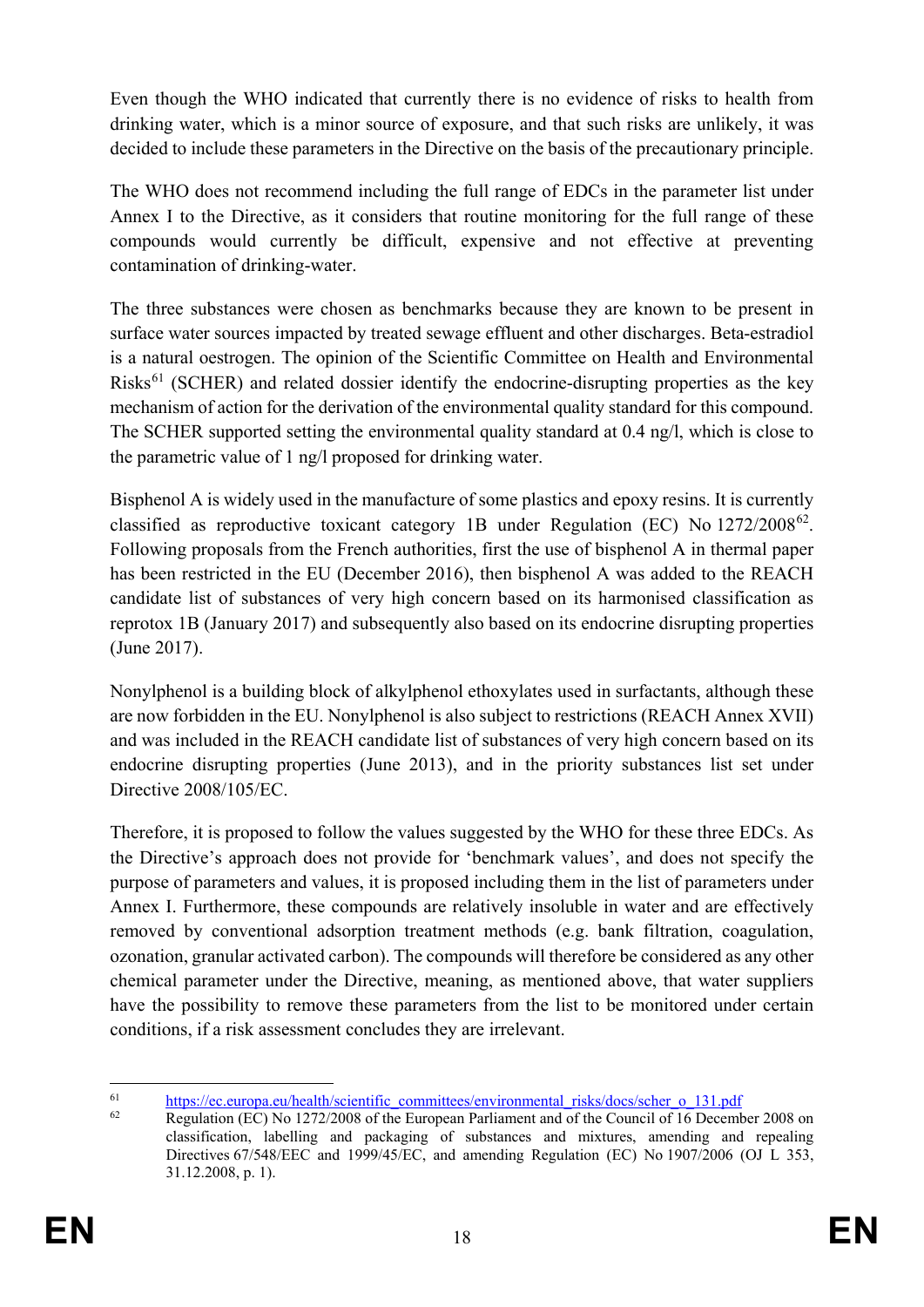Even though the WHO indicated that currently there is no evidence of risks to health from drinking water, which is a minor source of exposure, and that such risks are unlikely, it was decided to include these parameters in the Directive on the basis of the precautionary principle.

The WHO does not recommend including the full range of EDCs in the parameter list under Annex I to the Directive, as it considers that routine monitoring for the full range of these compounds would currently be difficult, expensive and not effective at preventing contamination of drinking-water.

The three substances were chosen as benchmarks because they are known to be present in surface water sources impacted by treated sewage effluent and other discharges. Beta-estradiol is a natural oestrogen. The opinion of the Scientific Committee on Health and Environmental Risks[61] (SCHER) and related dossier identify the endocrine-disrupting properties as the key mechanism of action for the derivation of the environmental quality standard for this compound. The SCHER supported setting the environmental quality standard at 0.4 ng/l, which is close to the parametric value of 1 ng/l proposed for drinking water.

Bisphenol A is widely used in the manufacture of some plastics and epoxy resins. It is currently classified as reproductive toxicant category 1B under Regulation (EC) No 1272/2008[62]. Following proposals from the French authorities, first the use of bisphenol A in thermal paper has been restricted in the EU (December 2016), then bisphenol A was added to the REACH candidate list of substances of very high concern based on its harmonised classification as reprotox 1B (January 2017) and subsequently also based on its endocrine disrupting properties (June 2017).

Nonylphenol is a building block of alkylphenol ethoxylates used in surfactants, although these are now forbidden in the EU. Nonylphenol is also subject to restrictions (REACH Annex XVII) and was included in the REACH candidate list of substances of very high concern based on its endocrine disrupting properties (June 2013), and in the priority substances list set under Directive 2008/105/EC.

Therefore, it is proposed to follow the values suggested by the WHO for these three EDCs. As the Directive's approach does not provide for 'benchmark values', and does not specify the purpose of parameters and values, it is proposed including them in the list of parameters under Annex I. Furthermore, these compounds are relatively insoluble in water and are effectively removed by conventional adsorption treatment methods (e.g. bank filtration, coagulation, ozonation, granular activated carbon). The compounds will therefore be considered as any other chemical parameter under the Directive, meaning, as mentioned above, that water suppliers have the possibility to remove these parameters from the list to be monitored under certain conditions, if a risk assessment concludes they are irrelevant.

---

[61] https://ec.europa.eu/health/scientific_committees/environmental_risks/docs/scher_o_131.pdf

[62] Regulation (EC) No 1272/2008 of the European Parliament and of the Council of 16 December 2008 on classification, labelling and packaging of substances and mixtures, amending and repealing Directives 67/548/EEC and 1999/45/EC, and amending Regulation (EC) No 1907/2006 (OJ L 353, 31.12.2008, p. 1).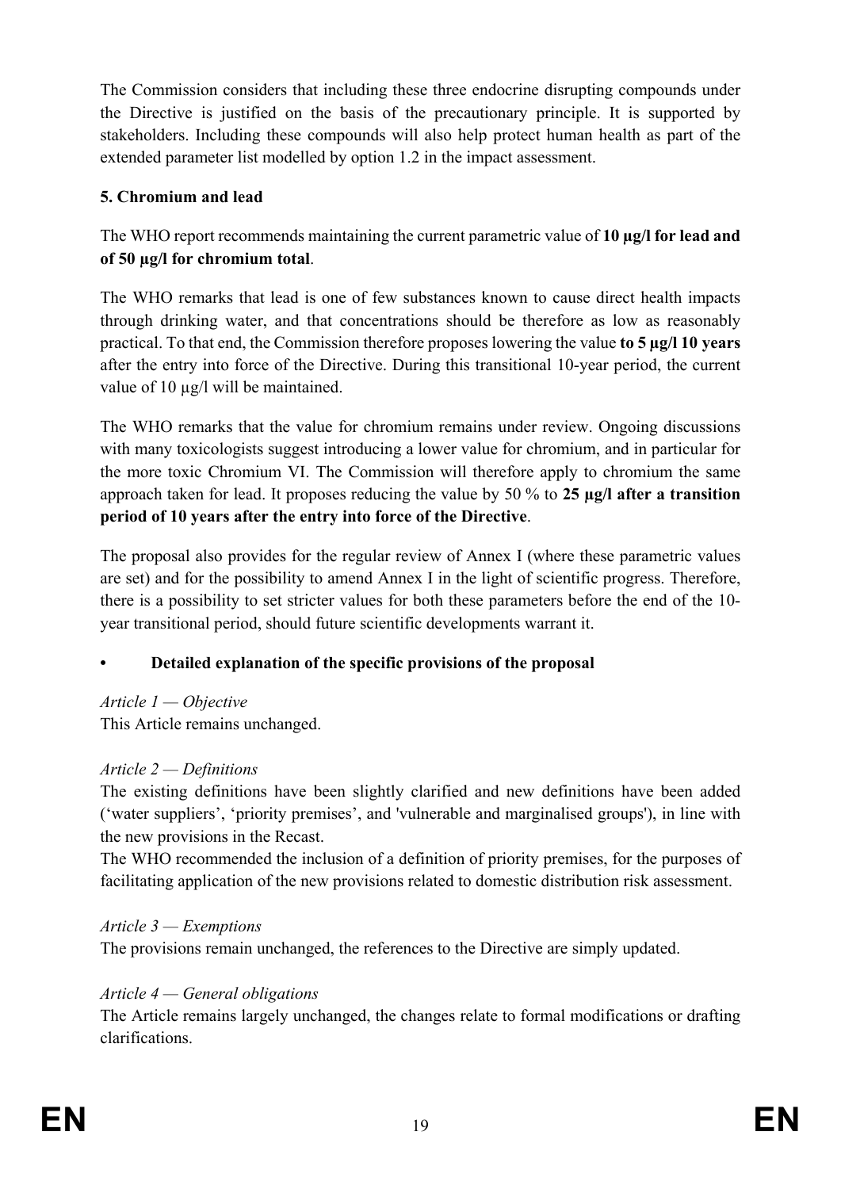The Commission considers that including these three endocrine disrupting compounds under the Directive is justified on the basis of the precautionary principle. It is supported by stakeholders. Including these compounds will also help protect human health as part of the extended parameter list modelled by option 1.2 in the impact assessment.

**5. Chromium and lead**

The WHO report recommends maintaining the current parametric value of **10 µg/l for lead and of 50 µg/l for chromium total**.

The WHO remarks that lead is one of few substances known to cause direct health impacts through drinking water, and that concentrations should be therefore as low as reasonably practical. To that end, the Commission therefore proposes lowering the value **to 5 µg/l 10 years** after the entry into force of the Directive. During this transitional 10-year period, the current value of 10 µg/l will be maintained.

The WHO remarks that the value for chromium remains under review. Ongoing discussions with many toxicologists suggest introducing a lower value for chromium, and in particular for the more toxic Chromium VI. The Commission will therefore apply to chromium the same approach taken for lead. It proposes reducing the value by 50 % to **25 µg/l after a transition period of 10 years after the entry into force of the Directive**.

The proposal also provides for the regular review of Annex I (where these parametric values are set) and for the possibility to amend Annex I in the light of scientific progress. Therefore, there is a possibility to set stricter values for both these parameters before the end of the 10-year transitional period, should future scientific developments warrant it.

- **Detailed explanation of the specific provisions of the proposal**

*Article 1 — Objective*
This Article remains unchanged.

*Article 2 — Definitions*
The existing definitions have been slightly clarified and new definitions have been added ('water suppliers', 'priority premises', and 'vulnerable and marginalised groups'), in line with the new provisions in the Recast.
The WHO recommended the inclusion of a definition of priority premises, for the purposes of facilitating application of the new provisions related to domestic distribution risk assessment.

*Article 3 — Exemptions*
The provisions remain unchanged, the references to the Directive are simply updated.

*Article 4 — General obligations*
The Article remains largely unchanged, the changes relate to formal modifications or drafting clarifications.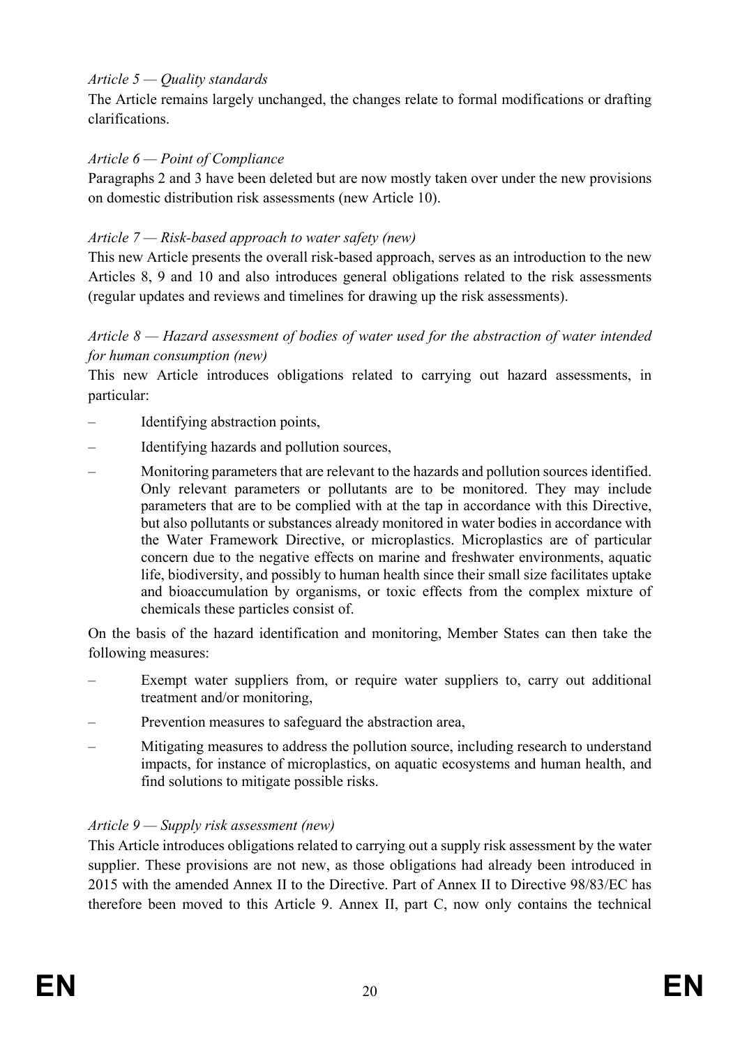*Article 5 — Quality standards*

The Article remains largely unchanged, the changes relate to formal modifications or drafting clarifications.

*Article 6 — Point of Compliance*

Paragraphs 2 and 3 have been deleted but are now mostly taken over under the new provisions on domestic distribution risk assessments (new Article 10).

*Article 7 — Risk-based approach to water safety (new)*

This new Article presents the overall risk-based approach, serves as an introduction to the new Articles 8, 9 and 10 and also introduces general obligations related to the risk assessments (regular updates and reviews and timelines for drawing up the risk assessments).

*Article 8 — Hazard assessment of bodies of water used for the abstraction of water intended for human consumption (new)*

This new Article introduces obligations related to carrying out hazard assessments, in particular:

– Identifying abstraction points,

– Identifying hazards and pollution sources,

– Monitoring parameters that are relevant to the hazards and pollution sources identified. Only relevant parameters or pollutants are to be monitored. They may include parameters that are to be complied with at the tap in accordance with this Directive, but also pollutants or substances already monitored in water bodies in accordance with the Water Framework Directive, or microplastics. Microplastics are of particular concern due to the negative effects on marine and freshwater environments, aquatic life, biodiversity, and possibly to human health since their small size facilitates uptake and bioaccumulation by organisms, or toxic effects from the complex mixture of chemicals these particles consist of.

On the basis of the hazard identification and monitoring, Member States can then take the following measures:

– Exempt water suppliers from, or require water suppliers to, carry out additional treatment and/or monitoring,

– Prevention measures to safeguard the abstraction area,

– Mitigating measures to address the pollution source, including research to understand impacts, for instance of microplastics, on aquatic ecosystems and human health, and find solutions to mitigate possible risks.

*Article 9 — Supply risk assessment (new)*

This Article introduces obligations related to carrying out a supply risk assessment by the water supplier. These provisions are not new, as those obligations had already been introduced in 2015 with the amended Annex II to the Directive. Part of Annex II to Directive 98/83/EC has therefore been moved to this Article 9. Annex II, part C, now only contains the technical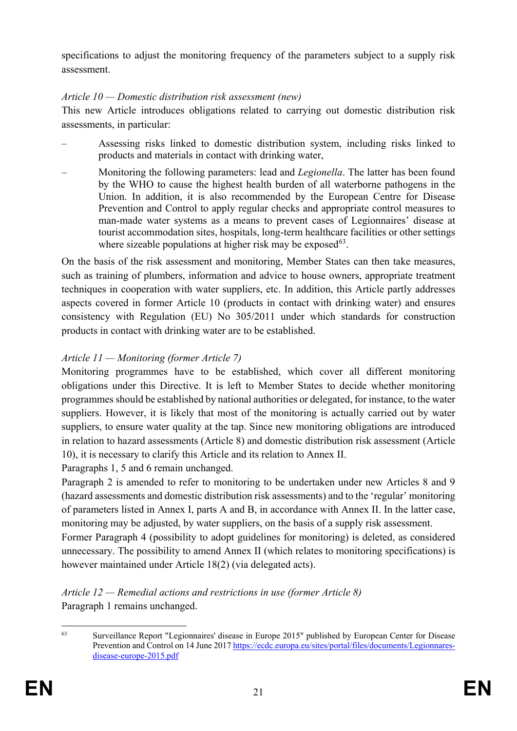specifications to adjust the monitoring frequency of the parameters subject to a supply risk assessment.

*Article 10 — Domestic distribution risk assessment (new)*

This new Article introduces obligations related to carrying out domestic distribution risk assessments, in particular:

– Assessing risks linked to domestic distribution system, including risks linked to products and materials in contact with drinking water,

– Monitoring the following parameters: lead and *Legionella*. The latter has been found by the WHO to cause the highest health burden of all waterborne pathogens in the Union. In addition, it is also recommended by the European Centre for Disease Prevention and Control to apply regular checks and appropriate control measures to man-made water systems as a means to prevent cases of Legionnaires' disease at tourist accommodation sites, hospitals, long-term healthcare facilities or other settings where sizeable populations at higher risk may be exposed[63].

On the basis of the risk assessment and monitoring, Member States can then take measures, such as training of plumbers, information and advice to house owners, appropriate treatment techniques in cooperation with water suppliers, etc. In addition, this Article partly addresses aspects covered in former Article 10 (products in contact with drinking water) and ensures consistency with Regulation (EU) No 305/2011 under which standards for construction products in contact with drinking water are to be established.

*Article 11 — Monitoring (former Article 7)*

Monitoring programmes have to be established, which cover all different monitoring obligations under this Directive. It is left to Member States to decide whether monitoring programmes should be established by national authorities or delegated, for instance, to the water suppliers. However, it is likely that most of the monitoring is actually carried out by water suppliers, to ensure water quality at the tap. Since new monitoring obligations are introduced in relation to hazard assessments (Article 8) and domestic distribution risk assessment (Article 10), it is necessary to clarify this Article and its relation to Annex II.

Paragraphs 1, 5 and 6 remain unchanged.

Paragraph 2 is amended to refer to monitoring to be undertaken under new Articles 8 and 9 (hazard assessments and domestic distribution risk assessments) and to the 'regular' monitoring of parameters listed in Annex I, parts A and B, in accordance with Annex II. In the latter case, monitoring may be adjusted, by water suppliers, on the basis of a supply risk assessment.

Former Paragraph 4 (possibility to adopt guidelines for monitoring) is deleted, as considered unnecessary. The possibility to amend Annex II (which relates to monitoring specifications) is however maintained under Article 18(2) (via delegated acts).

*Article 12 — Remedial actions and restrictions in use (former Article 8)*

Paragraph 1 remains unchanged.

---

[63] Surveillance Report "Legionnaires' disease in Europe 2015" published by European Center for Disease Prevention and Control on 14 June 2017 https://ecdc.europa.eu/sites/portal/files/documents/Legionnares-disease-europe-2015.pdf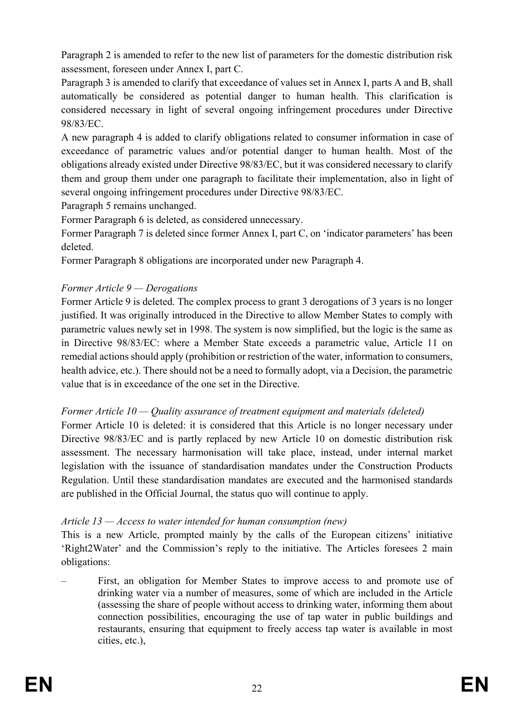Paragraph 2 is amended to refer to the new list of parameters for the domestic distribution risk assessment, foreseen under Annex I, part C.

Paragraph 3 is amended to clarify that exceedance of values set in Annex I, parts A and B, shall automatically be considered as potential danger to human health. This clarification is considered necessary in light of several ongoing infringement procedures under Directive 98/83/EC.

A new paragraph 4 is added to clarify obligations related to consumer information in case of exceedance of parametric values and/or potential danger to human health. Most of the obligations already existed under Directive 98/83/EC, but it was considered necessary to clarify them and group them under one paragraph to facilitate their implementation, also in light of several ongoing infringement procedures under Directive 98/83/EC.

Paragraph 5 remains unchanged.

Former Paragraph 6 is deleted, as considered unnecessary.

Former Paragraph 7 is deleted since former Annex I, part C, on 'indicator parameters' has been deleted.

Former Paragraph 8 obligations are incorporated under new Paragraph 4.

*Former Article 9 — Derogations*

Former Article 9 is deleted. The complex process to grant 3 derogations of 3 years is no longer justified. It was originally introduced in the Directive to allow Member States to comply with parametric values newly set in 1998. The system is now simplified, but the logic is the same as in Directive 98/83/EC: where a Member State exceeds a parametric value, Article 11 on remedial actions should apply (prohibition or restriction of the water, information to consumers, health advice, etc.). There should not be a need to formally adopt, via a Decision, the parametric value that is in exceedance of the one set in the Directive.

*Former Article 10 — Quality assurance of treatment equipment and materials (deleted)*

Former Article 10 is deleted: it is considered that this Article is no longer necessary under Directive 98/83/EC and is partly replaced by new Article 10 on domestic distribution risk assessment. The necessary harmonisation will take place, instead, under internal market legislation with the issuance of standardisation mandates under the Construction Products Regulation. Until these standardisation mandates are executed and the harmonised standards are published in the Official Journal, the status quo will continue to apply.

*Article 13 — Access to water intended for human consumption (new)*

This is a new Article, prompted mainly by the calls of the European citizens' initiative 'Right2Water' and the Commission's reply to the initiative. The Articles foresees 2 main obligations:

– First, an obligation for Member States to improve access to and promote use of drinking water via a number of measures, some of which are included in the Article (assessing the share of people without access to drinking water, informing them about connection possibilities, encouraging the use of tap water in public buildings and restaurants, ensuring that equipment to freely access tap water is available in most cities, etc.),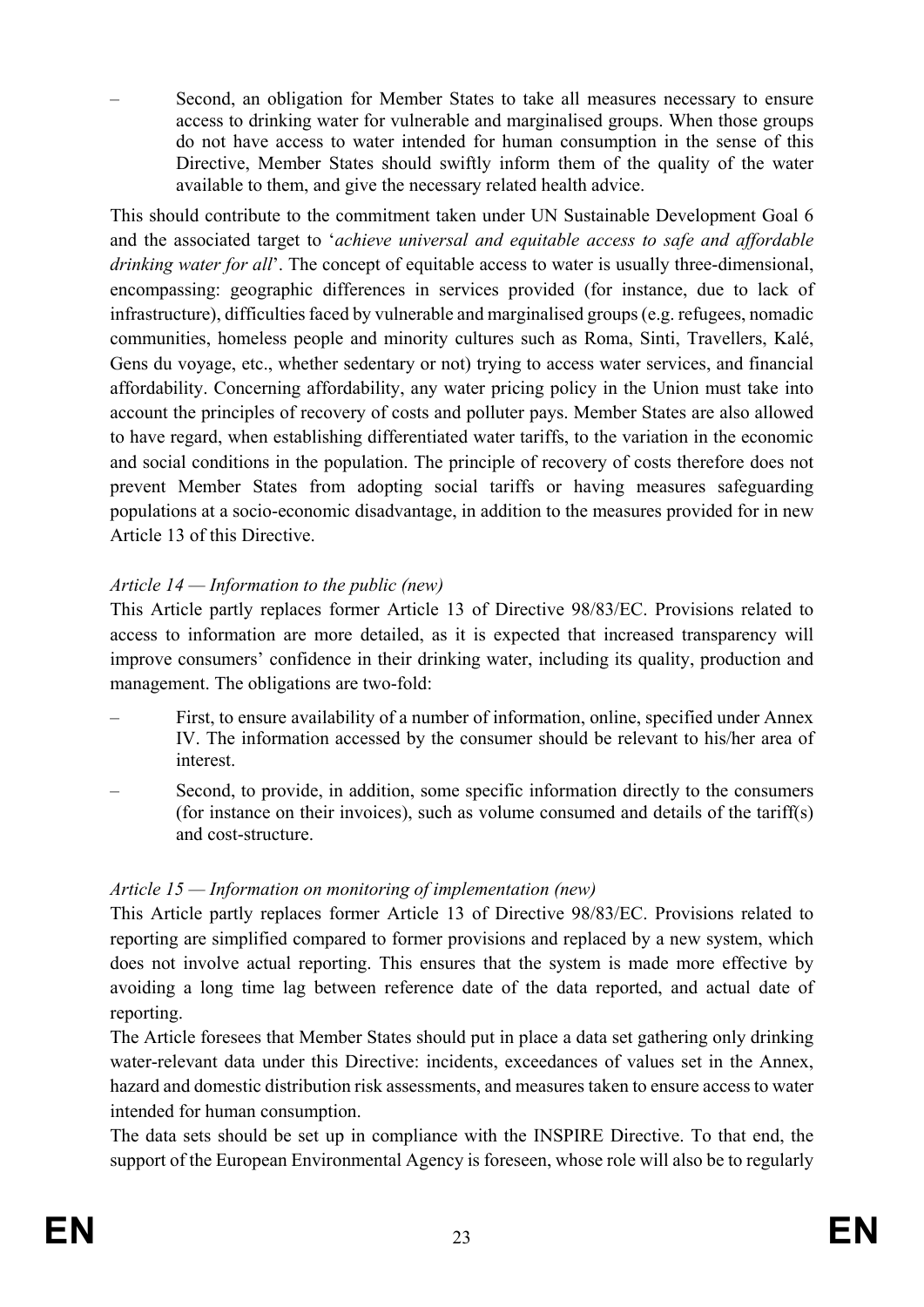- Second, an obligation for Member States to take all measures necessary to ensure access to drinking water for vulnerable and marginalised groups. When those groups do not have access to water intended for human consumption in the sense of this Directive, Member States should swiftly inform them of the quality of the water available to them, and give the necessary related health advice.

This should contribute to the commitment taken under UN Sustainable Development Goal 6 and the associated target to '*achieve universal and equitable access to safe and affordable drinking water for all*'. The concept of equitable access to water is usually three-dimensional, encompassing: geographic differences in services provided (for instance, due to lack of infrastructure), difficulties faced by vulnerable and marginalised groups (e.g. refugees, nomadic communities, homeless people and minority cultures such as Roma, Sinti, Travellers, Kalé, Gens du voyage, etc., whether sedentary or not) trying to access water services, and financial affordability. Concerning affordability, any water pricing policy in the Union must take into account the principles of recovery of costs and polluter pays. Member States are also allowed to have regard, when establishing differentiated water tariffs, to the variation in the economic and social conditions in the population. The principle of recovery of costs therefore does not prevent Member States from adopting social tariffs or having measures safeguarding populations at a socio-economic disadvantage, in addition to the measures provided for in new Article 13 of this Directive.

*Article 14 — Information to the public (new)*

This Article partly replaces former Article 13 of Directive 98/83/EC. Provisions related to access to information are more detailed, as it is expected that increased transparency will improve consumers' confidence in their drinking water, including its quality, production and management. The obligations are two-fold:

- First, to ensure availability of a number of information, online, specified under Annex IV. The information accessed by the consumer should be relevant to his/her area of interest.
- Second, to provide, in addition, some specific information directly to the consumers (for instance on their invoices), such as volume consumed and details of the tariff(s) and cost-structure.

*Article 15 — Information on monitoring of implementation (new)*

This Article partly replaces former Article 13 of Directive 98/83/EC. Provisions related to reporting are simplified compared to former provisions and replaced by a new system, which does not involve actual reporting. This ensures that the system is made more effective by avoiding a long time lag between reference date of the data reported, and actual date of reporting.

The Article foresees that Member States should put in place a data set gathering only drinking water-relevant data under this Directive: incidents, exceedances of values set in the Annex, hazard and domestic distribution risk assessments, and measures taken to ensure access to water intended for human consumption.

The data sets should be set up in compliance with the INSPIRE Directive. To that end, the support of the European Environmental Agency is foreseen, whose role will also be to regularly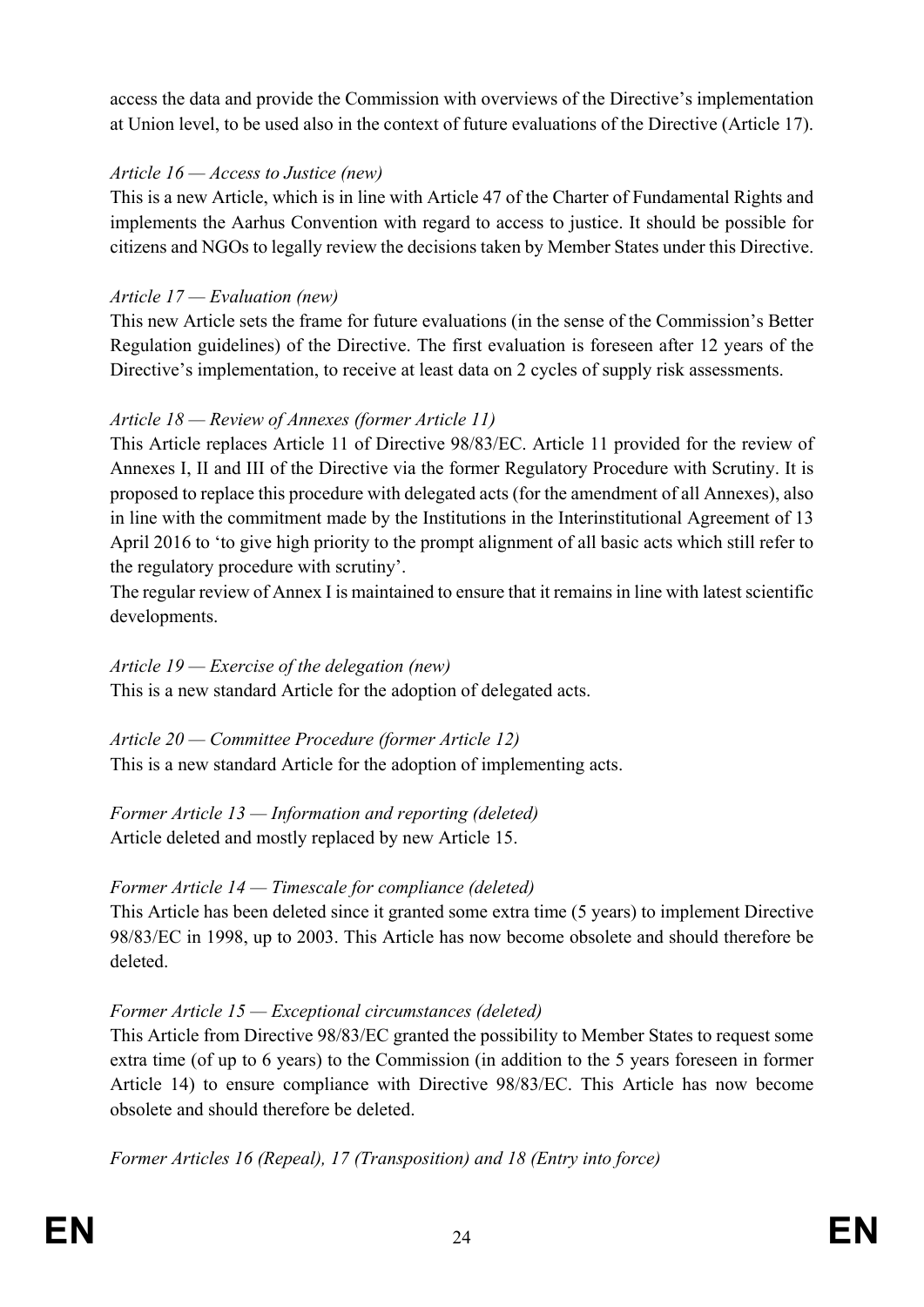access the data and provide the Commission with overviews of the Directive's implementation at Union level, to be used also in the context of future evaluations of the Directive (Article 17).

*Article 16 — Access to Justice (new)*

This is a new Article, which is in line with Article 47 of the Charter of Fundamental Rights and implements the Aarhus Convention with regard to access to justice. It should be possible for citizens and NGOs to legally review the decisions taken by Member States under this Directive.

*Article 17 — Evaluation (new)*

This new Article sets the frame for future evaluations (in the sense of the Commission's Better Regulation guidelines) of the Directive. The first evaluation is foreseen after 12 years of the Directive's implementation, to receive at least data on 2 cycles of supply risk assessments.

*Article 18 — Review of Annexes (former Article 11)*

This Article replaces Article 11 of Directive 98/83/EC. Article 11 provided for the review of Annexes I, II and III of the Directive via the former Regulatory Procedure with Scrutiny. It is proposed to replace this procedure with delegated acts (for the amendment of all Annexes), also in line with the commitment made by the Institutions in the Interinstitutional Agreement of 13 April 2016 to 'to give high priority to the prompt alignment of all basic acts which still refer to the regulatory procedure with scrutiny'.

The regular review of Annex I is maintained to ensure that it remains in line with latest scientific developments.

*Article 19 — Exercise of the delegation (new)*

This is a new standard Article for the adoption of delegated acts.

*Article 20 — Committee Procedure (former Article 12)*

This is a new standard Article for the adoption of implementing acts.

*Former Article 13 — Information and reporting (deleted)*

Article deleted and mostly replaced by new Article 15.

*Former Article 14 — Timescale for compliance (deleted)*

This Article has been deleted since it granted some extra time (5 years) to implement Directive 98/83/EC in 1998, up to 2003. This Article has now become obsolete and should therefore be deleted.

*Former Article 15 — Exceptional circumstances (deleted)*

This Article from Directive 98/83/EC granted the possibility to Member States to request some extra time (of up to 6 years) to the Commission (in addition to the 5 years foreseen in former Article 14) to ensure compliance with Directive 98/83/EC. This Article has now become obsolete and should therefore be deleted.

*Former Articles 16 (Repeal), 17 (Transposition) and 18 (Entry into force)*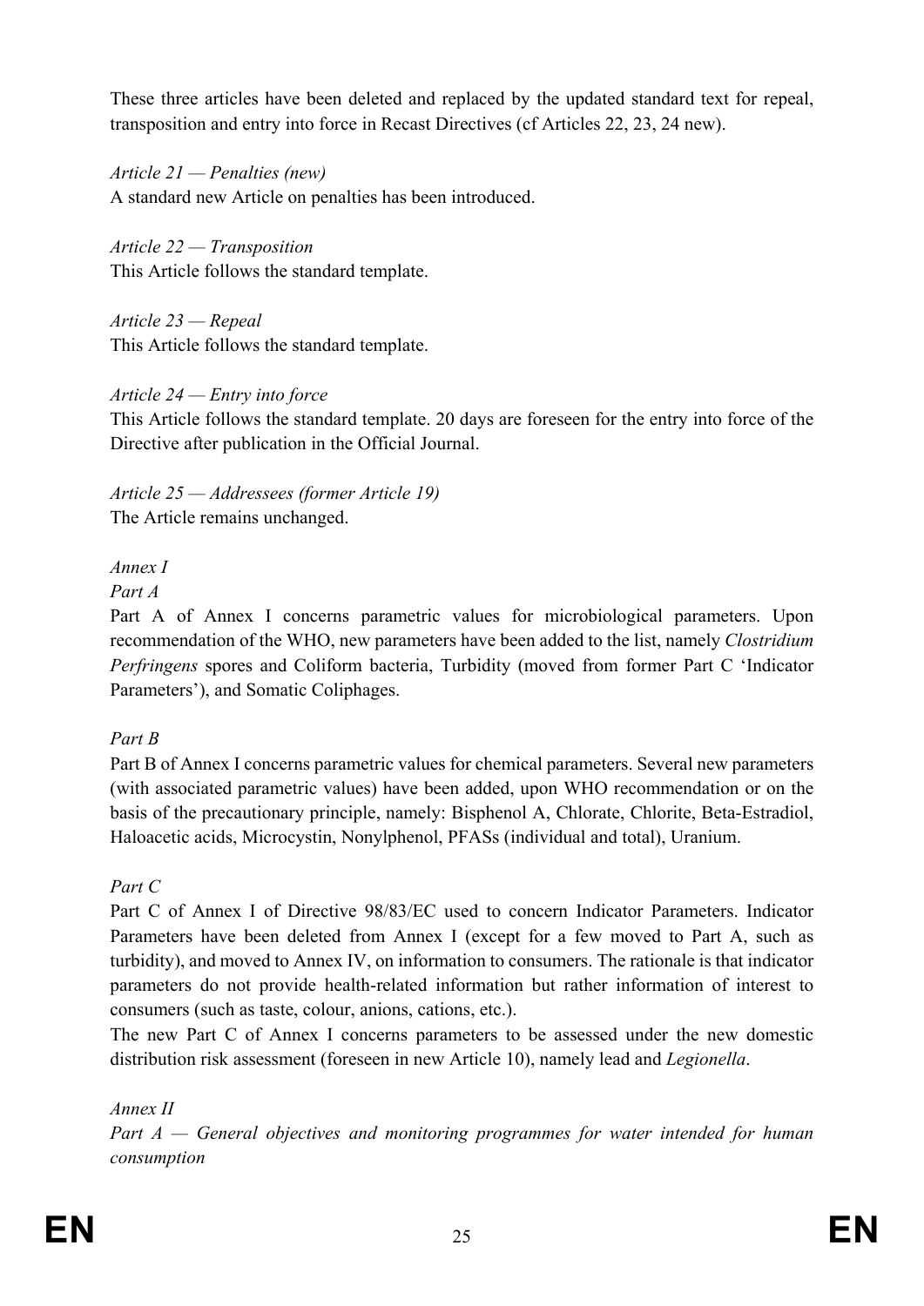These three articles have been deleted and replaced by the updated standard text for repeal, transposition and entry into force in Recast Directives (cf Articles 22, 23, 24 new).

*Article 21 — Penalties (new)*
A standard new Article on penalties has been introduced.

*Article 22 — Transposition*
This Article follows the standard template.

*Article 23 — Repeal*
This Article follows the standard template.

*Article 24 — Entry into force*
This Article follows the standard template. 20 days are foreseen for the entry into force of the Directive after publication in the Official Journal.

*Article 25 — Addressees (former Article 19)*
The Article remains unchanged.

*Annex I*

*Part A*
Part A of Annex I concerns parametric values for microbiological parameters. Upon recommendation of the WHO, new parameters have been added to the list, namely *Clostridium Perfringens* spores and Coliform bacteria, Turbidity (moved from former Part C 'Indicator Parameters'), and Somatic Coliphages.

*Part B*
Part B of Annex I concerns parametric values for chemical parameters. Several new parameters (with associated parametric values) have been added, upon WHO recommendation or on the basis of the precautionary principle, namely: Bisphenol A, Chlorate, Chlorite, Beta-Estradiol, Haloacetic acids, Microcystin, Nonylphenol, PFASs (individual and total), Uranium.

*Part C*
Part C of Annex I of Directive 98/83/EC used to concern Indicator Parameters. Indicator Parameters have been deleted from Annex I (except for a few moved to Part A, such as turbidity), and moved to Annex IV, on information to consumers. The rationale is that indicator parameters do not provide health-related information but rather information of interest to consumers (such as taste, colour, anions, cations, etc.).
The new Part C of Annex I concerns parameters to be assessed under the new domestic distribution risk assessment (foreseen in new Article 10), namely lead and *Legionella*.

*Annex II*
*Part A — General objectives and monitoring programmes for water intended for human consumption*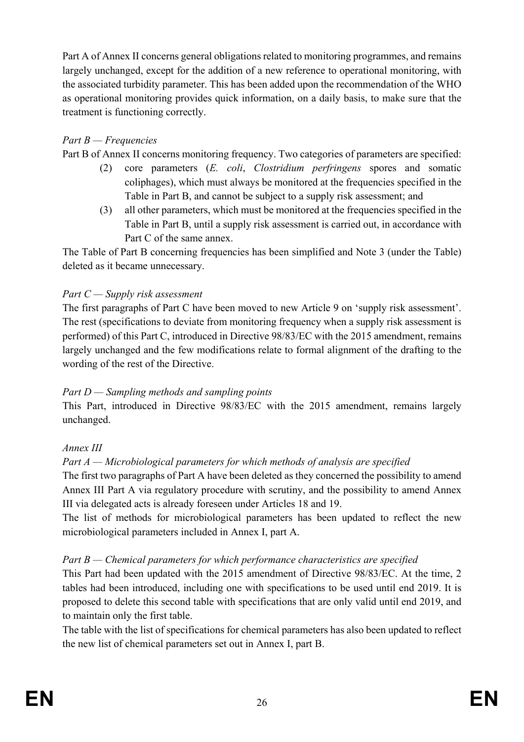Part A of Annex II concerns general obligations related to monitoring programmes, and remains largely unchanged, except for the addition of a new reference to operational monitoring, with the associated turbidity parameter. This has been added upon the recommendation of the WHO as operational monitoring provides quick information, on a daily basis, to make sure that the treatment is functioning correctly.

*Part B — Frequencies*

Part B of Annex II concerns monitoring frequency. Two categories of parameters are specified:

(2) core parameters (*E. coli*, *Clostridium perfringens* spores and somatic coliphages), which must always be monitored at the frequencies specified in the Table in Part B, and cannot be subject to a supply risk assessment; and

(3) all other parameters, which must be monitored at the frequencies specified in the Table in Part B, until a supply risk assessment is carried out, in accordance with Part C of the same annex.

The Table of Part B concerning frequencies has been simplified and Note 3 (under the Table) deleted as it became unnecessary.

*Part C — Supply risk assessment*

The first paragraphs of Part C have been moved to new Article 9 on 'supply risk assessment'. The rest (specifications to deviate from monitoring frequency when a supply risk assessment is performed) of this Part C, introduced in Directive 98/83/EC with the 2015 amendment, remains largely unchanged and the few modifications relate to formal alignment of the drafting to the wording of the rest of the Directive.

*Part D — Sampling methods and sampling points*

This Part, introduced in Directive 98/83/EC with the 2015 amendment, remains largely unchanged.

*Annex III*

*Part A — Microbiological parameters for which methods of analysis are specified*

The first two paragraphs of Part A have been deleted as they concerned the possibility to amend Annex III Part A via regulatory procedure with scrutiny, and the possibility to amend Annex III via delegated acts is already foreseen under Articles 18 and 19.

The list of methods for microbiological parameters has been updated to reflect the new microbiological parameters included in Annex I, part A.

*Part B — Chemical parameters for which performance characteristics are specified*

This Part had been updated with the 2015 amendment of Directive 98/83/EC. At the time, 2 tables had been introduced, including one with specifications to be used until end 2019. It is proposed to delete this second table with specifications that are only valid until end 2019, and to maintain only the first table.

The table with the list of specifications for chemical parameters has also been updated to reflect the new list of chemical parameters set out in Annex I, part B.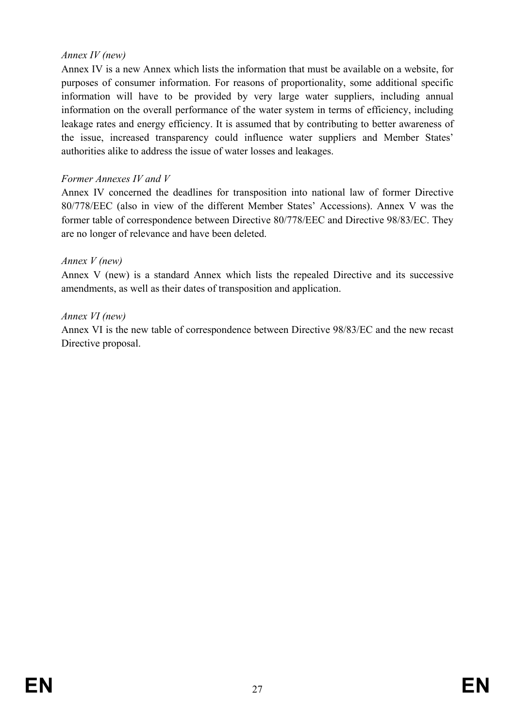*Annex IV (new)*

Annex IV is a new Annex which lists the information that must be available on a website, for purposes of consumer information. For reasons of proportionality, some additional specific information will have to be provided by very large water suppliers, including annual information on the overall performance of the water system in terms of efficiency, including leakage rates and energy efficiency. It is assumed that by contributing to better awareness of the issue, increased transparency could influence water suppliers and Member States' authorities alike to address the issue of water losses and leakages.

*Former Annexes IV and V*

Annex IV concerned the deadlines for transposition into national law of former Directive 80/778/EEC (also in view of the different Member States' Accessions). Annex V was the former table of correspondence between Directive 80/778/EEC and Directive 98/83/EC. They are no longer of relevance and have been deleted.

*Annex V (new)*

Annex V (new) is a standard Annex which lists the repealed Directive and its successive amendments, as well as their dates of transposition and application.

*Annex VI (new)*

Annex VI is the new table of correspondence between Directive 98/83/EC and the new recast Directive proposal.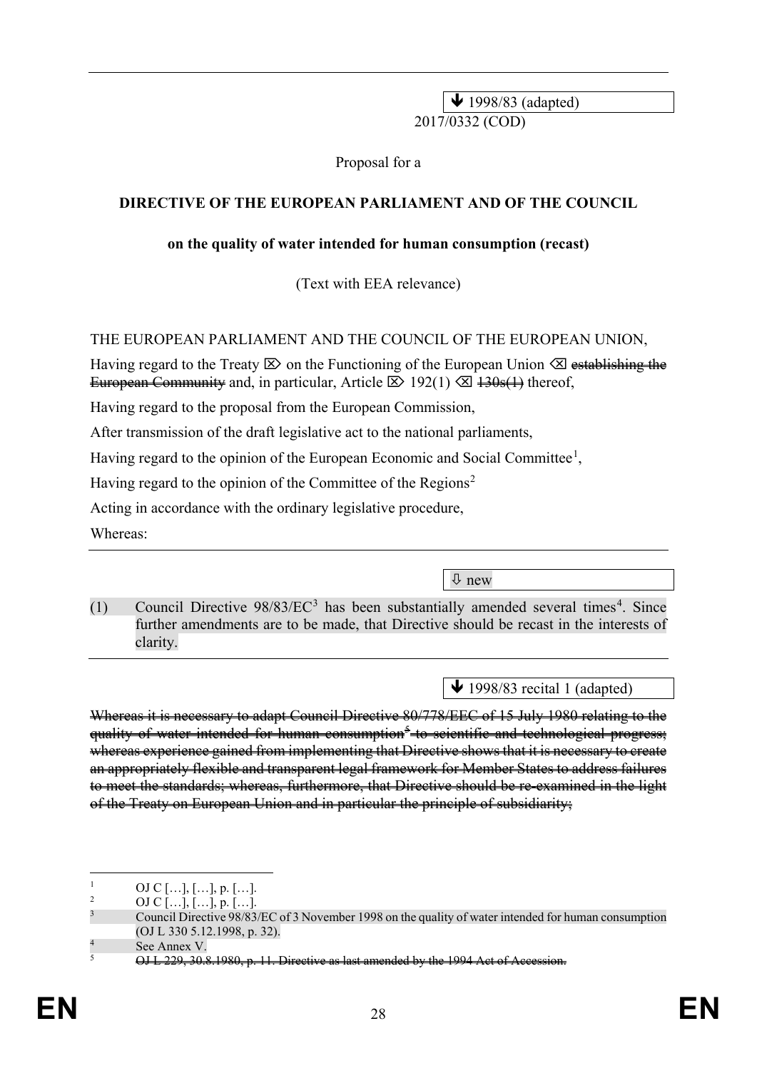⬇ 1998/83 (adapted)

2017/0332 (COD)

Proposal for a

**DIRECTIVE OF THE EUROPEAN PARLIAMENT AND OF THE COUNCIL**

**on the quality of water intended for human consumption (recast)**

(Text with EEA relevance)

THE EUROPEAN PARLIAMENT AND THE COUNCIL OF THE EUROPEAN UNION,

Having regard to the Treaty ⌦ on the Functioning of the European Union ⌫ ~~establishing the European Community~~ and, in particular, Article ⌦ 192(1) ⌫ ~~130s(1)~~ thereof,

Having regard to the proposal from the European Commission,

After transmission of the draft legislative act to the national parliaments,

Having regard to the opinion of the European Economic and Social Committee[1],

Having regard to the opinion of the Committee of the Regions[2]

Acting in accordance with the ordinary legislative procedure,

Whereas:

---

⇩ new

(1) Council Directive 98/83/EC[3] has been substantially amended several times[4]. Since further amendments are to be made, that Directive should be recast in the interests of clarity.

---

⬇ 1998/83 recital 1 (adapted)

~~Whereas it is necessary to adapt Council Directive 80/778/EEC of 15 July 1980 relating to the quality of water intended for human consumption[5] to scientific and technological progress; whereas experience gained from implementing that Directive shows that it is necessary to create an appropriately flexible and transparent legal framework for Member States to address failures to meet the standards; whereas, furthermore, that Directive should be re-examined in the light of the Treaty on European Union and in particular the principle of subsidiarity;~~

---

[1] OJ C […], […], p. […].

[2] OJ C […], […], p. […].

[3] Council Directive 98/83/EC of 3 November 1998 on the quality of water intended for human consumption (OJ L 330 5.12.1998, p. 32).

[4] See Annex V.

[5] ~~OJ L 229, 30.8.1980, p. 11. Directive as last amended by the 1994 Act of Accession.~~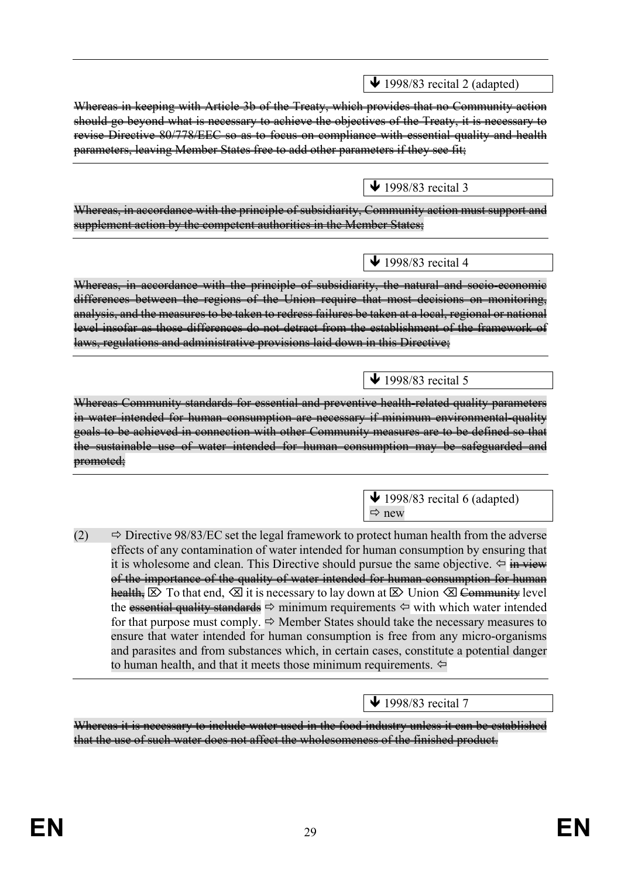↓ 1998/83 recital 2 (adapted)

~~Whereas in keeping with Article 3b of the Treaty, which provides that no Community action should go beyond what is necessary to achieve the objectives of the Treaty, it is necessary to revise Directive 80/778/EEC so as to focus on compliance with essential quality and health parameters, leaving Member States free to add other parameters if they see fit;~~

↓ 1998/83 recital 3

~~Whereas, in accordance with the principle of subsidiarity, Community action must support and supplement action by the competent authorities in the Member States;~~

↓ 1998/83 recital 4

~~Whereas, in accordance with the principle of subsidiarity, the natural and socio-economic differences between the regions of the Union require that most decisions on monitoring, analysis, and the measures to be taken to redress failures be taken at a local, regional or national level insofar as those differences do not detract from the establishment of the framework of laws, regulations and administrative provisions laid down in this Directive;~~

↓ 1998/83 recital 5

~~Whereas Community standards for essential and preventive health-related quality parameters in water intended for human consumption are necessary if minimum environmental-quality goals to be achieved in connection with other Community measures are to be defined so that the sustainable use of water intended for human consumption may be safeguarded and promoted;~~

↓ 1998/83 recital 6 (adapted)
⇨ new

(2) ⇨ Directive 98/83/EC set the legal framework to protect human health from the adverse effects of any contamination of water intended for human consumption by ensuring that it is wholesome and clean. This Directive should pursue the same objective. ⇦ ~~in view of the importance of the quality of water intended for human consumption for human health,~~ ⌦ To that end, ⌫ it is necessary to lay down at ⌦ Union ⌫ ~~Community~~ level the ~~essential quality standards~~ ⇨ minimum requirements ⇦ with which water intended for that purpose must comply. ⇨ Member States should take the necessary measures to ensure that water intended for human consumption is free from any micro-organisms and parasites and from substances which, in certain cases, constitute a potential danger to human health, and that it meets those minimum requirements. ⇦

↓ 1998/83 recital 7

~~Whereas it is necessary to include water used in the food industry unless it can be established that the use of such water does not affect the wholesomeness of the finished product.~~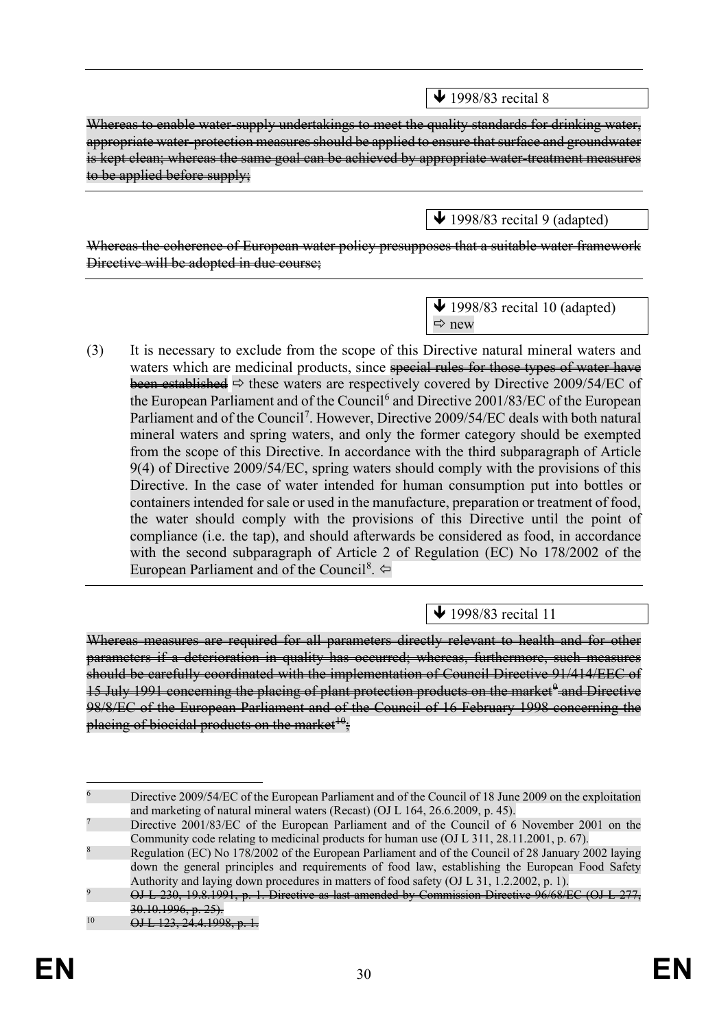↓ 1998/83 recital 8

~~Whereas to enable water-supply undertakings to meet the quality standards for drinking water, appropriate water-protection measures should be applied to ensure that surface and groundwater is kept clean; whereas the same goal can be achieved by appropriate water-treatment measures to be applied before supply;~~

---

↓ 1998/83 recital 9 (adapted)

~~Whereas the coherence of European water policy presupposes that a suitable water framework Directive will be adopted in due course;~~

---

↓ 1998/83 recital 10 (adapted)
⇨ new

(3) It is necessary to exclude from the scope of this Directive natural mineral waters and waters which are medicinal products, since ~~special rules for those types of water have been established~~ ⇨ these waters are respectively covered by Directive 2009/54/EC of the European Parliament and of the Council[6] and Directive 2001/83/EC of the European Parliament and of the Council[7]. However, Directive 2009/54/EC deals with both natural mineral waters and spring waters, and only the former category should be exempted from the scope of this Directive. In accordance with the third subparagraph of Article 9(4) of Directive 2009/54/EC, spring waters should comply with the provisions of this Directive. In the case of water intended for human consumption put into bottles or containers intended for sale or used in the manufacture, preparation or treatment of food, the water should comply with the provisions of this Directive until the point of compliance (i.e. the tap), and should afterwards be considered as food, in accordance with the second subparagraph of Article 2 of Regulation (EC) No 178/2002 of the European Parliament and of the Council[8]. ⇦

---

↓ 1998/83 recital 11

~~Whereas measures are required for all parameters directly relevant to health and for other parameters if a deterioration in quality has occurred; whereas, furthermore, such measures should be carefully coordinated with the implementation of Council Directive 91/414/EEC of 15 July 1991 concerning the placing of plant protection products on the market[9] and Directive 98/8/EC of the European Parliament and of the Council of 16 February 1998 concerning the placing of biocidal products on the market[10];~~

---

[6] Directive 2009/54/EC of the European Parliament and of the Council of 18 June 2009 on the exploitation and marketing of natural mineral waters (Recast) (OJ L 164, 26.6.2009, p. 45).

[7] Directive 2001/83/EC of the European Parliament and of the Council of 6 November 2001 on the Community code relating to medicinal products for human use (OJ L 311, 28.11.2001, p. 67).

[8] Regulation (EC) No 178/2002 of the European Parliament and of the Council of 28 January 2002 laying down the general principles and requirements of food law, establishing the European Food Safety Authority and laying down procedures in matters of food safety (OJ L 31, 1.2.2002, p. 1).

[9] ~~OJ L 230, 19.8.1991, p. 1. Directive as last amended by Commission Directive 96/68/EC (OJ L 277, 30.10.1996, p. 25).~~

[10] ~~OJ L 123, 24.4.1998, p. 1.~~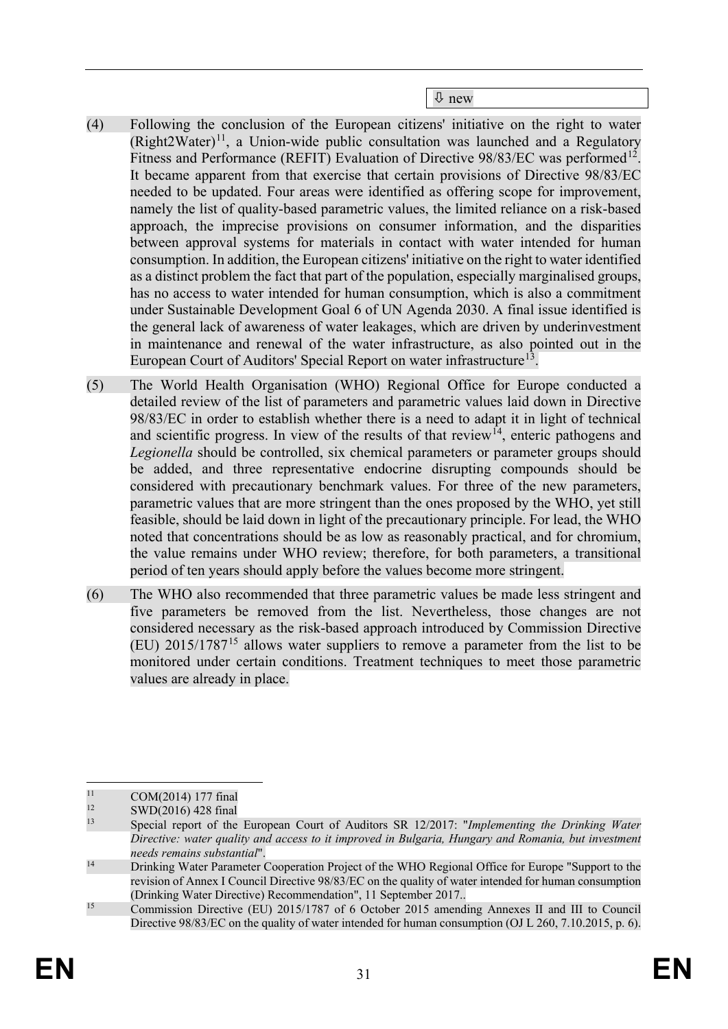⇩ new

(4) Following the conclusion of the European citizens' initiative on the right to water (Right2Water)[11], a Union-wide public consultation was launched and a Regulatory Fitness and Performance (REFIT) Evaluation of Directive 98/83/EC was performed[12]. It became apparent from that exercise that certain provisions of Directive 98/83/EC needed to be updated. Four areas were identified as offering scope for improvement, namely the list of quality-based parametric values, the limited reliance on a risk-based approach, the imprecise provisions on consumer information, and the disparities between approval systems for materials in contact with water intended for human consumption. In addition, the European citizens' initiative on the right to water identified as a distinct problem the fact that part of the population, especially marginalised groups, has no access to water intended for human consumption, which is also a commitment under Sustainable Development Goal 6 of UN Agenda 2030. A final issue identified is the general lack of awareness of water leakages, which are driven by underinvestment in maintenance and renewal of the water infrastructure, as also pointed out in the European Court of Auditors' Special Report on water infrastructure[13].

(5) The World Health Organisation (WHO) Regional Office for Europe conducted a detailed review of the list of parameters and parametric values laid down in Directive 98/83/EC in order to establish whether there is a need to adapt it in light of technical and scientific progress. In view of the results of that review[14], enteric pathogens and *Legionella* should be controlled, six chemical parameters or parameter groups should be added, and three representative endocrine disrupting compounds should be considered with precautionary benchmark values. For three of the new parameters, parametric values that are more stringent than the ones proposed by the WHO, yet still feasible, should be laid down in light of the precautionary principle. For lead, the WHO noted that concentrations should be as low as reasonably practical, and for chromium, the value remains under WHO review; therefore, for both parameters, a transitional period of ten years should apply before the values become more stringent.

(6) The WHO also recommended that three parametric values be made less stringent and five parameters be removed from the list. Nevertheless, those changes are not considered necessary as the risk-based approach introduced by Commission Directive (EU) 2015/1787[15] allows water suppliers to remove a parameter from the list to be monitored under certain conditions. Treatment techniques to meet those parametric values are already in place.

---

[11] COM(2014) 177 final

[12] SWD(2016) 428 final

[13] Special report of the European Court of Auditors SR 12/2017: "*Implementing the Drinking Water Directive: water quality and access to it improved in Bulgaria, Hungary and Romania, but investment needs remains substantial*".

[14] Drinking Water Parameter Cooperation Project of the WHO Regional Office for Europe "Support to the revision of Annex I Council Directive 98/83/EC on the quality of water intended for human consumption (Drinking Water Directive) Recommendation", 11 September 2017..

[15] Commission Directive (EU) 2015/1787 of 6 October 2015 amending Annexes II and III to Council Directive 98/83/EC on the quality of water intended for human consumption (OJ L 260, 7.10.2015, p. 6).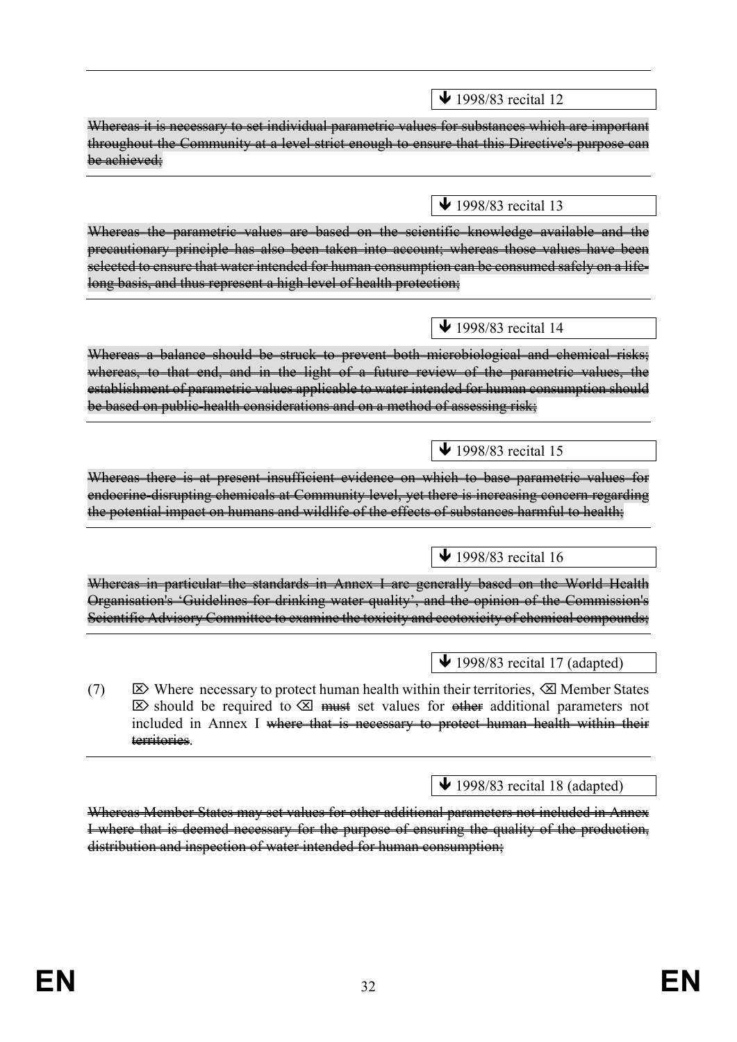↓ 1998/83 recital 12

~~Whereas it is necessary to set individual parametric values for substances which are important throughout the Community at a level strict enough to ensure that this Directive's purpose can be achieved;~~

↓ 1998/83 recital 13

~~Whereas the parametric values are based on the scientific knowledge available and the precautionary principle has also been taken into account; whereas those values have been selected to ensure that water intended for human consumption can be consumed safely on a life-long basis, and thus represent a high level of health protection;~~

↓ 1998/83 recital 14

~~Whereas a balance should be struck to prevent both microbiological and chemical risks; whereas, to that end, and in the light of a future review of the parametric values, the establishment of parametric values applicable to water intended for human consumption should be based on public-health considerations and on a method of assessing risk;~~

↓ 1998/83 recital 15

~~Whereas there is at present insufficient evidence on which to base parametric values for endocrine-disrupting chemicals at Community level, yet there is increasing concern regarding the potential impact on humans and wildlife of the effects of substances harmful to health;~~

↓ 1998/83 recital 16

~~Whereas in particular the standards in Annex I are generally based on the World Health Organisation's 'Guidelines for drinking water quality', and the opinion of the Commission's Scientific Advisory Committee to examine the toxicity and ecotoxicity of chemical compounds;~~

↓ 1998/83 recital 17 (adapted)

(7) ⌦ Where necessary to protect human health within their territories, ⌫ Member States ⌦ should be required to ⌫ ~~must~~ set values for ~~other~~ additional parameters not included in Annex I ~~where that is necessary to protect human health within their territories~~.

↓ 1998/83 recital 18 (adapted)

~~Whereas Member States may set values for other additional parameters not included in Annex I where that is deemed necessary for the purpose of ensuring the quality of the production, distribution and inspection of water intended for human consumption;~~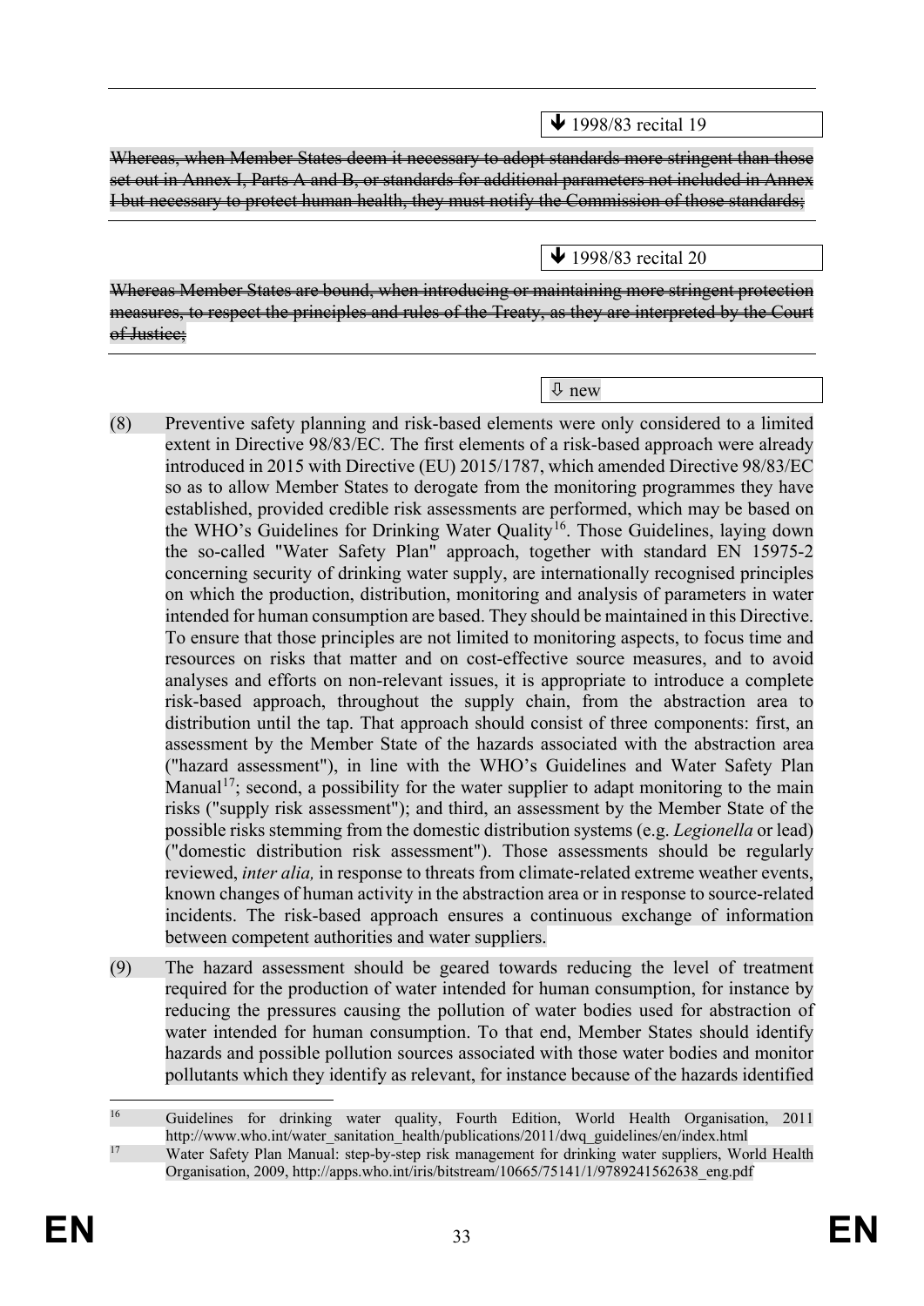↓ 1998/83 recital 19

~~Whereas, when Member States deem it necessary to adopt standards more stringent than those set out in Annex I, Parts A and B, or standards for additional parameters not included in Annex I but necessary to protect human health, they must notify the Commission of those standards;~~

↓ 1998/83 recital 20

~~Whereas Member States are bound, when introducing or maintaining more stringent protection measures, to respect the principles and rules of the Treaty, as they are interpreted by the Court of Justice;~~

⇩ new

(8) Preventive safety planning and risk-based elements were only considered to a limited extent in Directive 98/83/EC. The first elements of a risk-based approach were already introduced in 2015 with Directive (EU) 2015/1787, which amended Directive 98/83/EC so as to allow Member States to derogate from the monitoring programmes they have established, provided credible risk assessments are performed, which may be based on the WHO's Guidelines for Drinking Water Quality[16]. Those Guidelines, laying down the so-called "Water Safety Plan" approach, together with standard EN 15975-2 concerning security of drinking water supply, are internationally recognised principles on which the production, distribution, monitoring and analysis of parameters in water intended for human consumption are based. They should be maintained in this Directive. To ensure that those principles are not limited to monitoring aspects, to focus time and resources on risks that matter and on cost-effective source measures, and to avoid analyses and efforts on non-relevant issues, it is appropriate to introduce a complete risk-based approach, throughout the supply chain, from the abstraction area to distribution until the tap. That approach should consist of three components: first, an assessment by the Member State of the hazards associated with the abstraction area ("hazard assessment"), in line with the WHO's Guidelines and Water Safety Plan Manual[17]; second, a possibility for the water supplier to adapt monitoring to the main risks ("supply risk assessment"); and third, an assessment by the Member State of the possible risks stemming from the domestic distribution systems (e.g. *Legionella* or lead) ("domestic distribution risk assessment"). Those assessments should be regularly reviewed, *inter alia,* in response to threats from climate-related extreme weather events, known changes of human activity in the abstraction area or in response to source-related incidents. The risk-based approach ensures a continuous exchange of information between competent authorities and water suppliers.

(9) The hazard assessment should be geared towards reducing the level of treatment required for the production of water intended for human consumption, for instance by reducing the pressures causing the pollution of water bodies used for abstraction of water intended for human consumption. To that end, Member States should identify hazards and possible pollution sources associated with those water bodies and monitor pollutants which they identify as relevant, for instance because of the hazards identified

---

[16] Guidelines for drinking water quality, Fourth Edition, World Health Organisation, 2011 http://www.who.int/water_sanitation_health/publications/2011/dwq_guidelines/en/index.html

[17] Water Safety Plan Manual: step-by-step risk management for drinking water suppliers, World Health Organisation, 2009, http://apps.who.int/iris/bitstream/10665/75141/1/9789241562638_eng.pdf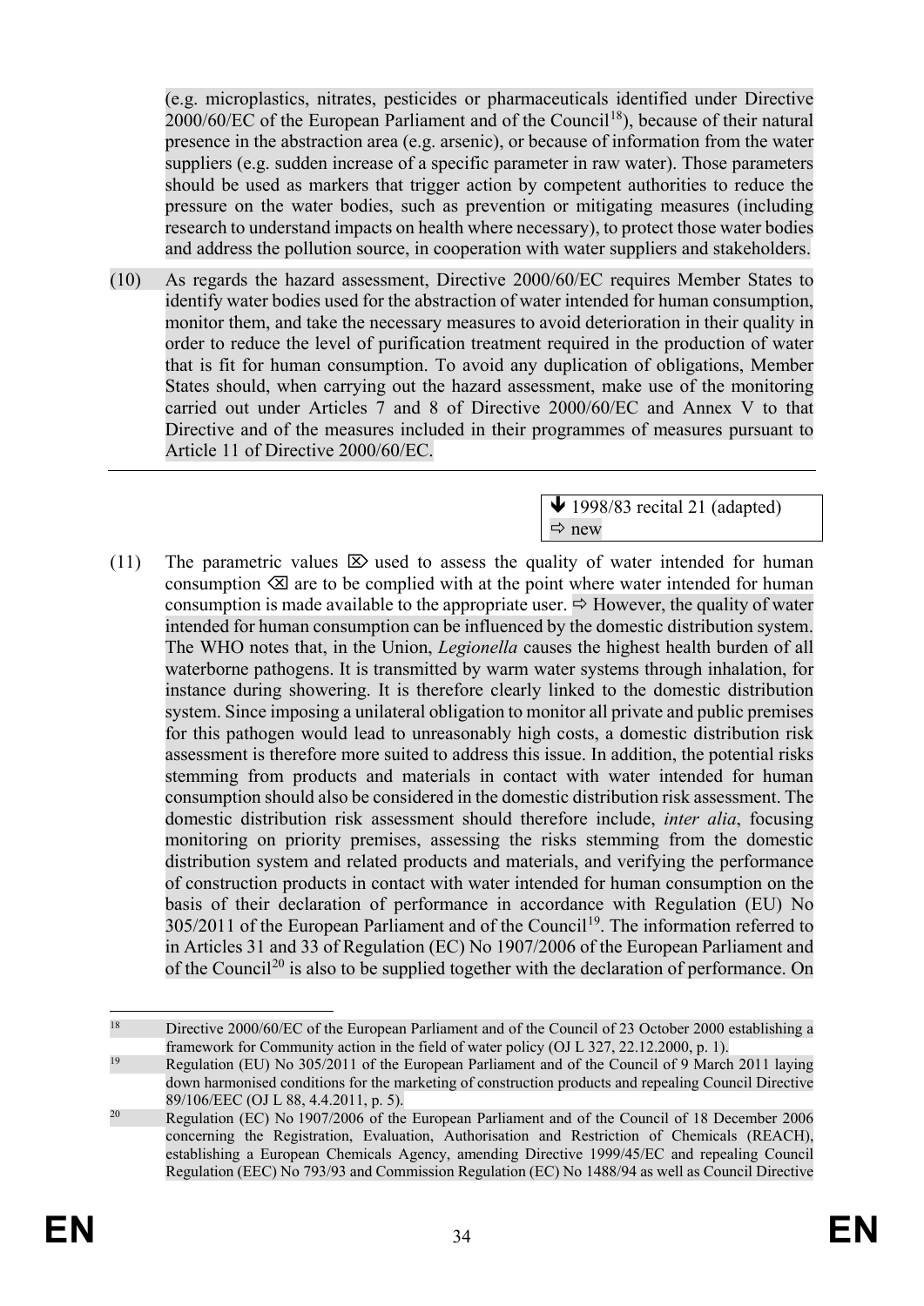(e.g. microplastics, nitrates, pesticides or pharmaceuticals identified under Directive 2000/60/EC of the European Parliament and of the Council[18]), because of their natural presence in the abstraction area (e.g. arsenic), or because of information from the water suppliers (e.g. sudden increase of a specific parameter in raw water). Those parameters should be used as markers that trigger action by competent authorities to reduce the pressure on the water bodies, such as prevention or mitigating measures (including research to understand impacts on health where necessary), to protect those water bodies and address the pollution source, in cooperation with water suppliers and stakeholders.

(10) As regards the hazard assessment, Directive 2000/60/EC requires Member States to identify water bodies used for the abstraction of water intended for human consumption, monitor them, and take the necessary measures to avoid deterioration in their quality in order to reduce the level of purification treatment required in the production of water that is fit for human consumption. To avoid any duplication of obligations, Member States should, when carrying out the hazard assessment, make use of the monitoring carried out under Articles 7 and 8 of Directive 2000/60/EC and Annex V to that Directive and of the measures included in their programmes of measures pursuant to Article 11 of Directive 2000/60/EC.

---

↓ 1998/83 recital 21 (adapted)
⇨ new

(11) The parametric values ⌦ used to assess the quality of water intended for human consumption ⌫ are to be complied with at the point where water intended for human consumption is made available to the appropriate user. ⇨ However, the quality of water intended for human consumption can be influenced by the domestic distribution system. The WHO notes that, in the Union, *Legionella* causes the highest health burden of all waterborne pathogens. It is transmitted by warm water systems through inhalation, for instance during showering. It is therefore clearly linked to the domestic distribution system. Since imposing a unilateral obligation to monitor all private and public premises for this pathogen would lead to unreasonably high costs, a domestic distribution risk assessment is therefore more suited to address this issue. In addition, the potential risks stemming from products and materials in contact with water intended for human consumption should also be considered in the domestic distribution risk assessment. The domestic distribution risk assessment should therefore include, *inter alia*, focusing monitoring on priority premises, assessing the risks stemming from the domestic distribution system and related products and materials, and verifying the performance of construction products in contact with water intended for human consumption on the basis of their declaration of performance in accordance with Regulation (EU) No 305/2011 of the European Parliament and of the Council[19]. The information referred to in Articles 31 and 33 of Regulation (EC) No 1907/2006 of the European Parliament and of the Council[20] is also to be supplied together with the declaration of performance. On

---

[18] Directive 2000/60/EC of the European Parliament and of the Council of 23 October 2000 establishing a framework for Community action in the field of water policy (OJ L 327, 22.12.2000, p. 1).

[19] Regulation (EU) No 305/2011 of the European Parliament and of the Council of 9 March 2011 laying down harmonised conditions for the marketing of construction products and repealing Council Directive 89/106/EEC (OJ L 88, 4.4.2011, p. 5).

[20] Regulation (EC) No 1907/2006 of the European Parliament and of the Council of 18 December 2006 concerning the Registration, Evaluation, Authorisation and Restriction of Chemicals (REACH), establishing a European Chemicals Agency, amending Directive 1999/45/EC and repealing Council Regulation (EEC) No 793/93 and Commission Regulation (EC) No 1488/94 as well as Council Directive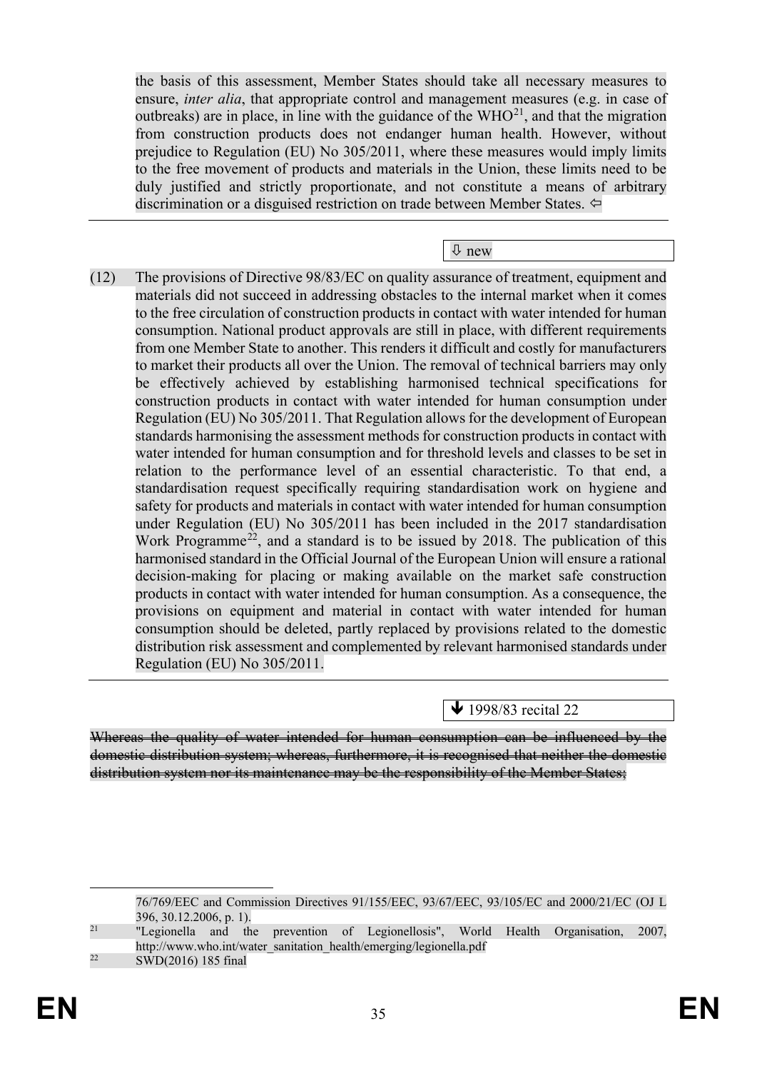the basis of this assessment, Member States should take all necessary measures to ensure, *inter alia*, that appropriate control and management measures (e.g. in case of outbreaks) are in place, in line with the guidance of the WHO[21], and that the migration from construction products does not endanger human health. However, without prejudice to Regulation (EU) No 305/2011, where these measures would imply limits to the free movement of products and materials in the Union, these limits need to be duly justified and strictly proportionate, and not constitute a means of arbitrary discrimination or a disguised restriction on trade between Member States. ⇦

---

⇩ new

(12) The provisions of Directive 98/83/EC on quality assurance of treatment, equipment and materials did not succeed in addressing obstacles to the internal market when it comes to the free circulation of construction products in contact with water intended for human consumption. National product approvals are still in place, with different requirements from one Member State to another. This renders it difficult and costly for manufacturers to market their products all over the Union. The removal of technical barriers may only be effectively achieved by establishing harmonised technical specifications for construction products in contact with water intended for human consumption under Regulation (EU) No 305/2011. That Regulation allows for the development of European standards harmonising the assessment methods for construction products in contact with water intended for human consumption and for threshold levels and classes to be set in relation to the performance level of an essential characteristic. To that end, a standardisation request specifically requiring standardisation work on hygiene and safety for products and materials in contact with water intended for human consumption under Regulation (EU) No 305/2011 has been included in the 2017 standardisation Work Programme[22], and a standard is to be issued by 2018. The publication of this harmonised standard in the Official Journal of the European Union will ensure a rational decision-making for placing or making available on the market safe construction products in contact with water intended for human consumption. As a consequence, the provisions on equipment and material in contact with water intended for human consumption should be deleted, partly replaced by provisions related to the domestic distribution risk assessment and complemented by relevant harmonised standards under Regulation (EU) No 305/2011.

---

⬇ 1998/83 recital 22

~~Whereas the quality of water intended for human consumption can be influenced by the domestic distribution system; whereas, furthermore, it is recognised that neither the domestic distribution system nor its maintenance may be the responsibility of the Member States;~~

---

76/769/EEC and Commission Directives 91/155/EEC, 93/67/EEC, 93/105/EC and 2000/21/EC (OJ L 396, 30.12.2006, p. 1).

[21] "Legionella and the prevention of Legionellosis", World Health Organisation, 2007, http://www.who.int/water_sanitation_health/emerging/legionella.pdf

[22] SWD(2016) 185 final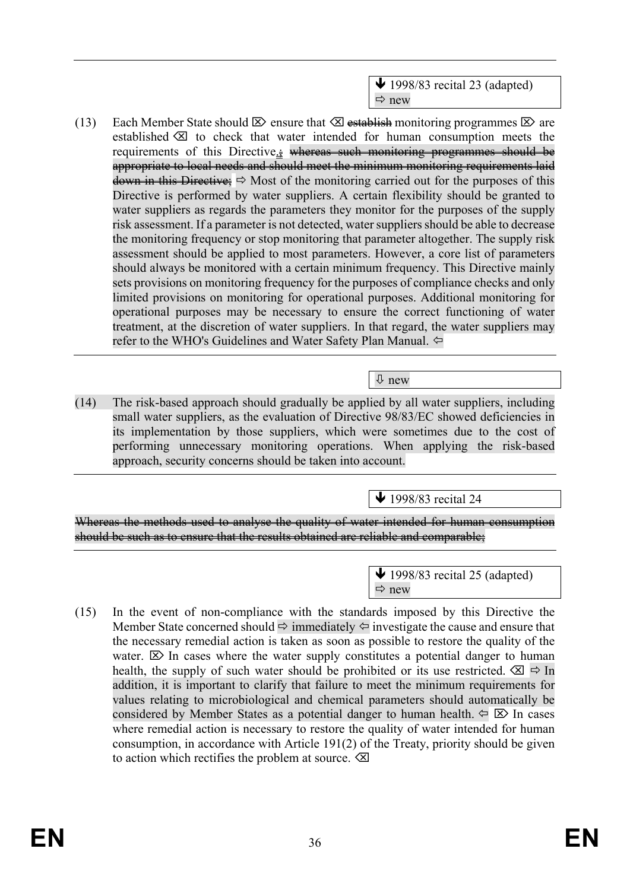↓ 1998/83 recital 23 (adapted)
⇨ new

(13) Each Member State should ⌦ ensure that ⌫ ~~establish~~ monitoring programmes ⌦ are established ⌫ to check that water intended for human consumption meets the requirements of this Directive.~~;~~ ~~whereas such monitoring programmes should be appropriate to local needs and should meet the minimum monitoring requirements laid down in this Directive;~~ ⇨ Most of the monitoring carried out for the purposes of this Directive is performed by water suppliers. A certain flexibility should be granted to water suppliers as regards the parameters they monitor for the purposes of the supply risk assessment. If a parameter is not detected, water suppliers should be able to decrease the monitoring frequency or stop monitoring that parameter altogether. The supply risk assessment should be applied to most parameters. However, a core list of parameters should always be monitored with a certain minimum frequency. This Directive mainly sets provisions on monitoring frequency for the purposes of compliance checks and only limited provisions on monitoring for operational purposes. Additional monitoring for operational purposes may be necessary to ensure the correct functioning of water treatment, at the discretion of water suppliers. In that regard, the water suppliers may refer to the WHO's Guidelines and Water Safety Plan Manual. ⇦

⇩ new

(14) The risk-based approach should gradually be applied by all water suppliers, including small water suppliers, as the evaluation of Directive 98/83/EC showed deficiencies in its implementation by those suppliers, which were sometimes due to the cost of performing unnecessary monitoring operations. When applying the risk-based approach, security concerns should be taken into account.

↓ 1998/83 recital 24

~~Whereas the methods used to analyse the quality of water intended for human consumption should be such as to ensure that the results obtained are reliable and comparable;~~

↓ 1998/83 recital 25 (adapted)
⇨ new

(15) In the event of non-compliance with the standards imposed by this Directive the Member State concerned should ⇨ immediately ⇦ investigate the cause and ensure that the necessary remedial action is taken as soon as possible to restore the quality of the water. ⌦ In cases where the water supply constitutes a potential danger to human health, the supply of such water should be prohibited or its use restricted. ⌫ ⇨ In addition, it is important to clarify that failure to meet the minimum requirements for values relating to microbiological and chemical parameters should automatically be considered by Member States as a potential danger to human health. ⇦ ⌦ In cases where remedial action is necessary to restore the quality of water intended for human consumption, in accordance with Article 191(2) of the Treaty, priority should be given to action which rectifies the problem at source. ⌫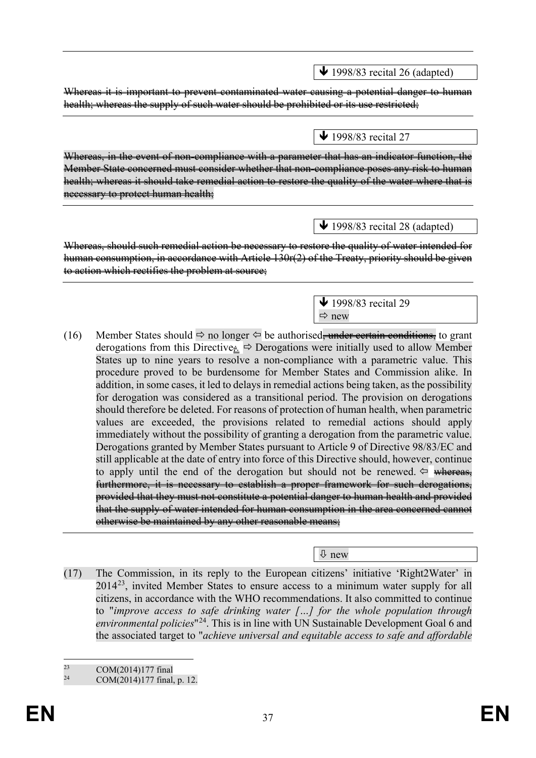---

🡻 1998/83 recital 26 (adapted)

~~Whereas it is important to prevent contaminated water causing a potential danger to human health; whereas the supply of such water should be prohibited or its use restricted;~~

---

🡻 1998/83 recital 27

~~Whereas, in the event of non-compliance with a parameter that has an indicator function, the Member State concerned must consider whether that non-compliance poses any risk to human health; whereas it should take remedial action to restore the quality of the water where that is necessary to protect human health;~~

---

🡻 1998/83 recital 28 (adapted)

~~Whereas, should such remedial action be necessary to restore the quality of water intended for human consumption, in accordance with Article 130r(2) of the Treaty, priority should be given to action which rectifies the problem at source;~~

---

🡻 1998/83 recital 29
⇨ new

(16) Member States should ⇨ no longer ⇦ be authorised~~, under certain conditions,~~ to grant derogations from this Directive~~;~~. ⇨ Derogations were initially used to allow Member States up to nine years to resolve a non-compliance with a parametric value. This procedure proved to be burdensome for Member States and Commission alike. In addition, in some cases, it led to delays in remedial actions being taken, as the possibility for derogation was considered as a transitional period. The provision on derogations should therefore be deleted. For reasons of protection of human health, when parametric values are exceeded, the provisions related to remedial actions should apply immediately without the possibility of granting a derogation from the parametric value. Derogations granted by Member States pursuant to Article 9 of Directive 98/83/EC and still applicable at the date of entry into force of this Directive should, however, continue to apply until the end of the derogation but should not be renewed. ⇦ ~~whereas, furthermore, it is necessary to establish a proper framework for such derogations, provided that they must not constitute a potential danger to human health and provided that the supply of water intended for human consumption in the area concerned cannot otherwise be maintained by any other reasonable means;~~

---

⇩ new

(17) The Commission, in its reply to the European citizens' initiative 'Right2Water' in 2014[23], invited Member States to ensure access to a minimum water supply for all citizens, in accordance with the WHO recommendations. It also committed to continue to "*improve access to safe drinking water […] for the whole population through environmental policies*"[24]. This is in line with UN Sustainable Development Goal 6 and the associated target to "*achieve universal and equitable access to safe and affordable*

---

[23] COM(2014)177 final

[24] COM(2014)177 final, p. 12.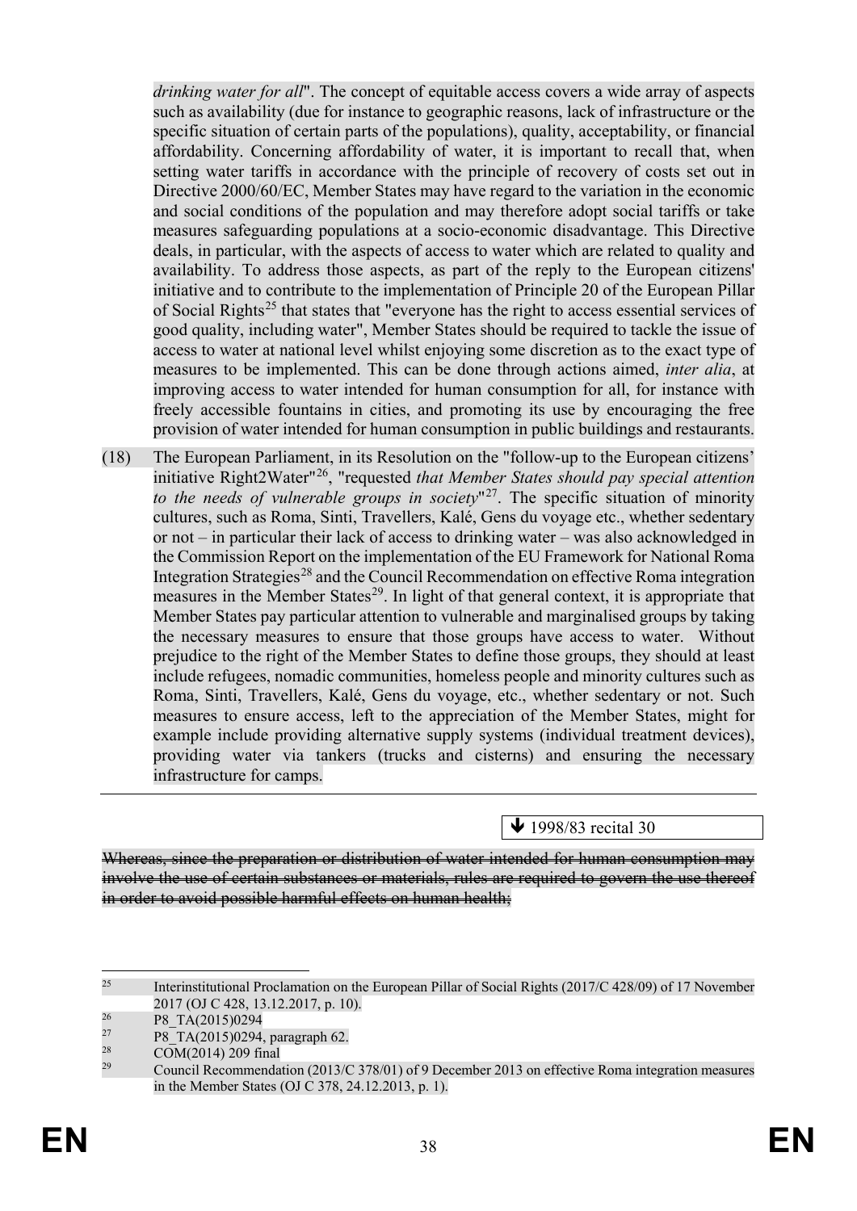*drinking water for all*". The concept of equitable access covers a wide array of aspects such as availability (due for instance to geographic reasons, lack of infrastructure or the specific situation of certain parts of the populations), quality, acceptability, or financial affordability. Concerning affordability of water, it is important to recall that, when setting water tariffs in accordance with the principle of recovery of costs set out in Directive 2000/60/EC, Member States may have regard to the variation in the economic and social conditions of the population and may therefore adopt social tariffs or take measures safeguarding populations at a socio-economic disadvantage. This Directive deals, in particular, with the aspects of access to water which are related to quality and availability. To address those aspects, as part of the reply to the European citizens' initiative and to contribute to the implementation of Principle 20 of the European Pillar of Social Rights[25] that states that "everyone has the right to access essential services of good quality, including water", Member States should be required to tackle the issue of access to water at national level whilst enjoying some discretion as to the exact type of measures to be implemented. This can be done through actions aimed, *inter alia*, at improving access to water intended for human consumption for all, for instance with freely accessible fountains in cities, and promoting its use by encouraging the free provision of water intended for human consumption in public buildings and restaurants.

(18) The European Parliament, in its Resolution on the "follow-up to the European citizens' initiative Right2Water"[26], "requested *that Member States should pay special attention to the needs of vulnerable groups in society*"[27]. The specific situation of minority cultures, such as Roma, Sinti, Travellers, Kalé, Gens du voyage etc., whether sedentary or not – in particular their lack of access to drinking water – was also acknowledged in the Commission Report on the implementation of the EU Framework for National Roma Integration Strategies[28] and the Council Recommendation on effective Roma integration measures in the Member States[29]. In light of that general context, it is appropriate that Member States pay particular attention to vulnerable and marginalised groups by taking the necessary measures to ensure that those groups have access to water. Without prejudice to the right of the Member States to define those groups, they should at least include refugees, nomadic communities, homeless people and minority cultures such as Roma, Sinti, Travellers, Kalé, Gens du voyage, etc., whether sedentary or not. Such measures to ensure access, left to the appreciation of the Member States, might for example include providing alternative supply systems (individual treatment devices), providing water via tankers (trucks and cisterns) and ensuring the necessary infrastructure for camps.

---

🡻 1998/83 recital 30

~~Whereas, since the preparation or distribution of water intended for human consumption may involve the use of certain substances or materials, rules are required to govern the use thereof in order to avoid possible harmful effects on human health;~~

---

[25] Interinstitutional Proclamation on the European Pillar of Social Rights (2017/C 428/09) of 17 November 2017 (OJ C 428, 13.12.2017, p. 10).

[26] P8_TA(2015)0294

[27] P8_TA(2015)0294, paragraph 62.

[28] COM(2014) 209 final

[29] Council Recommendation (2013/C 378/01) of 9 December 2013 on effective Roma integration measures in the Member States (OJ C 378, 24.12.2013, p. 1).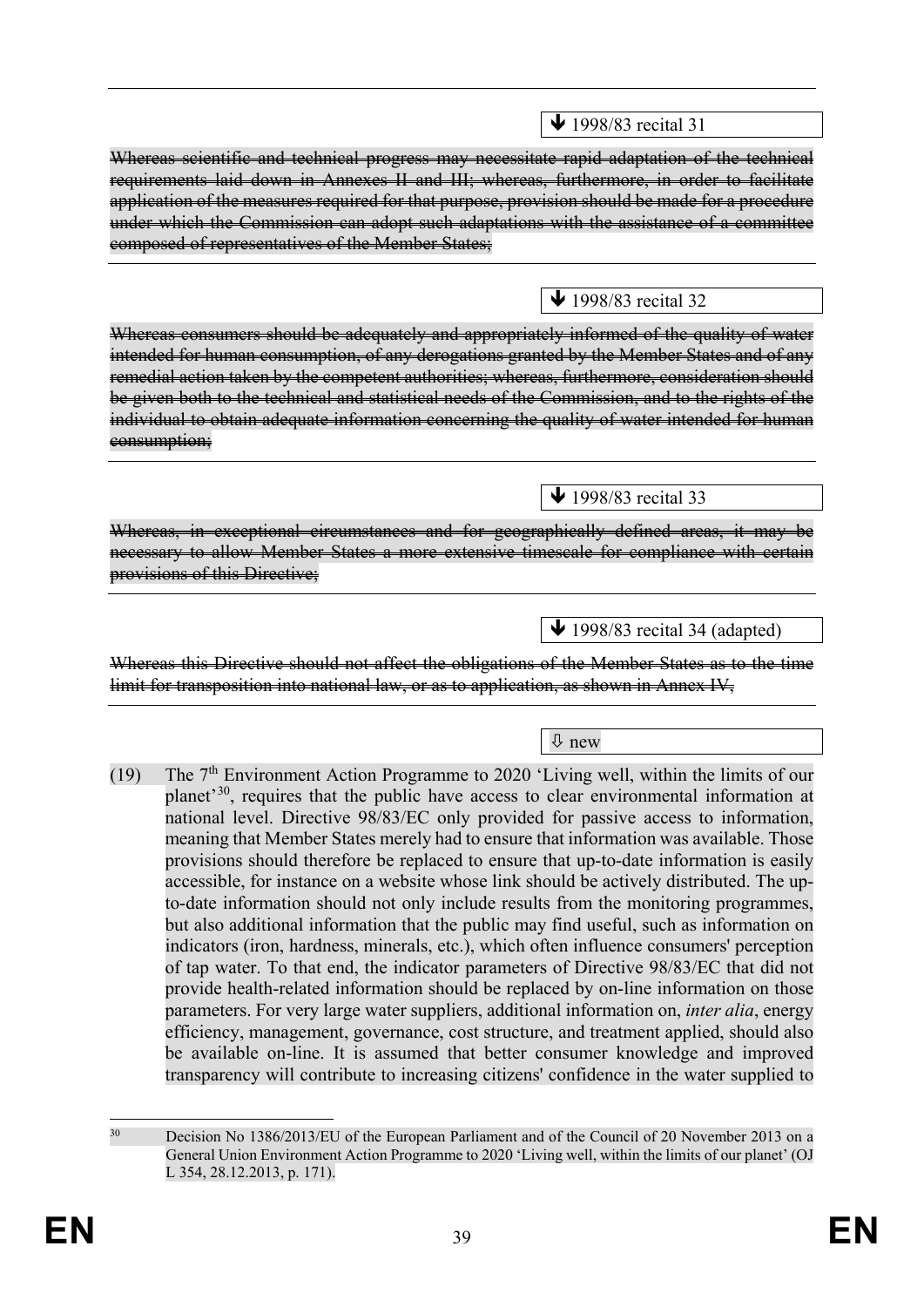↓ 1998/83 recital 31

~~Whereas scientific and technical progress may necessitate rapid adaptation of the technical requirements laid down in Annexes II and III; whereas, furthermore, in order to facilitate application of the measures required for that purpose, provision should be made for a procedure under which the Commission can adopt such adaptations with the assistance of a committee composed of representatives of the Member States;~~

↓ 1998/83 recital 32

~~Whereas consumers should be adequately and appropriately informed of the quality of water intended for human consumption, of any derogations granted by the Member States and of any remedial action taken by the competent authorities; whereas, furthermore, consideration should be given both to the technical and statistical needs of the Commission, and to the rights of the individual to obtain adequate information concerning the quality of water intended for human consumption;~~

↓ 1998/83 recital 33

~~Whereas, in exceptional circumstances and for geographically defined areas, it may be necessary to allow Member States a more extensive timescale for compliance with certain provisions of this Directive;~~

↓ 1998/83 recital 34 (adapted)

~~Whereas this Directive should not affect the obligations of the Member States as to the time limit for transposition into national law, or as to application, as shown in Annex IV,~~

⇩ new

(19) The 7th Environment Action Programme to 2020 'Living well, within the limits of our planet'[30], requires that the public have access to clear environmental information at national level. Directive 98/83/EC only provided for passive access to information, meaning that Member States merely had to ensure that information was available. Those provisions should therefore be replaced to ensure that up-to-date information is easily accessible, for instance on a website whose link should be actively distributed. The up-to-date information should not only include results from the monitoring programmes, but also additional information that the public may find useful, such as information on indicators (iron, hardness, minerals, etc.), which often influence consumers' perception of tap water. To that end, the indicator parameters of Directive 98/83/EC that did not provide health-related information should be replaced by on-line information on those parameters. For very large water suppliers, additional information on, *inter alia*, energy efficiency, management, governance, cost structure, and treatment applied, should also be available on-line. It is assumed that better consumer knowledge and improved transparency will contribute to increasing citizens' confidence in the water supplied to

[30] Decision No 1386/2013/EU of the European Parliament and of the Council of 20 November 2013 on a General Union Environment Action Programme to 2020 'Living well, within the limits of our planet' (OJ L 354, 28.12.2013, p. 171).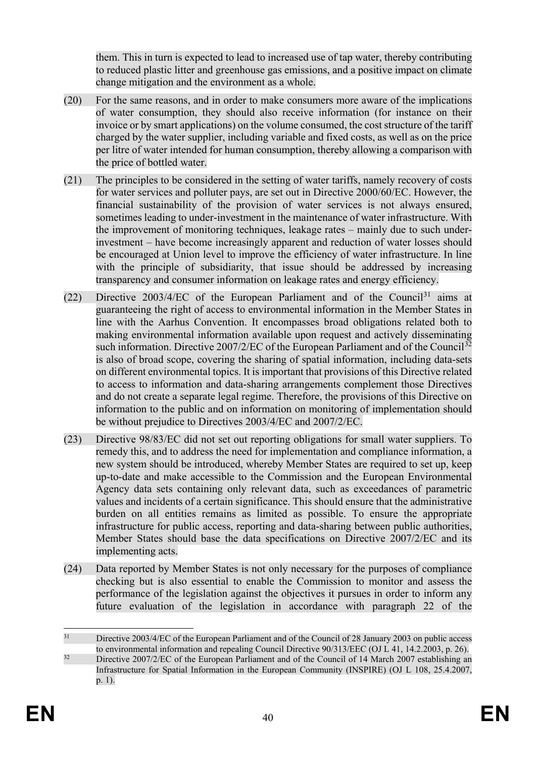them. This in turn is expected to lead to increased use of tap water, thereby contributing to reduced plastic litter and greenhouse gas emissions, and a positive impact on climate change mitigation and the environment as a whole.

(20) For the same reasons, and in order to make consumers more aware of the implications of water consumption, they should also receive information (for instance on their invoice or by smart applications) on the volume consumed, the cost structure of the tariff charged by the water supplier, including variable and fixed costs, as well as on the price per litre of water intended for human consumption, thereby allowing a comparison with the price of bottled water.

(21) The principles to be considered in the setting of water tariffs, namely recovery of costs for water services and polluter pays, are set out in Directive 2000/60/EC. However, the financial sustainability of the provision of water services is not always ensured, sometimes leading to under-investment in the maintenance of water infrastructure. With the improvement of monitoring techniques, leakage rates – mainly due to such under-investment – have become increasingly apparent and reduction of water losses should be encouraged at Union level to improve the efficiency of water infrastructure. In line with the principle of subsidiarity, that issue should be addressed by increasing transparency and consumer information on leakage rates and energy efficiency.

(22) Directive 2003/4/EC of the European Parliament and of the Council[31] aims at guaranteeing the right of access to environmental information in the Member States in line with the Aarhus Convention. It encompasses broad obligations related both to making environmental information available upon request and actively disseminating such information. Directive 2007/2/EC of the European Parliament and of the Council[32] is also of broad scope, covering the sharing of spatial information, including data-sets on different environmental topics. It is important that provisions of this Directive related to access to information and data-sharing arrangements complement those Directives and do not create a separate legal regime. Therefore, the provisions of this Directive on information to the public and on information on monitoring of implementation should be without prejudice to Directives 2003/4/EC and 2007/2/EC.

(23) Directive 98/83/EC did not set out reporting obligations for small water suppliers. To remedy this, and to address the need for implementation and compliance information, a new system should be introduced, whereby Member States are required to set up, keep up-to-date and make accessible to the Commission and the European Environmental Agency data sets containing only relevant data, such as exceedances of parametric values and incidents of a certain significance. This should ensure that the administrative burden on all entities remains as limited as possible. To ensure the appropriate infrastructure for public access, reporting and data-sharing between public authorities, Member States should base the data specifications on Directive 2007/2/EC and its implementing acts.

(24) Data reported by Member States is not only necessary for the purposes of compliance checking but is also essential to enable the Commission to monitor and assess the performance of the legislation against the objectives it pursues in order to inform any future evaluation of the legislation in accordance with paragraph 22 of the

---

[31] Directive 2003/4/EC of the European Parliament and of the Council of 28 January 2003 on public access to environmental information and repealing Council Directive 90/313/EEC (OJ L 41, 14.2.2003, p. 26).

[32] Directive 2007/2/EC of the European Parliament and of the Council of 14 March 2007 establishing an Infrastructure for Spatial Information in the European Community (INSPIRE) (OJ L 108, 25.4.2007, p. 1).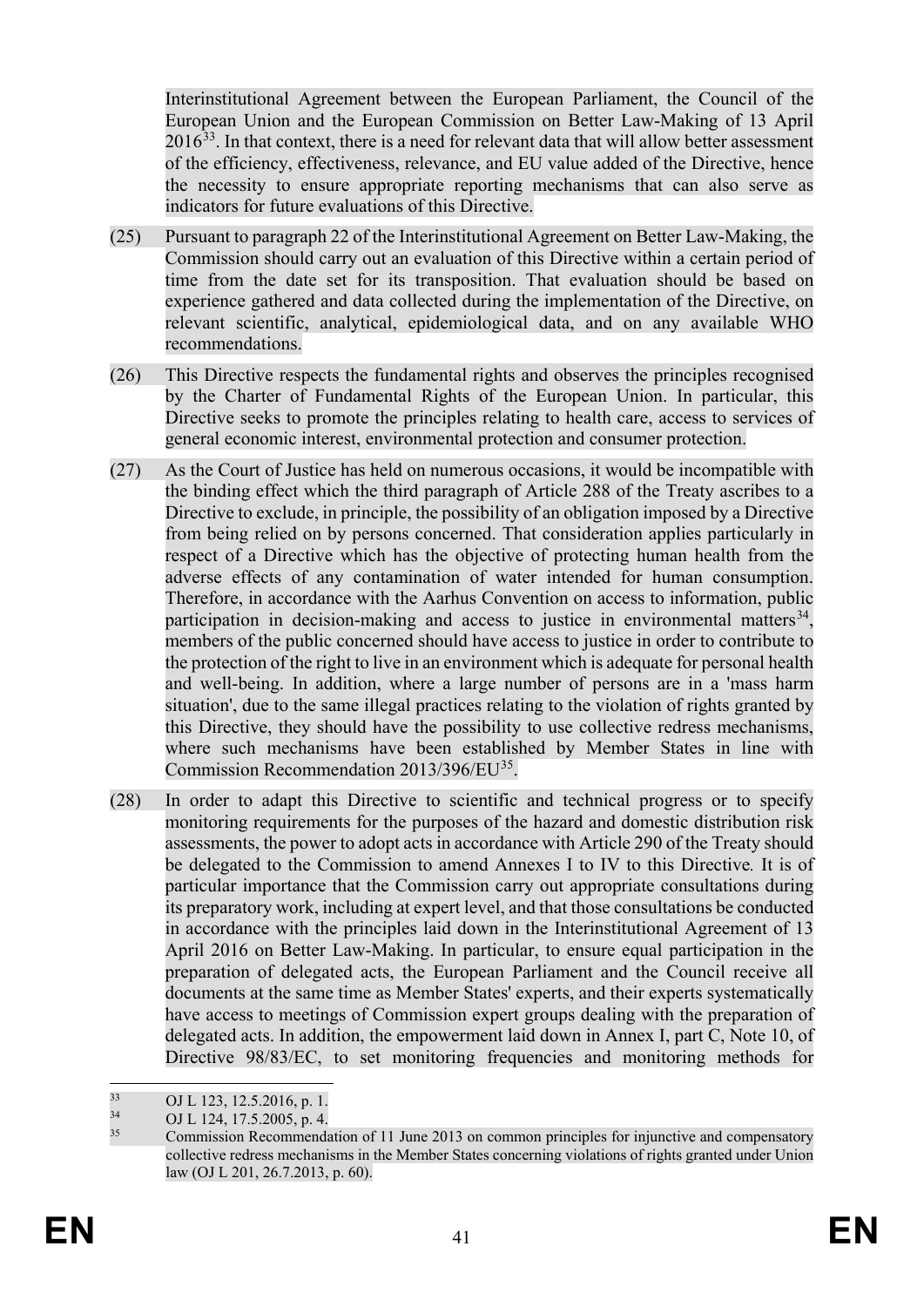Interinstitutional Agreement between the European Parliament, the Council of the European Union and the European Commission on Better Law-Making of 13 April 2016[33]. In that context, there is a need for relevant data that will allow better assessment of the efficiency, effectiveness, relevance, and EU value added of the Directive, hence the necessity to ensure appropriate reporting mechanisms that can also serve as indicators for future evaluations of this Directive.

(25) Pursuant to paragraph 22 of the Interinstitutional Agreement on Better Law-Making, the Commission should carry out an evaluation of this Directive within a certain period of time from the date set for its transposition. That evaluation should be based on experience gathered and data collected during the implementation of the Directive, on relevant scientific, analytical, epidemiological data, and on any available WHO recommendations.

(26) This Directive respects the fundamental rights and observes the principles recognised by the Charter of Fundamental Rights of the European Union. In particular, this Directive seeks to promote the principles relating to health care, access to services of general economic interest, environmental protection and consumer protection.

(27) As the Court of Justice has held on numerous occasions, it would be incompatible with the binding effect which the third paragraph of Article 288 of the Treaty ascribes to a Directive to exclude, in principle, the possibility of an obligation imposed by a Directive from being relied on by persons concerned. That consideration applies particularly in respect of a Directive which has the objective of protecting human health from the adverse effects of any contamination of water intended for human consumption. Therefore, in accordance with the Aarhus Convention on access to information, public participation in decision-making and access to justice in environmental matters[34], members of the public concerned should have access to justice in order to contribute to the protection of the right to live in an environment which is adequate for personal health and well-being. In addition, where a large number of persons are in a 'mass harm situation', due to the same illegal practices relating to the violation of rights granted by this Directive, they should have the possibility to use collective redress mechanisms, where such mechanisms have been established by Member States in line with Commission Recommendation 2013/396/EU[35].

(28) In order to adapt this Directive to scientific and technical progress or to specify monitoring requirements for the purposes of the hazard and domestic distribution risk assessments, the power to adopt acts in accordance with Article 290 of the Treaty should be delegated to the Commission to amend Annexes I to IV to this Directive*.* It is of particular importance that the Commission carry out appropriate consultations during its preparatory work, including at expert level, and that those consultations be conducted in accordance with the principles laid down in the Interinstitutional Agreement of 13 April 2016 on Better Law-Making. In particular, to ensure equal participation in the preparation of delegated acts, the European Parliament and the Council receive all documents at the same time as Member States' experts, and their experts systematically have access to meetings of Commission expert groups dealing with the preparation of delegated acts. In addition, the empowerment laid down in Annex I, part C, Note 10, of Directive 98/83/EC, to set monitoring frequencies and monitoring methods for

---

[33] OJ L 123, 12.5.2016, p. 1.

[34] OJ L 124, 17.5.2005, p. 4.

[35] Commission Recommendation of 11 June 2013 on common principles for injunctive and compensatory collective redress mechanisms in the Member States concerning violations of rights granted under Union law (OJ L 201, 26.7.2013, p. 60).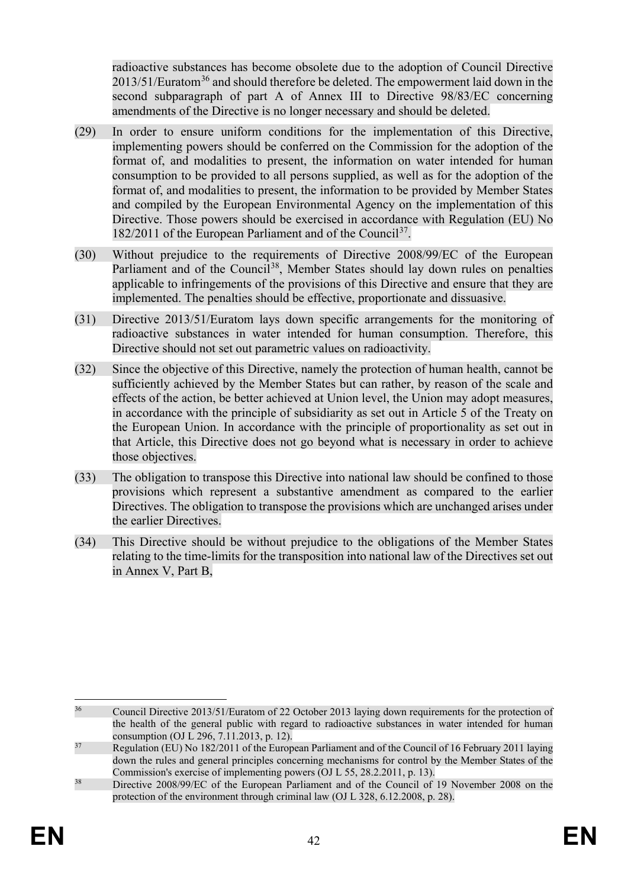radioactive substances has become obsolete due to the adoption of Council Directive 2013/51/Euratom[36] and should therefore be deleted. The empowerment laid down in the second subparagraph of part A of Annex III to Directive 98/83/EC concerning amendments of the Directive is no longer necessary and should be deleted.

(29) In order to ensure uniform conditions for the implementation of this Directive, implementing powers should be conferred on the Commission for the adoption of the format of, and modalities to present, the information on water intended for human consumption to be provided to all persons supplied, as well as for the adoption of the format of, and modalities to present, the information to be provided by Member States and compiled by the European Environmental Agency on the implementation of this Directive. Those powers should be exercised in accordance with Regulation (EU) No 182/2011 of the European Parliament and of the Council[37].

(30) Without prejudice to the requirements of Directive 2008/99/EC of the European Parliament and of the Council[38], Member States should lay down rules on penalties applicable to infringements of the provisions of this Directive and ensure that they are implemented. The penalties should be effective, proportionate and dissuasive.

(31) Directive 2013/51/Euratom lays down specific arrangements for the monitoring of radioactive substances in water intended for human consumption. Therefore, this Directive should not set out parametric values on radioactivity.

(32) Since the objective of this Directive, namely the protection of human health, cannot be sufficiently achieved by the Member States but can rather, by reason of the scale and effects of the action, be better achieved at Union level, the Union may adopt measures, in accordance with the principle of subsidiarity as set out in Article 5 of the Treaty on the European Union. In accordance with the principle of proportionality as set out in that Article, this Directive does not go beyond what is necessary in order to achieve those objectives.

(33) The obligation to transpose this Directive into national law should be confined to those provisions which represent a substantive amendment as compared to the earlier Directives. The obligation to transpose the provisions which are unchanged arises under the earlier Directives.

(34) This Directive should be without prejudice to the obligations of the Member States relating to the time-limits for the transposition into national law of the Directives set out in Annex V, Part B,

---

[36] Council Directive 2013/51/Euratom of 22 October 2013 laying down requirements for the protection of the health of the general public with regard to radioactive substances in water intended for human consumption (OJ L 296, 7.11.2013, p. 12).

[37] Regulation (EU) No 182/2011 of the European Parliament and of the Council of 16 February 2011 laying down the rules and general principles concerning mechanisms for control by the Member States of the Commission's exercise of implementing powers (OJ L 55, 28.2.2011, p. 13).

[38] Directive 2008/99/EC of the European Parliament and of the Council of 19 November 2008 on the protection of the environment through criminal law (OJ L 328, 6.12.2008, p. 28).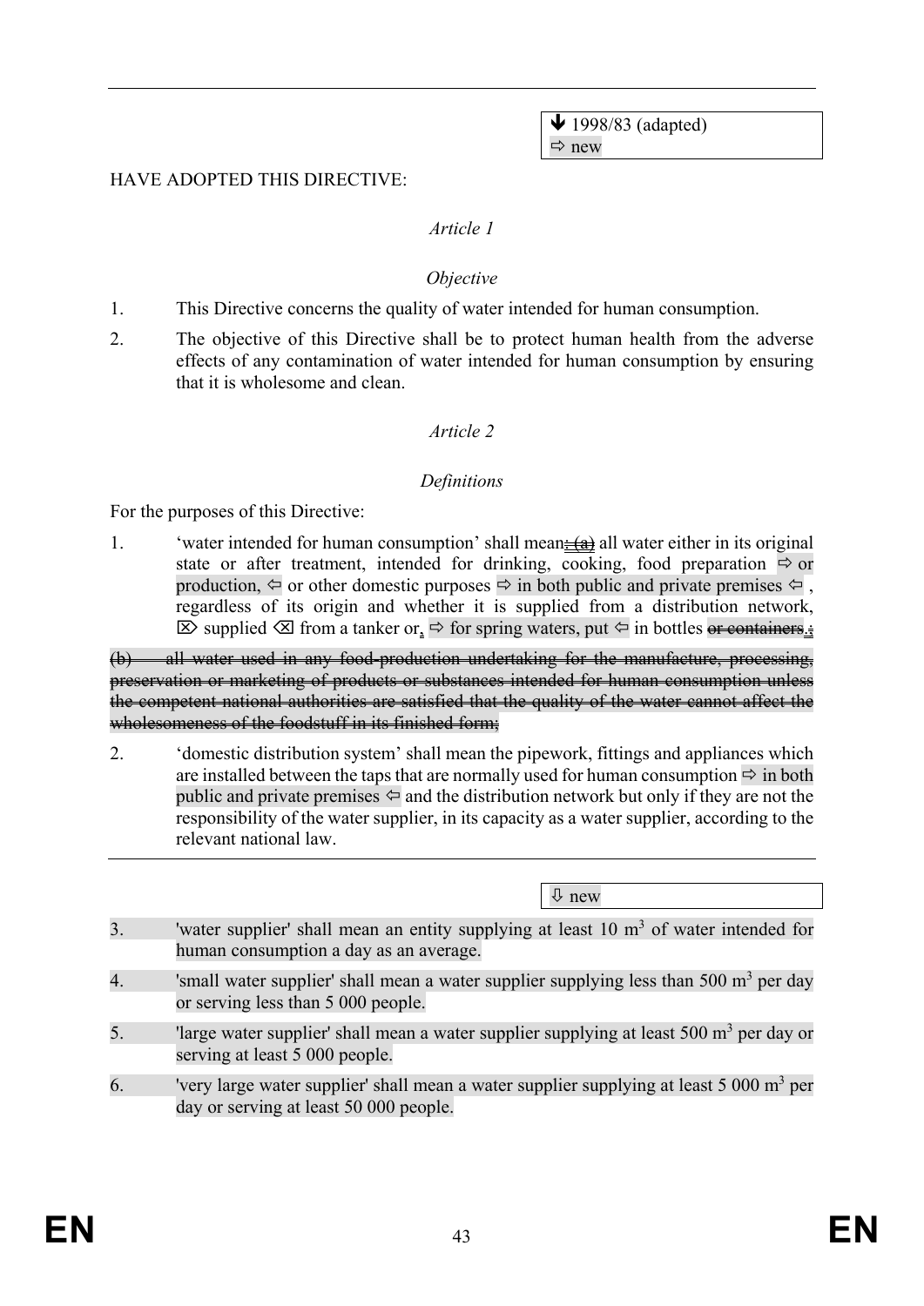⬇ 1998/83 (adapted)
⇨ new

HAVE ADOPTED THIS DIRECTIVE:

*Article 1*

*Objective*

1. This Directive concerns the quality of water intended for human consumption.

2. The objective of this Directive shall be to protect human health from the adverse effects of any contamination of water intended for human consumption by ensuring that it is wholesome and clean.

*Article 2*

*Definitions*

For the purposes of this Directive:

1. 'water intended for human consumption' shall mean~~: (a)~~ all water either in its original state or after treatment, intended for drinking, cooking, food preparation ⇨ or production, ⇦ or other domestic purposes ⇨ in both public and private premises ⇦ , regardless of its origin and whether it is supplied from a distribution network, ⌦ supplied ⌫ from a tanker or, ⇨ for spring waters, put ⇦ in bottles ~~or containers~~.~~;~~

~~(b) all water used in any food-production undertaking for the manufacture, processing, preservation or marketing of products or substances intended for human consumption unless the competent national authorities are satisfied that the quality of the water cannot affect the wholesomeness of the foodstuff in its finished form;~~

2. 'domestic distribution system' shall mean the pipework, fittings and appliances which are installed between the taps that are normally used for human consumption ⇨ in both public and private premises ⇦ and the distribution network but only if they are not the responsibility of the water supplier, in its capacity as a water supplier, according to the relevant national law.

⇩ new

3. 'water supplier' shall mean an entity supplying at least 10 $m^3$ of water intended for human consumption a day as an average.

4. 'small water supplier' shall mean a water supplier supplying less than 500 $m^3$ per day or serving less than 5 000 people.

5. 'large water supplier' shall mean a water supplier supplying at least 500 $m^3$ per day or serving at least 5 000 people.

6. 'very large water supplier' shall mean a water supplier supplying at least 5 000 $m^3$ per day or serving at least 50 000 people.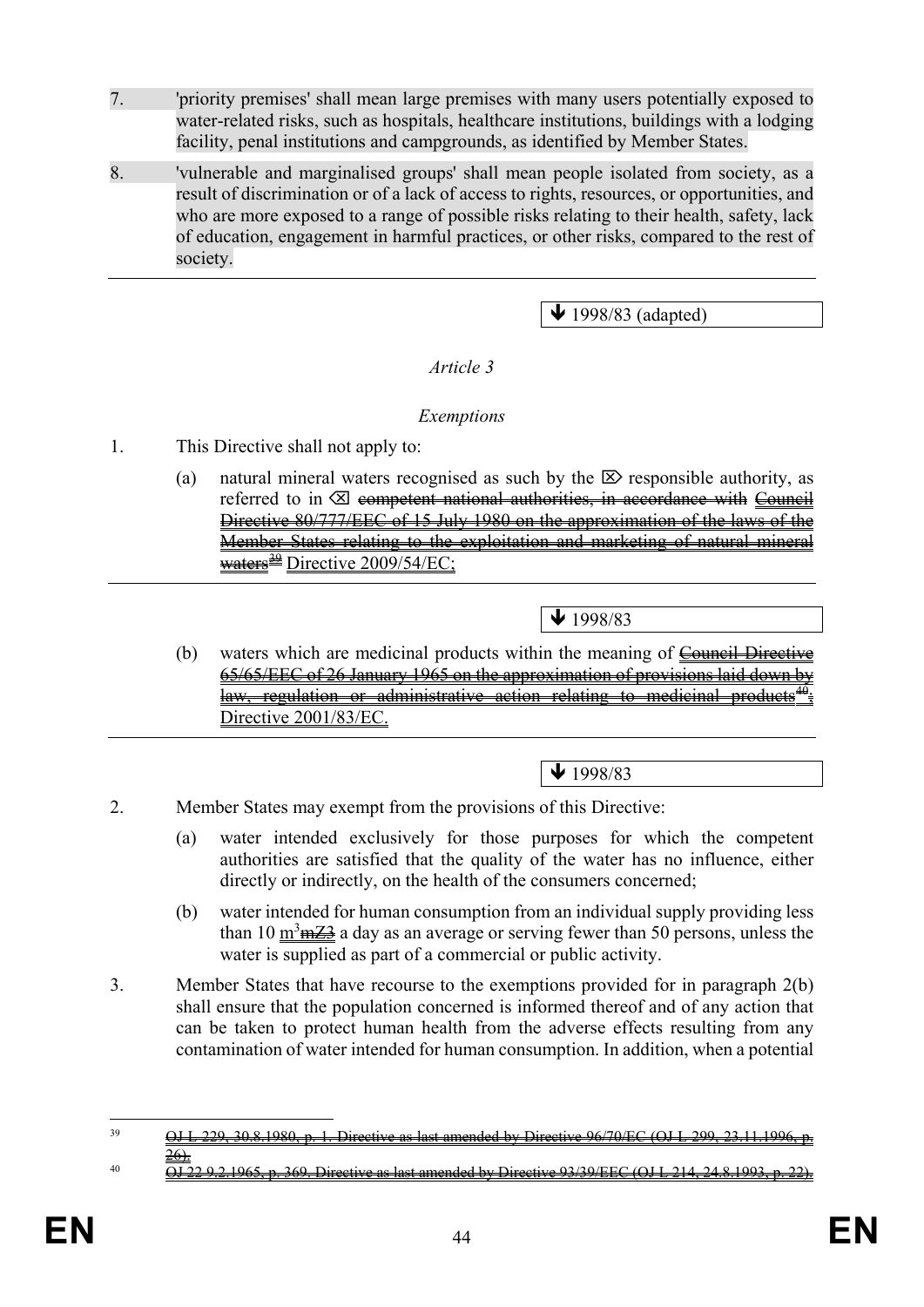7. 'priority premises' shall mean large premises with many users potentially exposed to water-related risks, such as hospitals, healthcare institutions, buildings with a lodging facility, penal institutions and campgrounds, as identified by Member States.

8. 'vulnerable and marginalised groups' shall mean people isolated from society, as a result of discrimination or of a lack of access to rights, resources, or opportunities, and who are more exposed to a range of possible risks relating to their health, safety, lack of education, engagement in harmful practices, or other risks, compared to the rest of society.

---

↓ 1998/83 (adapted)

*Article 3*

*Exemptions*

1. This Directive shall not apply to:

   (a) natural mineral waters recognised as such by the ⌦ responsible authority, as referred to in ⌫ ~~competent national authorities, in accordance with Council Directive 80/777/EEC of 15 July 1980 on the approximation of the laws of the Member States relating to the exploitation and marketing of natural mineral waters~~[39] Directive 2009/54/EC;

---

↓ 1998/83

   (b) waters which are medicinal products within the meaning of ~~Council Directive 65/65/EEC of 26 January 1965 on the approximation of provisions laid down by law, regulation or administrative action relating to medicinal products~~[40]; Directive 2001/83/EC.

---

↓ 1998/83

2. Member States may exempt from the provisions of this Directive:

   (a) water intended exclusively for those purposes for which the competent authorities are satisfied that the quality of the water has no influence, either directly or indirectly, on the health of the consumers concerned;

   (b) water intended for human consumption from an individual supply providing less than 10 $m^3$~~mZ3~~ a day as an average or serving fewer than 50 persons, unless the water is supplied as part of a commercial or public activity.

3. Member States that have recourse to the exemptions provided for in paragraph 2(b) shall ensure that the population concerned is informed thereof and of any action that can be taken to protect human health from the adverse effects resulting from any contamination of water intended for human consumption. In addition, when a potential

---

[39] ~~OJ L 229, 30.8.1980, p. 1. Directive as last amended by Directive 96/70/EC (OJ L 299, 23.11.1996, p. 26).~~

[40] ~~OJ 22 9.2.1965, p. 369. Directive as last amended by Directive 93/39/EEC (OJ L 214, 24.8.1993, p. 22).~~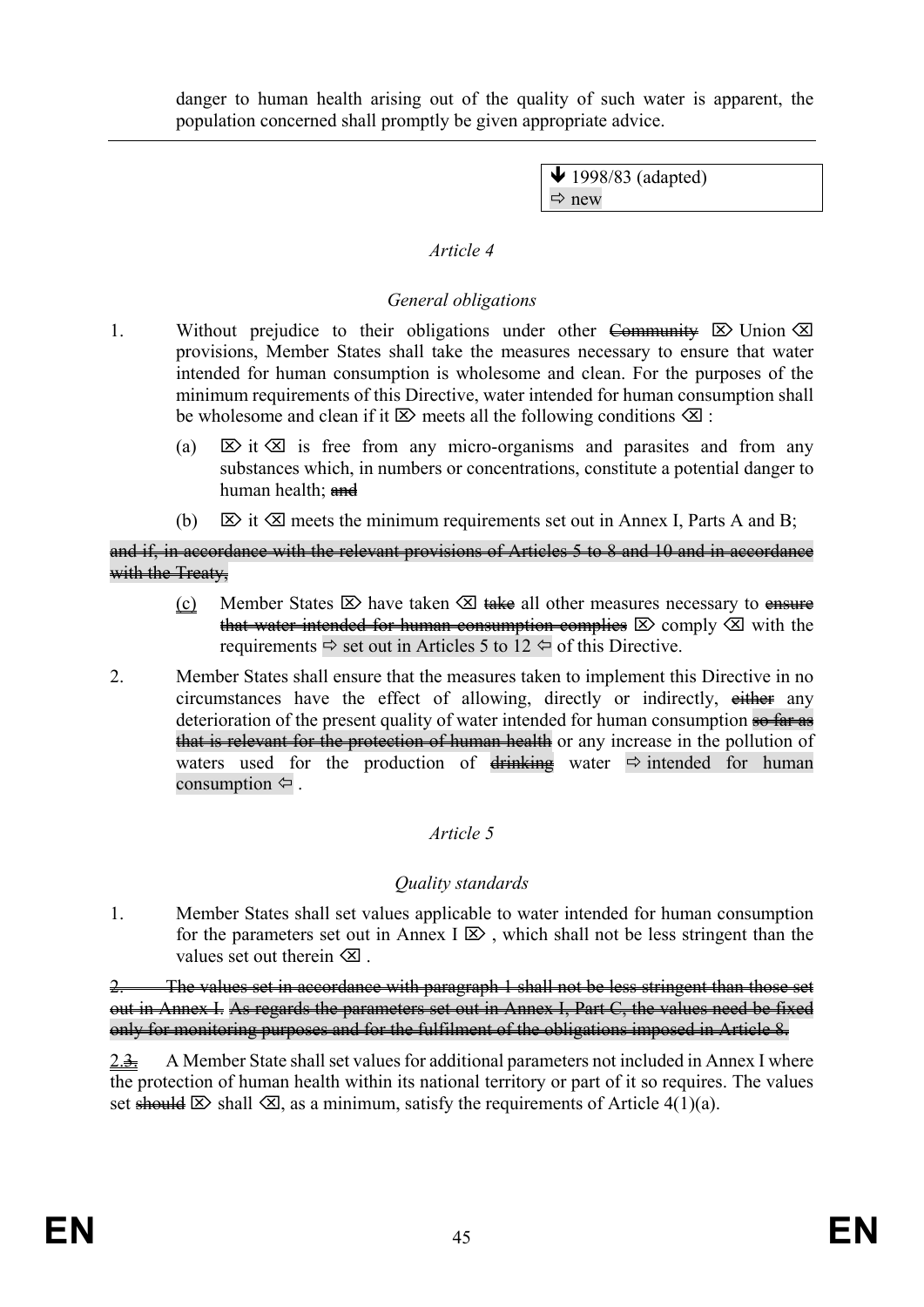danger to human health arising out of the quality of such water is apparent, the population concerned shall promptly be given appropriate advice.

---

↓ 1998/83 (adapted)
⇨ new

*Article 4*

*General obligations*

1. Without prejudice to their obligations under other ~~Community~~ ⌦ Union ⌫ provisions, Member States shall take the measures necessary to ensure that water intended for human consumption is wholesome and clean. For the purposes of the minimum requirements of this Directive, water intended for human consumption shall be wholesome and clean if it ⌦ meets all the following conditions ⌫ :

   (a) ⌦ it ⌫ is free from any micro-organisms and parasites and from any substances which, in numbers or concentrations, constitute a potential danger to human health; ~~and~~

   (b) ⌦ it ⌫ meets the minimum requirements set out in Annex I, Parts A and B;

~~and if, in accordance with the relevant provisions of Articles 5 to 8 and 10 and in accordance with the Treaty,~~

   (c) Member States ⌦ have taken ⌫ ~~take~~ all other measures necessary to ~~ensure that water intended for human consumption complies~~ ⌦ comply ⌫ with the requirements ⇨ set out in Articles 5 to 12 ⇦ of this Directive.

2. Member States shall ensure that the measures taken to implement this Directive in no circumstances have the effect of allowing, directly or indirectly, ~~either~~ any deterioration of the present quality of water intended for human consumption ~~so far as that is relevant for the protection of human health~~ or any increase in the pollution of waters used for the production of ~~drinking~~ water ⇨ intended for human consumption ⇦ .

*Article 5*

*Quality standards*

1. Member States shall set values applicable to water intended for human consumption for the parameters set out in Annex I ⌦ , which shall not be less stringent than the values set out therein ⌫ .

~~2. The values set in accordance with paragraph 1 shall not be less stringent than those set out in Annex I.~~ ~~As regards the parameters set out in Annex I, Part C, the values need be fixed only for monitoring purposes and for the fulfilment of the obligations imposed in Article 8.~~

2.~~3.~~ A Member State shall set values for additional parameters not included in Annex I where the protection of human health within its national territory or part of it so requires. The values set ~~should~~ ⌦ shall ⌫, as a minimum, satisfy the requirements of Article 4(1)(a).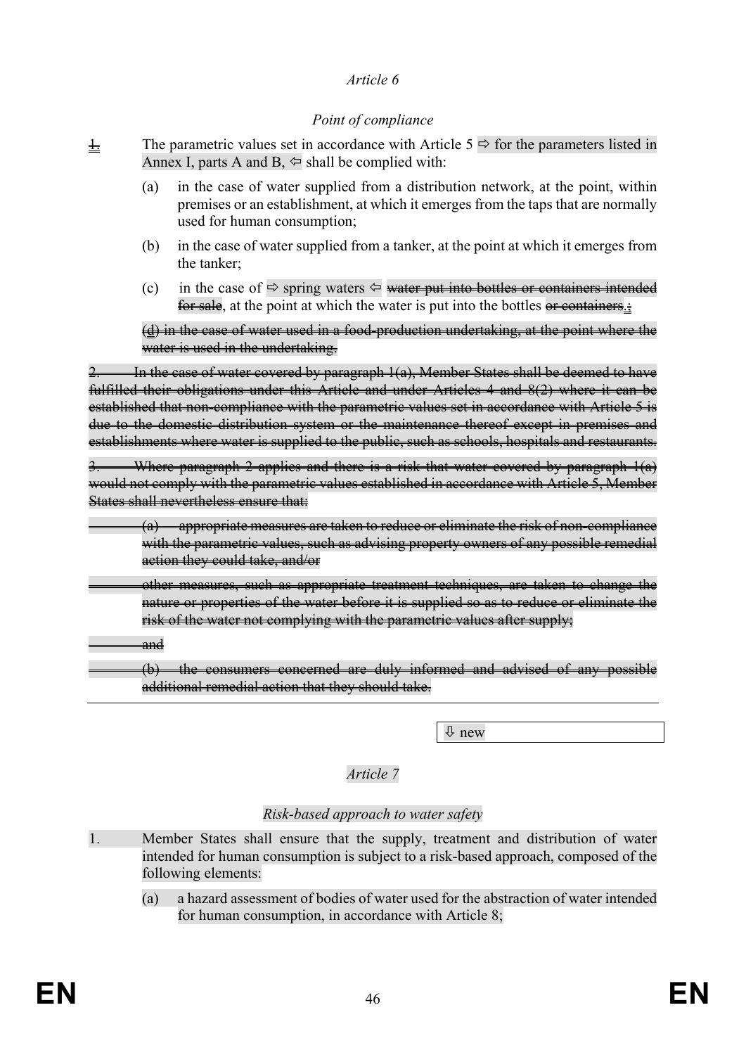*Article 6*

*Point of compliance*

~~1.~~ The parametric values set in accordance with Article 5 ⇨ for the parameters listed in Annex I, parts A and B, ⇦ shall be complied with:

(a) in the case of water supplied from a distribution network, at the point, within premises or an establishment, at which it emerges from the taps that are normally used for human consumption;

(b) in the case of water supplied from a tanker, at the point at which it emerges from the tanker;

(c) in the case of ⇨ spring waters ⇦ ~~water put into bottles or containers intended for sale~~, at the point at which the water is put into the bottles ~~or containers.~~;

~~(d) in the case of water used in a food-production undertaking, at the point where the water is used in the undertaking.~~

~~2. In the case of water covered by paragraph 1(a), Member States shall be deemed to have fulfilled their obligations under this Article and under Articles 4 and 8(2) where it can be established that non-compliance with the parametric values set in accordance with Article 5 is due to the domestic distribution system or the maintenance thereof except in premises and establishments where water is supplied to the public, such as schools, hospitals and restaurants.~~

~~3. Where paragraph 2 applies and there is a risk that water covered by paragraph 1(a) would not comply with the parametric values established in accordance with Article 5, Member States shall nevertheless ensure that:~~

~~— (a) appropriate measures are taken to reduce or eliminate the risk of non-compliance with the parametric values, such as advising property owners of any possible remedial action they could take, and/or~~

~~— other measures, such as appropriate treatment techniques, are taken to change the nature or properties of the water before it is supplied so as to reduce or eliminate the risk of the water not complying with the parametric values after supply;~~

~~— and~~

~~— (b) the consumers concerned are duly informed and advised of any possible additional remedial action that they should take.~~

---

⇩ new

*Article 7*

*Risk-based approach to water safety*

1. Member States shall ensure that the supply, treatment and distribution of water intended for human consumption is subject to a risk-based approach, composed of the following elements:

(a) a hazard assessment of bodies of water used for the abstraction of water intended for human consumption, in accordance with Article 8;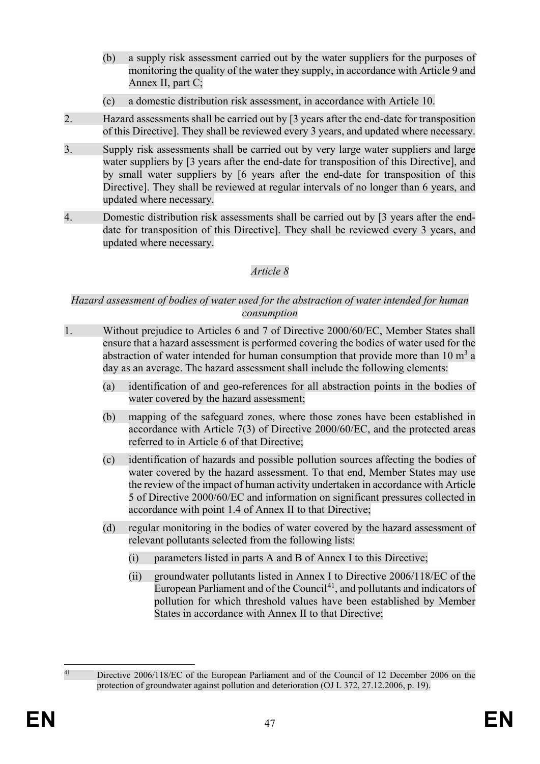(b) a supply risk assessment carried out by the water suppliers for the purposes of monitoring the quality of the water they supply, in accordance with Article 9 and Annex II, part C;

(c) a domestic distribution risk assessment, in accordance with Article 10.

2. Hazard assessments shall be carried out by [3 years after the end-date for transposition of this Directive]. They shall be reviewed every 3 years, and updated where necessary.

3. Supply risk assessments shall be carried out by very large water suppliers and large water suppliers by [3 years after the end-date for transposition of this Directive], and by small water suppliers by [6 years after the end-date for transposition of this Directive]. They shall be reviewed at regular intervals of no longer than 6 years, and updated where necessary.

4. Domestic distribution risk assessments shall be carried out by [3 years after the end-date for transposition of this Directive]. They shall be reviewed every 3 years, and updated where necessary.

*Article 8*

*Hazard assessment of bodies of water used for the abstraction of water intended for human consumption*

1. Without prejudice to Articles 6 and 7 of Directive 2000/60/EC, Member States shall ensure that a hazard assessment is performed covering the bodies of water used for the abstraction of water intended for human consumption that provide more than 10 $m^3$ a day as an average. The hazard assessment shall include the following elements:

   (a) identification of and geo-references for all abstraction points in the bodies of water covered by the hazard assessment;

   (b) mapping of the safeguard zones, where those zones have been established in accordance with Article 7(3) of Directive 2000/60/EC, and the protected areas referred to in Article 6 of that Directive;

   (c) identification of hazards and possible pollution sources affecting the bodies of water covered by the hazard assessment. To that end, Member States may use the review of the impact of human activity undertaken in accordance with Article 5 of Directive 2000/60/EC and information on significant pressures collected in accordance with point 1.4 of Annex II to that Directive;

   (d) regular monitoring in the bodies of water covered by the hazard assessment of relevant pollutants selected from the following lists:

      (i) parameters listed in parts A and B of Annex I to this Directive;

      (ii) groundwater pollutants listed in Annex I to Directive 2006/118/EC of the European Parliament and of the Council[41], and pollutants and indicators of pollution for which threshold values have been established by Member States in accordance with Annex II to that Directive;

---

[41] Directive 2006/118/EC of the European Parliament and of the Council of 12 December 2006 on the protection of groundwater against pollution and deterioration (OJ L 372, 27.12.2006, p. 19).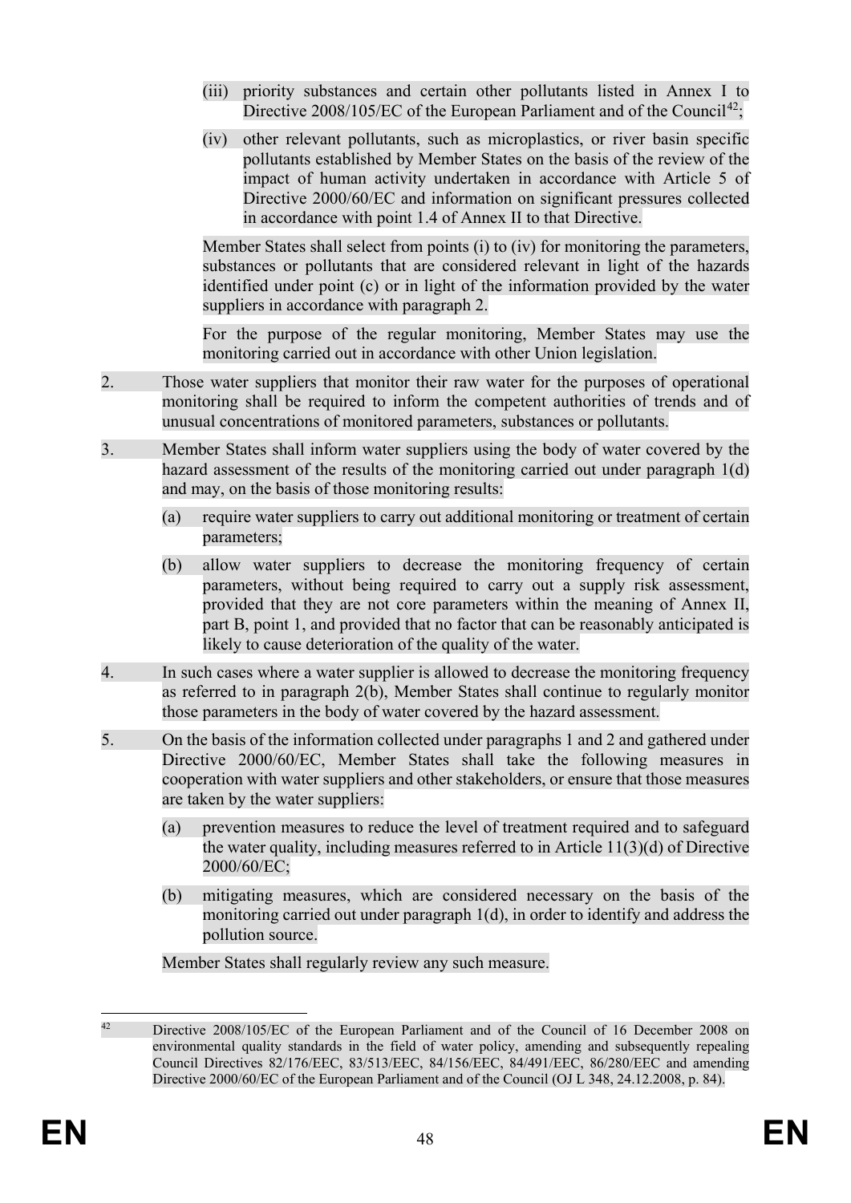(iii) priority substances and certain other pollutants listed in Annex I to Directive 2008/105/EC of the European Parliament and of the Council[42];

(iv) other relevant pollutants, such as microplastics, or river basin specific pollutants established by Member States on the basis of the review of the impact of human activity undertaken in accordance with Article 5 of Directive 2000/60/EC and information on significant pressures collected in accordance with point 1.4 of Annex II to that Directive.

Member States shall select from points (i) to (iv) for monitoring the parameters, substances or pollutants that are considered relevant in light of the hazards identified under point (c) or in light of the information provided by the water suppliers in accordance with paragraph 2.

For the purpose of the regular monitoring, Member States may use the monitoring carried out in accordance with other Union legislation.

2. Those water suppliers that monitor their raw water for the purposes of operational monitoring shall be required to inform the competent authorities of trends and of unusual concentrations of monitored parameters, substances or pollutants.

3. Member States shall inform water suppliers using the body of water covered by the hazard assessment of the results of the monitoring carried out under paragraph 1(d) and may, on the basis of those monitoring results:

(a) require water suppliers to carry out additional monitoring or treatment of certain parameters;

(b) allow water suppliers to decrease the monitoring frequency of certain parameters, without being required to carry out a supply risk assessment, provided that they are not core parameters within the meaning of Annex II, part B, point 1, and provided that no factor that can be reasonably anticipated is likely to cause deterioration of the quality of the water.

4. In such cases where a water supplier is allowed to decrease the monitoring frequency as referred to in paragraph 2(b), Member States shall continue to regularly monitor those parameters in the body of water covered by the hazard assessment.

5. On the basis of the information collected under paragraphs 1 and 2 and gathered under Directive 2000/60/EC, Member States shall take the following measures in cooperation with water suppliers and other stakeholders, or ensure that those measures are taken by the water suppliers:

(a) prevention measures to reduce the level of treatment required and to safeguard the water quality, including measures referred to in Article 11(3)(d) of Directive 2000/60/EC;

(b) mitigating measures, which are considered necessary on the basis of the monitoring carried out under paragraph 1(d), in order to identify and address the pollution source.

Member States shall regularly review any such measure.

---

[42] Directive 2008/105/EC of the European Parliament and of the Council of 16 December 2008 on environmental quality standards in the field of water policy, amending and subsequently repealing Council Directives 82/176/EEC, 83/513/EEC, 84/156/EEC, 84/491/EEC, 86/280/EEC and amending Directive 2000/60/EC of the European Parliament and of the Council (OJ L 348, 24.12.2008, p. 84).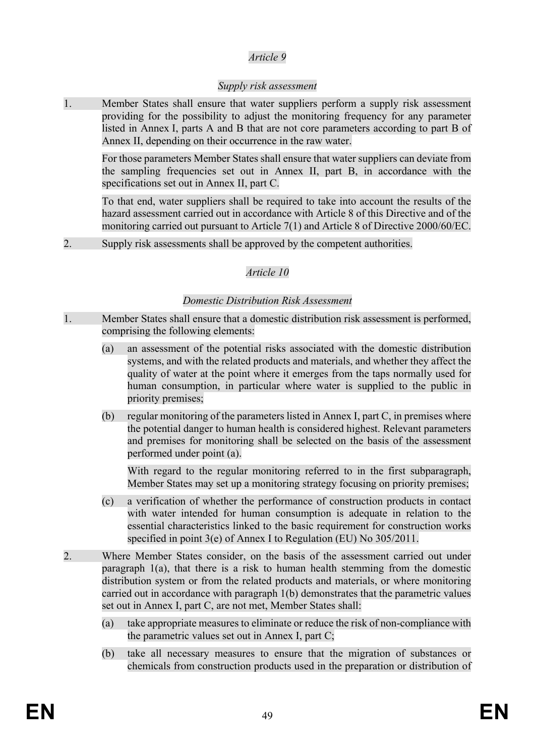*Article 9*

*Supply risk assessment*

1. Member States shall ensure that water suppliers perform a supply risk assessment providing for the possibility to adjust the monitoring frequency for any parameter listed in Annex I, parts A and B that are not core parameters according to part B of Annex II, depending on their occurrence in the raw water.

   For those parameters Member States shall ensure that water suppliers can deviate from the sampling frequencies set out in Annex II, part B, in accordance with the specifications set out in Annex II, part C.

   To that end, water suppliers shall be required to take into account the results of the hazard assessment carried out in accordance with Article 8 of this Directive and of the monitoring carried out pursuant to Article 7(1) and Article 8 of Directive 2000/60/EC.

2. Supply risk assessments shall be approved by the competent authorities.

*Article 10*

*Domestic Distribution Risk Assessment*

1. Member States shall ensure that a domestic distribution risk assessment is performed, comprising the following elements:

   (a) an assessment of the potential risks associated with the domestic distribution systems, and with the related products and materials, and whether they affect the quality of water at the point where it emerges from the taps normally used for human consumption, in particular where water is supplied to the public in priority premises;

   (b) regular monitoring of the parameters listed in Annex I, part C, in premises where the potential danger to human health is considered highest. Relevant parameters and premises for monitoring shall be selected on the basis of the assessment performed under point (a).

   With regard to the regular monitoring referred to in the first subparagraph, Member States may set up a monitoring strategy focusing on priority premises;

   (c) a verification of whether the performance of construction products in contact with water intended for human consumption is adequate in relation to the essential characteristics linked to the basic requirement for construction works specified in point 3(e) of Annex I to Regulation (EU) No 305/2011.

2. Where Member States consider, on the basis of the assessment carried out under paragraph 1(a), that there is a risk to human health stemming from the domestic distribution system or from the related products and materials, or where monitoring carried out in accordance with paragraph 1(b) demonstrates that the parametric values set out in Annex I, part C, are not met, Member States shall:

   (a) take appropriate measures to eliminate or reduce the risk of non-compliance with the parametric values set out in Annex I, part C;

   (b) take all necessary measures to ensure that the migration of substances or chemicals from construction products used in the preparation or distribution of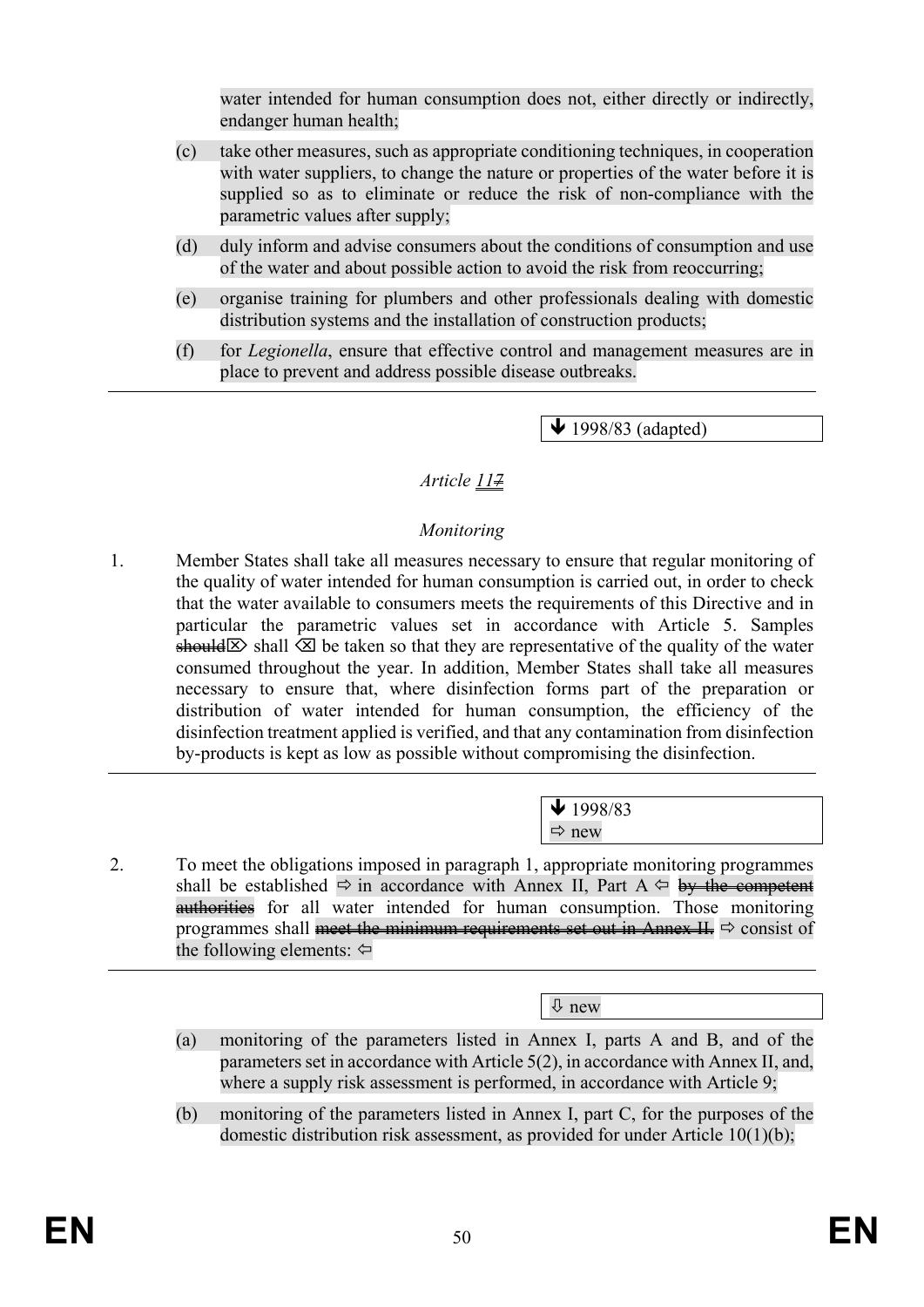water intended for human consumption does not, either directly or indirectly, endanger human health;

(c) take other measures, such as appropriate conditioning techniques, in cooperation with water suppliers, to change the nature or properties of the water before it is supplied so as to eliminate or reduce the risk of non-compliance with the parametric values after supply;

(d) duly inform and advise consumers about the conditions of consumption and use of the water and about possible action to avoid the risk from reoccurring;

(e) organise training for plumbers and other professionals dealing with domestic distribution systems and the installation of construction products;

(f) for *Legionella*, ensure that effective control and management measures are in place to prevent and address possible disease outbreaks.

---

🡻 1998/83 (adapted)

*Article ~~7~~ 11*

*Monitoring*

1. Member States shall take all measures necessary to ensure that regular monitoring of the quality of water intended for human consumption is carried out, in order to check that the water available to consumers meets the requirements of this Directive and in particular the parametric values set in accordance with Article 5. Samples ~~should~~ ⌦ shall ⌫ be taken so that they are representative of the quality of the water consumed throughout the year. In addition, Member States shall take all measures necessary to ensure that, where disinfection forms part of the preparation or distribution of water intended for human consumption, the efficiency of the disinfection treatment applied is verified, and that any contamination from disinfection by-products is kept as low as possible without compromising the disinfection.

---

🡻 1998/83
⇨ new

2. To meet the obligations imposed in paragraph 1, appropriate monitoring programmes shall be established ⇨ in accordance with Annex II, Part A ⇦ ~~by the competent authorities~~ for all water intended for human consumption. Those monitoring programmes shall ~~meet the minimum requirements set out in Annex II.~~ ⇨ consist of the following elements: ⇦

---

⇩ new

(a) monitoring of the parameters listed in Annex I, parts A and B, and of the parameters set in accordance with Article 5(2), in accordance with Annex II, and, where a supply risk assessment is performed, in accordance with Article 9;

(b) monitoring of the parameters listed in Annex I, part C, for the purposes of the domestic distribution risk assessment, as provided for under Article 10(1)(b);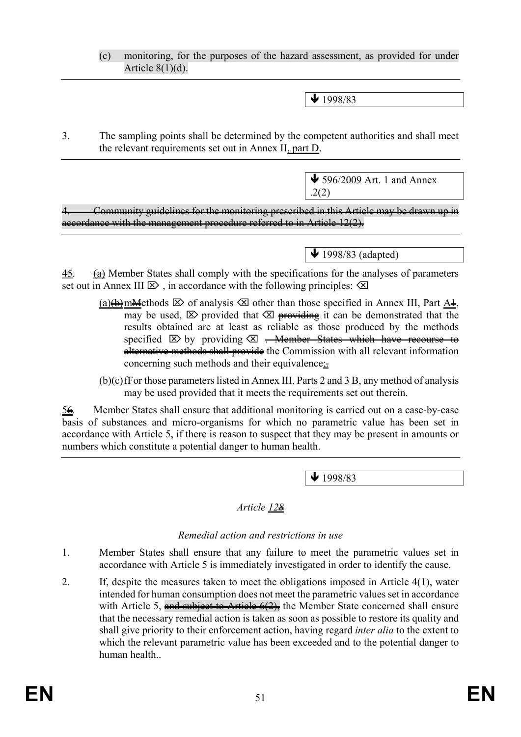(c) monitoring, for the purposes of the hazard assessment, as provided for under Article 8(1)(d).

---

↓ 1998/83

3. The sampling points shall be determined by the competent authorities and shall meet the relevant requirements set out in Annex II, part D.

---

↓ 596/2009 Art. 1 and Annex .2(2)

~~4. Community guidelines for the monitoring prescribed in this Article may be drawn up in accordance with the management procedure referred to in Article 12(2).~~

---

↓ 1998/83 (adapted)

45. ~~(a)~~ Member States shall comply with the specifications for the analyses of parameters set out in Annex III ⌦ , in accordance with the following principles: ⌫

(a)~~(b)~~ mMethods ⌦ of analysis ⌫ other than those specified in Annex III, Part A1, may be used, ⌦ provided that ⌫ ~~providing~~ it can be demonstrated that the results obtained are at least as reliable as those produced by the methods specified ⌦ by providing ⌫ ~~. Member States which have recourse to alternative methods shall provide~~ the Commission with all relevant information concerning such methods and their equivalence;.

(b)~~(c)~~ fFor those parameters listed in Annex III, Parts ~~2 and 3~~ B, any method of analysis may be used provided that it meets the requirements set out therein.

56. Member States shall ensure that additional monitoring is carried out on a case-by-case basis of substances and micro-organisms for which no parametric value has been set in accordance with Article 5, if there is reason to suspect that they may be present in amounts or numbers which constitute a potential danger to human health.

---

↓ 1998/83

*Article 128*

*Remedial action and restrictions in use*

1. Member States shall ensure that any failure to meet the parametric values set in accordance with Article 5 is immediately investigated in order to identify the cause.

2. If, despite the measures taken to meet the obligations imposed in Article 4(1), water intended for human consumption does not meet the parametric values set in accordance with Article 5, ~~and subject to Article 6(2),~~ the Member State concerned shall ensure that the necessary remedial action is taken as soon as possible to restore its quality and shall give priority to their enforcement action, having regard *inter alia* to the extent to which the relevant parametric value has been exceeded and to the potential danger to human health..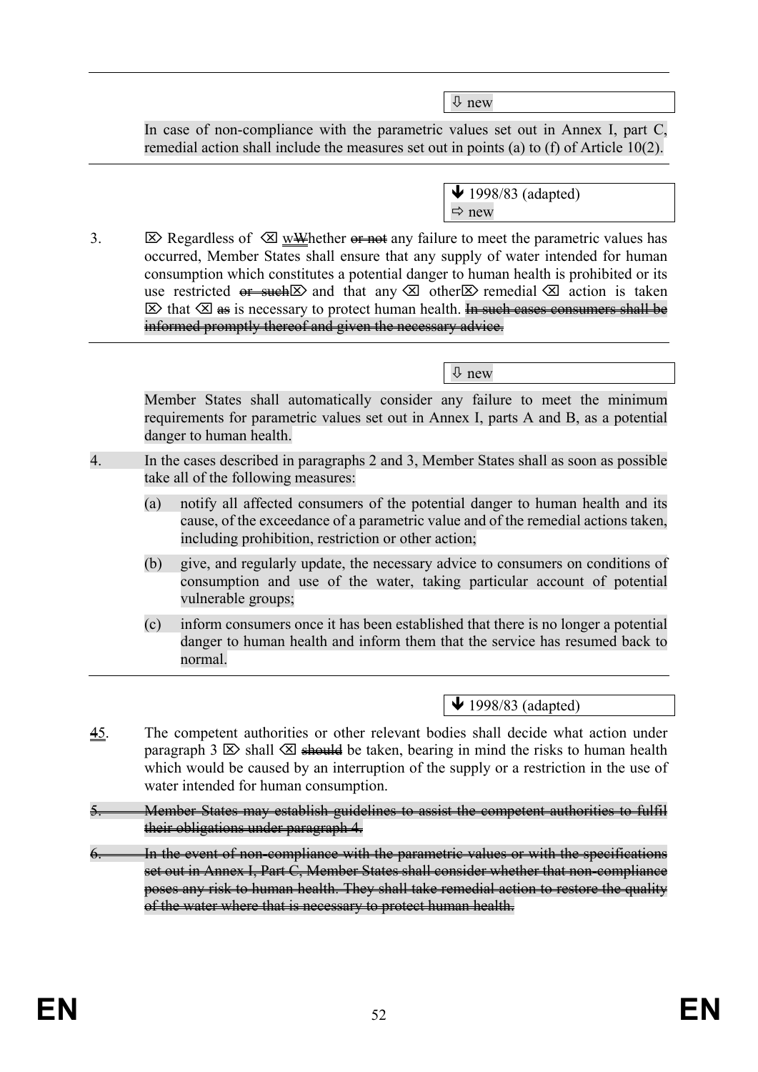⇩ new

In case of non-compliance with the parametric values set out in Annex I, part C, remedial action shall include the measures set out in points (a) to (f) of Article 10(2).

---

🡻 1998/83 (adapted)
⇨ new

3. ⌦ Regardless of ⌫ wWhether ~~or not~~ any failure to meet the parametric values has occurred, Member States shall ensure that any supply of water intended for human consumption which constitutes a potential danger to human health is prohibited or its use restricted ~~or such~~⌦ and that any ⌫ other⌦ remedial ⌫ action is taken ⌦ that ⌫ ~~as~~ is necessary to protect human health. ~~In such cases consumers shall be informed promptly thereof and given the necessary advice.~~

---

⇩ new

Member States shall automatically consider any failure to meet the minimum requirements for parametric values set out in Annex I, parts A and B, as a potential danger to human health.

4. In the cases described in paragraphs 2 and 3, Member States shall as soon as possible take all of the following measures:

(a) notify all affected consumers of the potential danger to human health and its cause, of the exceedance of a parametric value and of the remedial actions taken, including prohibition, restriction or other action;

(b) give, and regularly update, the necessary advice to consumers on conditions of consumption and use of the water, taking particular account of potential vulnerable groups;

(c) inform consumers once it has been established that there is no longer a potential danger to human health and inform them that the service has resumed back to normal.

---

🡻 1998/83 (adapted)

~~4~~5. The competent authorities or other relevant bodies shall decide what action under paragraph 3 ⌦ shall ⌫ ~~should~~ be taken, bearing in mind the risks to human health which would be caused by an interruption of the supply or a restriction in the use of water intended for human consumption.

~~5. Member States may establish guidelines to assist the competent authorities to fulfil their obligations under paragraph 4.~~

~~6. In the event of non-compliance with the parametric values or with the specifications set out in Annex I, Part C, Member States shall consider whether that non-compliance poses any risk to human health. They shall take remedial action to restore the quality of the water where that is necessary to protect human health.~~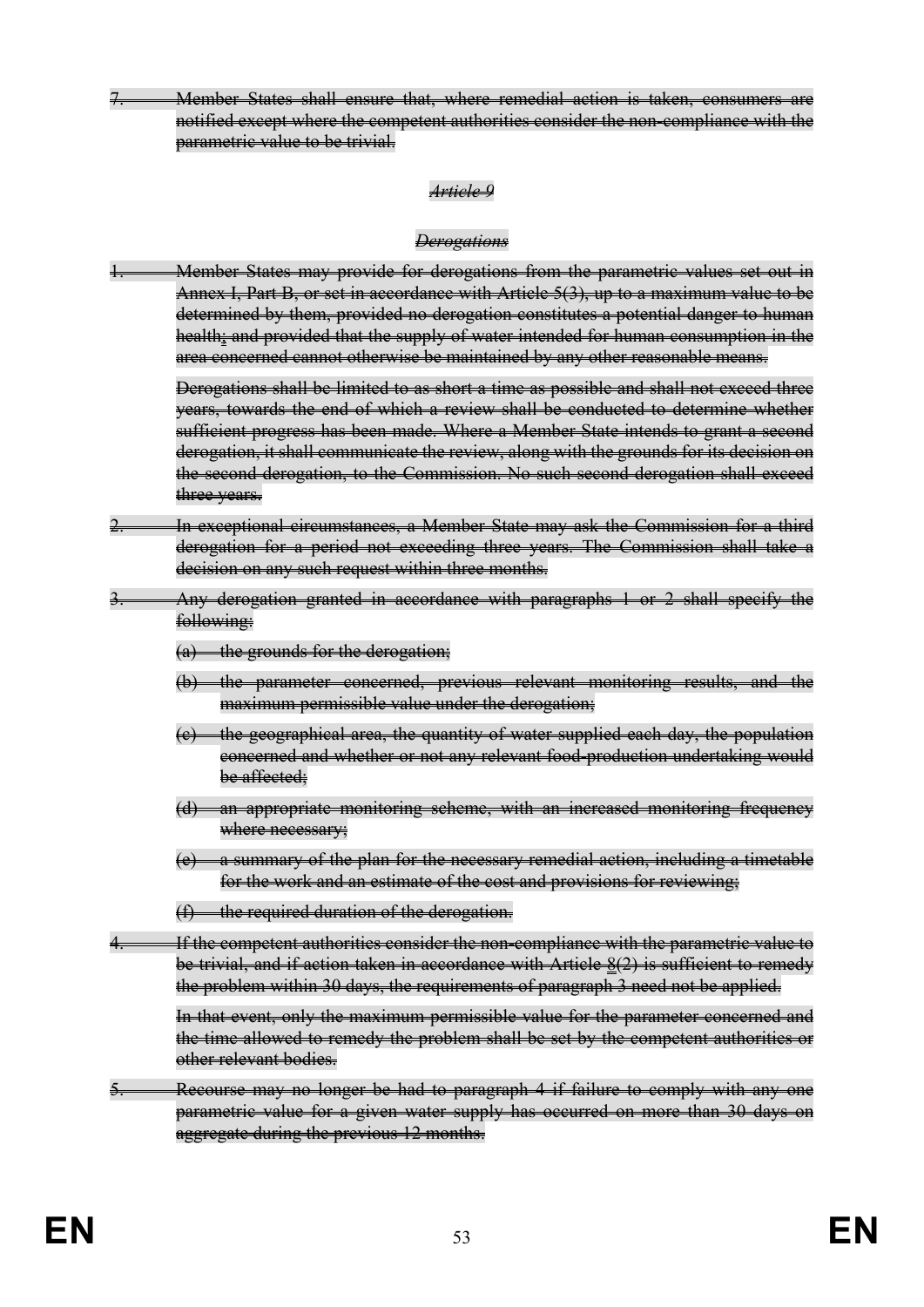~~7. Member States shall ensure that, where remedial action is taken, consumers are notified except where the competent authorities consider the non-compliance with the parametric value to be trivial.~~

*~~Article 9~~*

*~~Derogations~~*

~~1. Member States may provide for derogations from the parametric values set out in Annex I, Part B, or set in accordance with Article 5(3), up to a maximum value to be determined by them, provided no derogation constitutes a potential danger to human health; and provided that the supply of water intended for human consumption in the area concerned cannot otherwise be maintained by any other reasonable means.~~

~~Derogations shall be limited to as short a time as possible and shall not exceed three years, towards the end of which a review shall be conducted to determine whether sufficient progress has been made. Where a Member State intends to grant a second derogation, it shall communicate the review, along with the grounds for its decision on the second derogation, to the Commission. No such second derogation shall exceed three years.~~

~~2. In exceptional circumstances, a Member State may ask the Commission for a third derogation for a period not exceeding three years. The Commission shall take a decision on any such request within three months.~~

~~3. Any derogation granted in accordance with paragraphs 1 or 2 shall specify the following:~~

~~(a) the grounds for the derogation;~~

~~(b) the parameter concerned, previous relevant monitoring results, and the maximum permissible value under the derogation;~~

~~(c) the geographical area, the quantity of water supplied each day, the population concerned and whether or not any relevant food-production undertaking would be affected;~~

~~(d) an appropriate monitoring scheme, with an increased monitoring frequency where necessary;~~

~~(e) a summary of the plan for the necessary remedial action, including a timetable for the work and an estimate of the cost and provisions for reviewing;~~

~~(f) the required duration of the derogation.~~

~~4. If the competent authorities consider the non-compliance with the parametric value to be trivial, and if action taken in accordance with Article 8(2) is sufficient to remedy the problem within 30 days, the requirements of paragraph 3 need not be applied.~~

~~In that event, only the maximum permissible value for the parameter concerned and the time allowed to remedy the problem shall be set by the competent authorities or other relevant bodies.~~

~~5. Recourse may no longer be had to paragraph 4 if failure to comply with any one parametric value for a given water supply has occurred on more than 30 days on aggregate during the previous 12 months.~~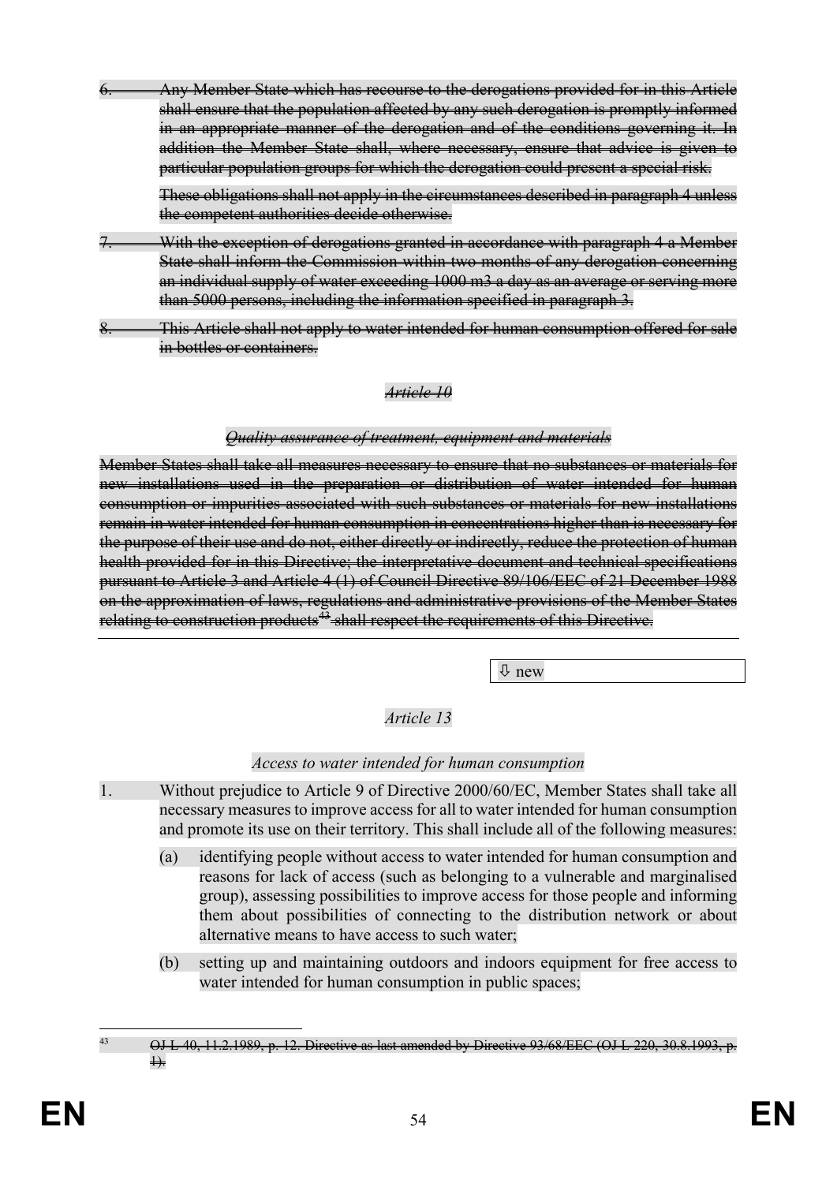6. ~~Any Member State which has recourse to the derogations provided for in this Article shall ensure that the population affected by any such derogation is promptly informed in an appropriate manner of the derogation and of the conditions governing it. In addition the Member State shall, where necessary, ensure that advice is given to particular population groups for which the derogation could present a special risk.~~

   ~~These obligations shall not apply in the circumstances described in paragraph 4 unless the competent authorities decide otherwise.~~

7. ~~With the exception of derogations granted in accordance with paragraph 4 a Member State shall inform the Commission within two months of any derogation concerning an individual supply of water exceeding 1000 m3 a day as an average or serving more than 5000 persons, including the information specified in paragraph 3.~~

8. ~~This Article shall not apply to water intended for human consumption offered for sale in bottles or containers.~~

*~~Article 10~~*

*~~Quality assurance of treatment, equipment and materials~~*

~~Member States shall take all measures necessary to ensure that no substances or materials for new installations used in the preparation or distribution of water intended for human consumption or impurities associated with such substances or materials for new installations remain in water intended for human consumption in concentrations higher than is necessary for the purpose of their use and do not, either directly or indirectly, reduce the protection of human health provided for in this Directive; the interpretative document and technical specifications pursuant to Article 3 and Article 4 (1) of Council Directive 89/106/EEC of 21 December 1988 on the approximation of laws, regulations and administrative provisions of the Member States relating to construction products[43] shall respect the requirements of this Directive.~~

⇩ new

*Article 13*

*Access to water intended for human consumption*

1. Without prejudice to Article 9 of Directive 2000/60/EC, Member States shall take all necessary measures to improve access for all to water intended for human consumption and promote its use on their territory. This shall include all of the following measures:

   (a) identifying people without access to water intended for human consumption and reasons for lack of access (such as belonging to a vulnerable and marginalised group), assessing possibilities to improve access for those people and informing them about possibilities of connecting to the distribution network or about alternative means to have access to such water;

   (b) setting up and maintaining outdoors and indoors equipment for free access to water intended for human consumption in public spaces;

---

[43] ~~OJ L 40, 11.2.1989, p. 12. Directive as last amended by Directive 93/68/EEC (OJ L 220, 30.8.1993, p. 1).~~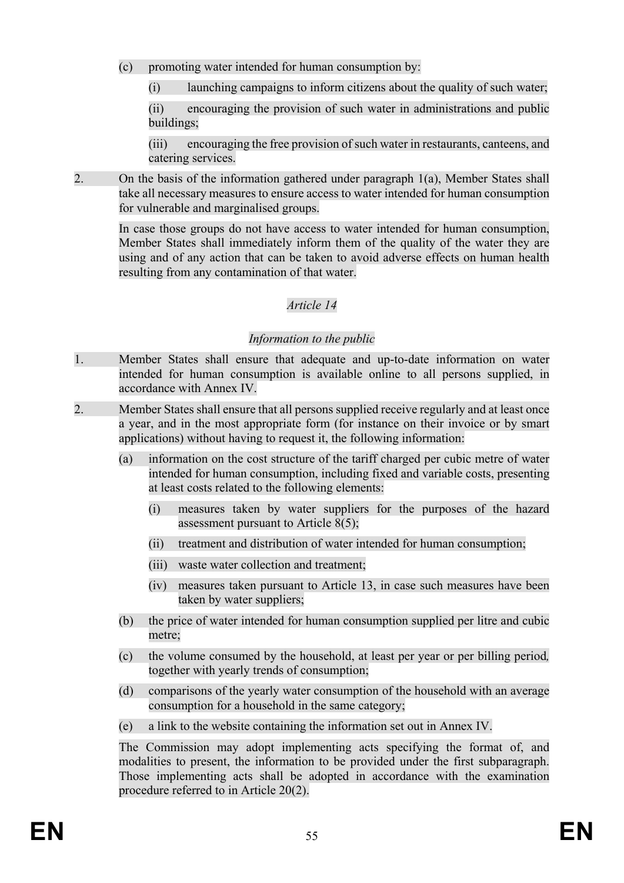(c) promoting water intended for human consumption by:

(i) launching campaigns to inform citizens about the quality of such water;

(ii) encouraging the provision of such water in administrations and public buildings;

(iii) encouraging the free provision of such water in restaurants, canteens, and catering services.

2. On the basis of the information gathered under paragraph 1(a), Member States shall take all necessary measures to ensure access to water intended for human consumption for vulnerable and marginalised groups.

In case those groups do not have access to water intended for human consumption, Member States shall immediately inform them of the quality of the water they are using and of any action that can be taken to avoid adverse effects on human health resulting from any contamination of that water.

*Article 14*

*Information to the public*

1. Member States shall ensure that adequate and up-to-date information on water intended for human consumption is available online to all persons supplied, in accordance with Annex IV.

2. Member States shall ensure that all persons supplied receive regularly and at least once a year, and in the most appropriate form (for instance on their invoice or by smart applications) without having to request it, the following information:

(a) information on the cost structure of the tariff charged per cubic metre of water intended for human consumption, including fixed and variable costs, presenting at least costs related to the following elements:

(i) measures taken by water suppliers for the purposes of the hazard assessment pursuant to Article 8(5);

(ii) treatment and distribution of water intended for human consumption;

(iii) waste water collection and treatment;

(iv) measures taken pursuant to Article 13, in case such measures have been taken by water suppliers;

(b) the price of water intended for human consumption supplied per litre and cubic metre;

(c) the volume consumed by the household, at least per year or per billing period, together with yearly trends of consumption;

(d) comparisons of the yearly water consumption of the household with an average consumption for a household in the same category;

(e) a link to the website containing the information set out in Annex IV.

The Commission may adopt implementing acts specifying the format of, and modalities to present, the information to be provided under the first subparagraph. Those implementing acts shall be adopted in accordance with the examination procedure referred to in Article 20(2).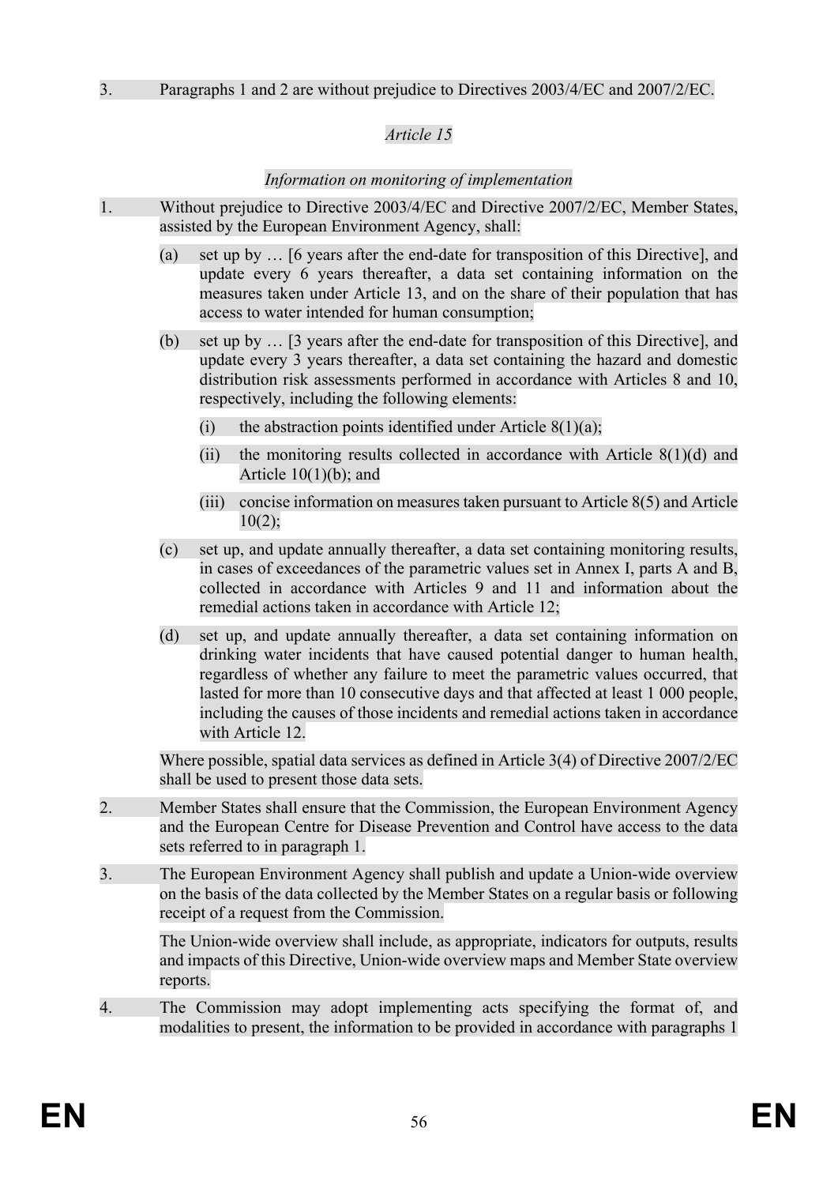3. Paragraphs 1 and 2 are without prejudice to Directives 2003/4/EC and 2007/2/EC.

*Article 15*

*Information on monitoring of implementation*

1. Without prejudice to Directive 2003/4/EC and Directive 2007/2/EC, Member States, assisted by the European Environment Agency, shall:

   (a) set up by … [6 years after the end-date for transposition of this Directive], and update every 6 years thereafter, a data set containing information on the measures taken under Article 13, and on the share of their population that has access to water intended for human consumption;

   (b) set up by … [3 years after the end-date for transposition of this Directive], and update every 3 years thereafter, a data set containing the hazard and domestic distribution risk assessments performed in accordance with Articles 8 and 10, respectively, including the following elements:

      (i) the abstraction points identified under Article 8(1)(a);

      (ii) the monitoring results collected in accordance with Article 8(1)(d) and Article 10(1)(b); and

      (iii) concise information on measures taken pursuant to Article 8(5) and Article 10(2);

   (c) set up, and update annually thereafter, a data set containing monitoring results, in cases of exceedances of the parametric values set in Annex I, parts A and B, collected in accordance with Articles 9 and 11 and information about the remedial actions taken in accordance with Article 12;

   (d) set up, and update annually thereafter, a data set containing information on drinking water incidents that have caused potential danger to human health, regardless of whether any failure to meet the parametric values occurred, that lasted for more than 10 consecutive days and that affected at least 1 000 people, including the causes of those incidents and remedial actions taken in accordance with Article 12.

   Where possible, spatial data services as defined in Article 3(4) of Directive 2007/2/EC shall be used to present those data sets.

2. Member States shall ensure that the Commission, the European Environment Agency and the European Centre for Disease Prevention and Control have access to the data sets referred to in paragraph 1.

3. The European Environment Agency shall publish and update a Union-wide overview on the basis of the data collected by the Member States on a regular basis or following receipt of a request from the Commission.

   The Union-wide overview shall include, as appropriate, indicators for outputs, results and impacts of this Directive, Union-wide overview maps and Member State overview reports.

4. The Commission may adopt implementing acts specifying the format of, and modalities to present, the information to be provided in accordance with paragraphs 1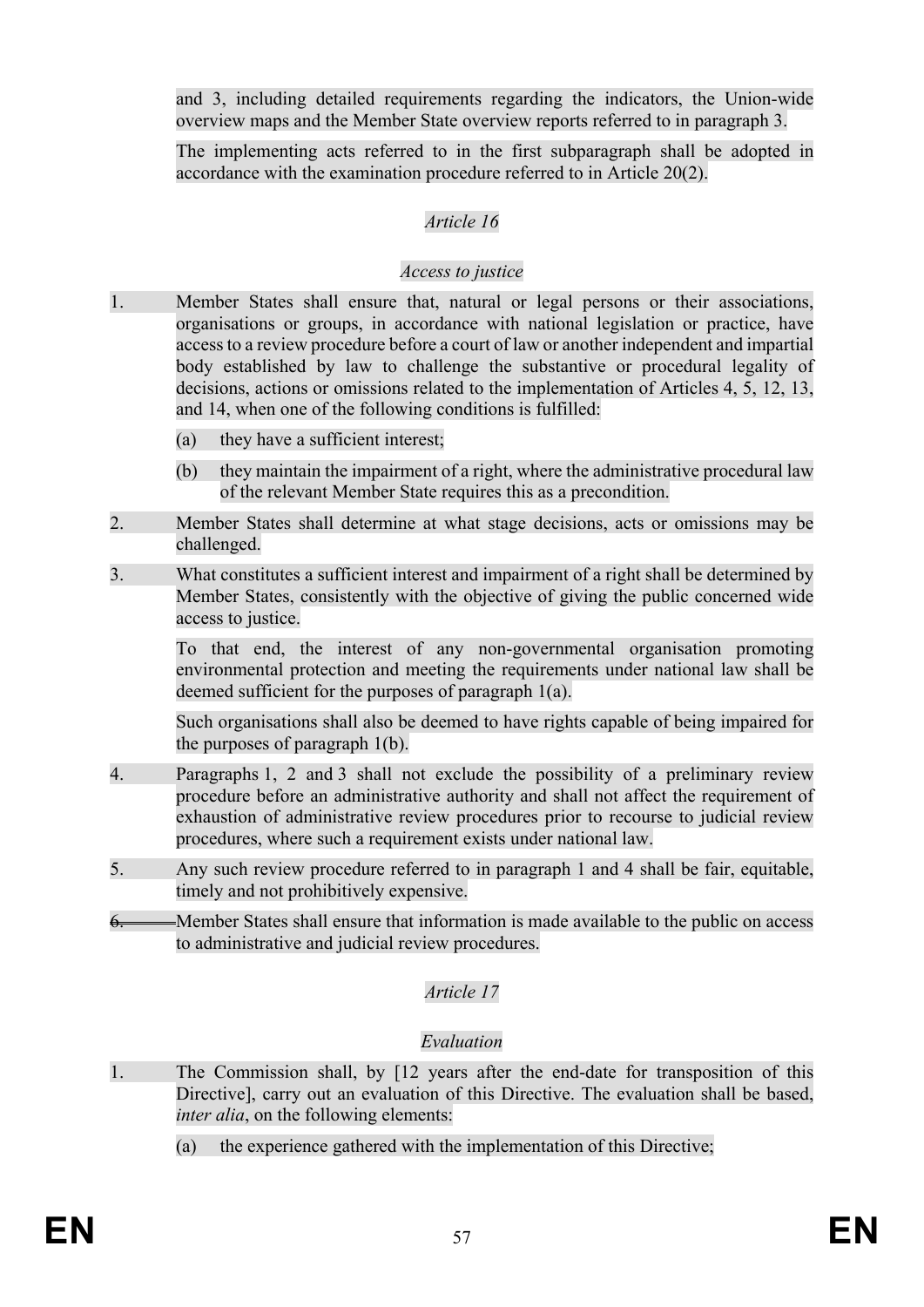and 3, including detailed requirements regarding the indicators, the Union-wide overview maps and the Member State overview reports referred to in paragraph 3.

The implementing acts referred to in the first subparagraph shall be adopted in accordance with the examination procedure referred to in Article 20(2).

*Article 16*

*Access to justice*

1. Member States shall ensure that, natural or legal persons or their associations, organisations or groups, in accordance with national legislation or practice, have access to a review procedure before a court of law or another independent and impartial body established by law to challenge the substantive or procedural legality of decisions, actions or omissions related to the implementation of Articles 4, 5, 12, 13, and 14, when one of the following conditions is fulfilled:

   (a) they have a sufficient interest;

   (b) they maintain the impairment of a right, where the administrative procedural law of the relevant Member State requires this as a precondition.

2. Member States shall determine at what stage decisions, acts or omissions may be challenged.

3. What constitutes a sufficient interest and impairment of a right shall be determined by Member States, consistently with the objective of giving the public concerned wide access to justice.

   To that end, the interest of any non-governmental organisation promoting environmental protection and meeting the requirements under national law shall be deemed sufficient for the purposes of paragraph 1(a).

   Such organisations shall also be deemed to have rights capable of being impaired for the purposes of paragraph 1(b).

4. Paragraphs 1, 2 and 3 shall not exclude the possibility of a preliminary review procedure before an administrative authority and shall not affect the requirement of exhaustion of administrative review procedures prior to recourse to judicial review procedures, where such a requirement exists under national law.

5. Any such review procedure referred to in paragraph 1 and 4 shall be fair, equitable, timely and not prohibitively expensive.

~~6.~~ Member States shall ensure that information is made available to the public on access to administrative and judicial review procedures.

*Article 17*

*Evaluation*

1. The Commission shall, by [12 years after the end-date for transposition of this Directive], carry out an evaluation of this Directive. The evaluation shall be based, *inter alia*, on the following elements:

   (a) the experience gathered with the implementation of this Directive;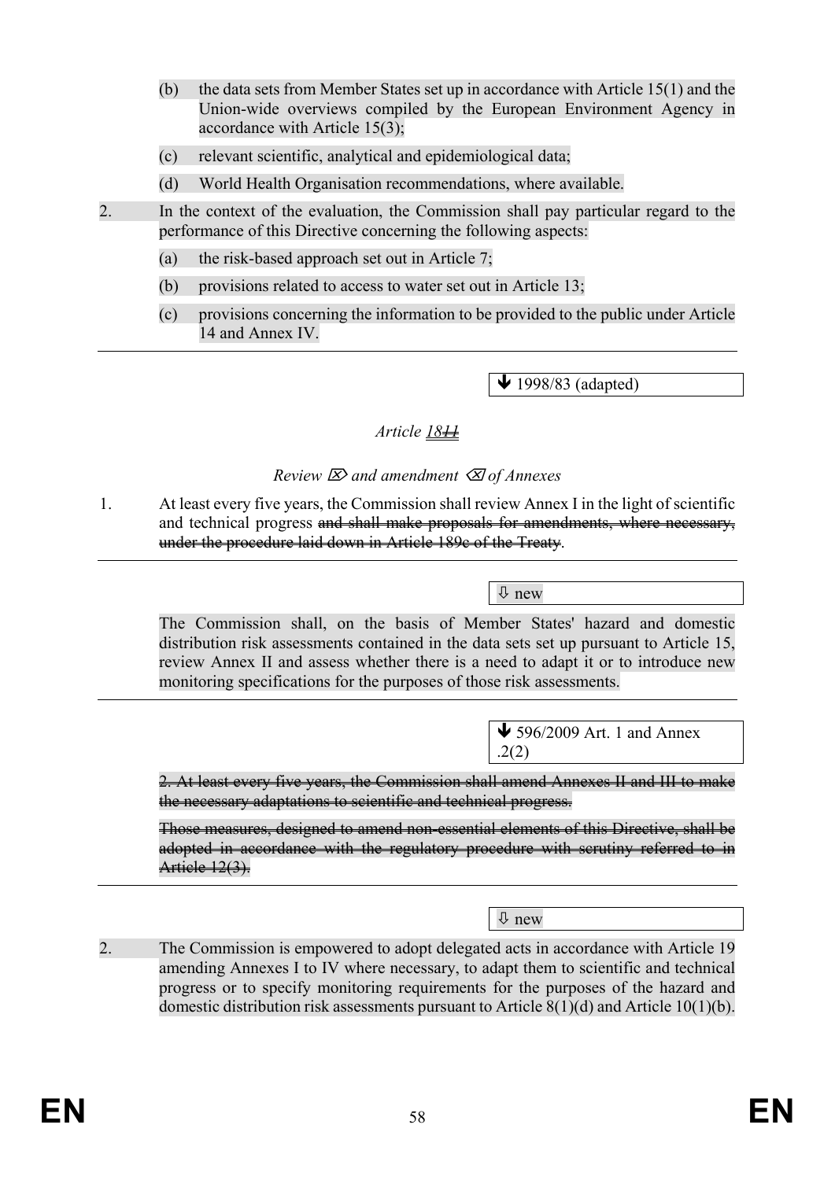(b) the data sets from Member States set up in accordance with Article 15(1) and the Union-wide overviews compiled by the European Environment Agency in accordance with Article 15(3);

(c) relevant scientific, analytical and epidemiological data;

(d) World Health Organisation recommendations, where available.

2. In the context of the evaluation, the Commission shall pay particular regard to the performance of this Directive concerning the following aspects:

(a) the risk-based approach set out in Article 7;

(b) provisions related to access to water set out in Article 13;

(c) provisions concerning the information to be provided to the public under Article 14 and Annex IV.

---

↓ 1998/83 (adapted)

*Article 18~~11~~*

*Review ⌦ and amendment ⌫ of Annexes*

1. At least every five years, the Commission shall review Annex I in the light of scientific and technical progress ~~and shall make proposals for amendments, where necessary, under the procedure laid down in Article 189c of the Treaty~~.

---

⇩ new

The Commission shall, on the basis of Member States' hazard and domestic distribution risk assessments contained in the data sets set up pursuant to Article 15, review Annex II and assess whether there is a need to adapt it or to introduce new monitoring specifications for the purposes of those risk assessments.

---

↓ 596/2009 Art. 1 and Annex .2(2)

~~2. At least every five years, the Commission shall amend Annexes II and III to make the necessary adaptations to scientific and technical progress.~~

~~Those measures, designed to amend non-essential elements of this Directive, shall be adopted in accordance with the regulatory procedure with scrutiny referred to in Article 12(3).~~

---

⇩ new

2. The Commission is empowered to adopt delegated acts in accordance with Article 19 amending Annexes I to IV where necessary, to adapt them to scientific and technical progress or to specify monitoring requirements for the purposes of the hazard and domestic distribution risk assessments pursuant to Article 8(1)(d) and Article 10(1)(b).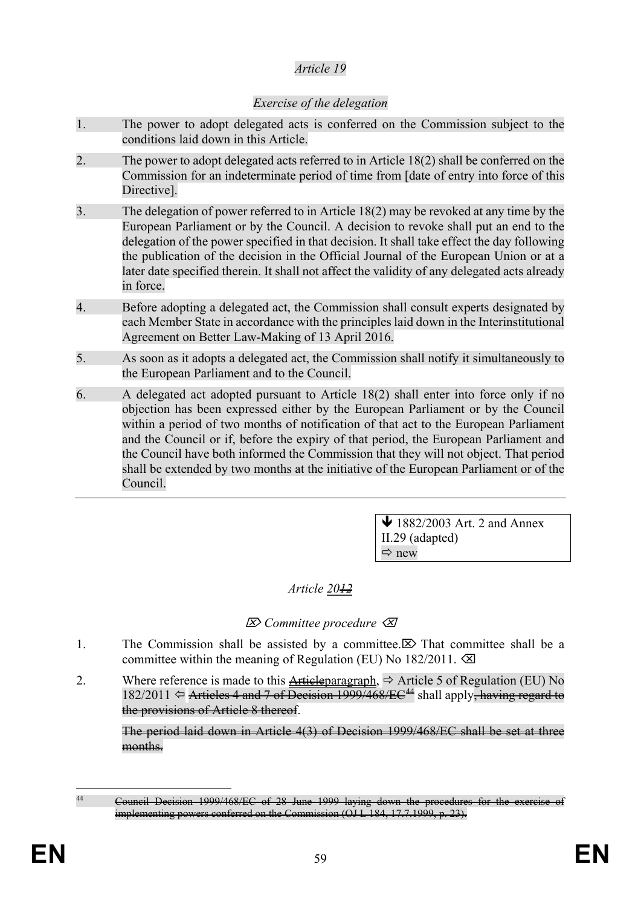*Article 19*

*Exercise of the delegation*

1. The power to adopt delegated acts is conferred on the Commission subject to the conditions laid down in this Article.

2. The power to adopt delegated acts referred to in Article 18(2) shall be conferred on the Commission for an indeterminate period of time from [date of entry into force of this Directive].

3. The delegation of power referred to in Article 18(2) may be revoked at any time by the European Parliament or by the Council. A decision to revoke shall put an end to the delegation of the power specified in that decision. It shall take effect the day following the publication of the decision in the Official Journal of the European Union or at a later date specified therein. It shall not affect the validity of any delegated acts already in force.

4. Before adopting a delegated act, the Commission shall consult experts designated by each Member State in accordance with the principles laid down in the Interinstitutional Agreement on Better Law-Making of 13 April 2016.

5. As soon as it adopts a delegated act, the Commission shall notify it simultaneously to the European Parliament and to the Council.

6. A delegated act adopted pursuant to Article 18(2) shall enter into force only if no objection has been expressed either by the European Parliament or by the Council within a period of two months of notification of that act to the European Parliament and the Council or if, before the expiry of that period, the European Parliament and the Council have both informed the Commission that they will not object. That period shall be extended by two months at the initiative of the European Parliament or of the Council.

---

> ↓ 1882/2003 Art. 2 and Annex II.29 (adapted)
> ⇨ new

*Article ~~12~~20*

⌦ *Committee procedure* ⌫

1. The Commission shall be assisted by a committee. ⌦ That committee shall be a committee within the meaning of Regulation (EU) No 182/2011. ⌫

2. Where reference is made to this ~~Article~~paragraph, ⇨ Article 5 of Regulation (EU) No 182/2011 ⇦ ~~Articles 4 and 7 of Decision 1999/468/EC~~[44] shall apply~~, having regard to the provisions of Article 8 thereof~~.

   ~~The period laid down in Article 4(3) of Decision 1999/468/EC shall be set at three months.~~

---

[44] ~~Council Decision 1999/468/EC of 28 June 1999 laying down the procedures for the exercise of implementing powers conferred on the Commission (OJ L 184, 17.7.1999, p. 23).~~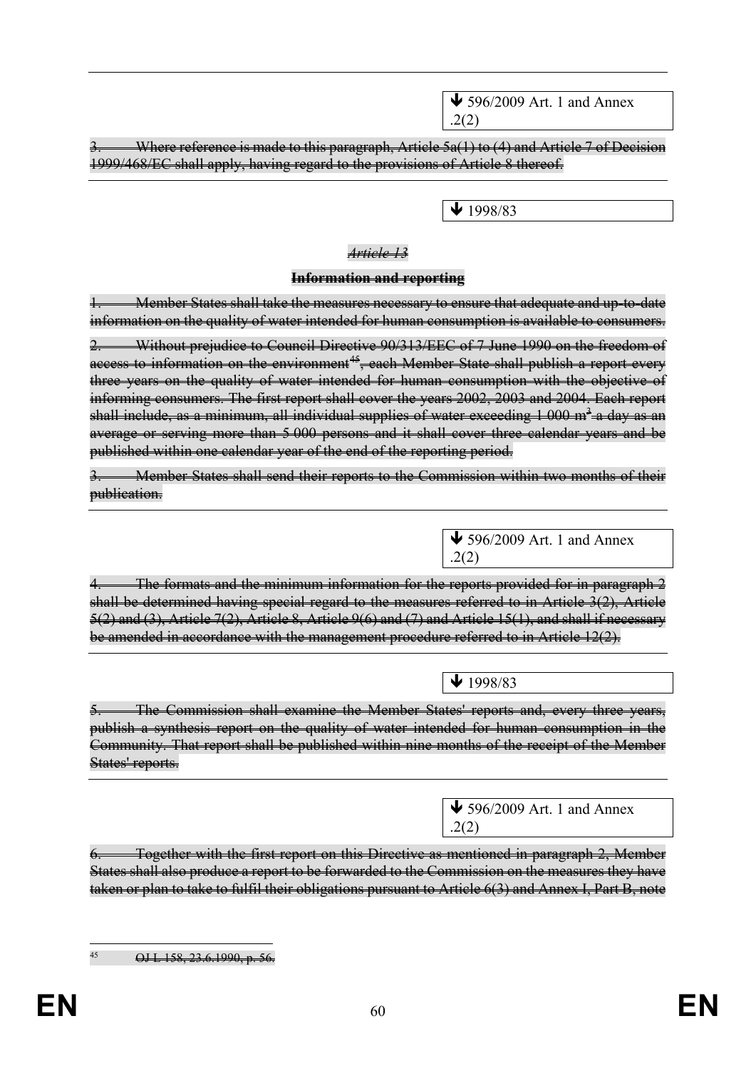↓ 596/2009 Art. 1 and Annex .2(2)

~~3. Where reference is made to this paragraph, Article 5a(1) to (4) and Article 7 of Decision 1999/468/EC shall apply, having regard to the provisions of Article 8 thereof.~~

↓ 1998/83

~~*Article 13*~~

~~**Information and reporting**~~

~~1. Member States shall take the measures necessary to ensure that adequate and up-to-date information on the quality of water intended for human consumption is available to consumers.~~

~~2. Without prejudice to Council Directive 90/313/EEC of 7 June 1990 on the freedom of access to information on the environment[45], each Member State shall publish a report every three years on the quality of water intended for human consumption with the objective of informing consumers. The first report shall cover the years 2002, 2003 and 2004. Each report shall include, as a minimum, all individual supplies of water exceeding 1 000 $m^3$ a day as an average or serving more than 5 000 persons and it shall cover three calendar years and be published within one calendar year of the end of the reporting period.~~

~~3. Member States shall send their reports to the Commission within two months of their publication.~~

↓ 596/2009 Art. 1 and Annex .2(2)

~~4. The formats and the minimum information for the reports provided for in paragraph 2 shall be determined having special regard to the measures referred to in Article 3(2), Article 5(2) and (3), Article 7(2), Article 8, Article 9(6) and (7) and Article 15(1), and shall if necessary be amended in accordance with the management procedure referred to in Article 12(2).~~

↓ 1998/83

~~5. The Commission shall examine the Member States' reports and, every three years, publish a synthesis report on the quality of water intended for human consumption in the Community. That report shall be published within nine months of the receipt of the Member States' reports.~~

↓ 596/2009 Art. 1 and Annex .2(2)

~~6. Together with the first report on this Directive as mentioned in paragraph 2, Member States shall also produce a report to be forwarded to the Commission on the measures they have taken or plan to take to fulfil their obligations pursuant to Article 6(3) and Annex I, Part B, note~~

~~[45] OJ L 158, 23.6.1990, p. 56.~~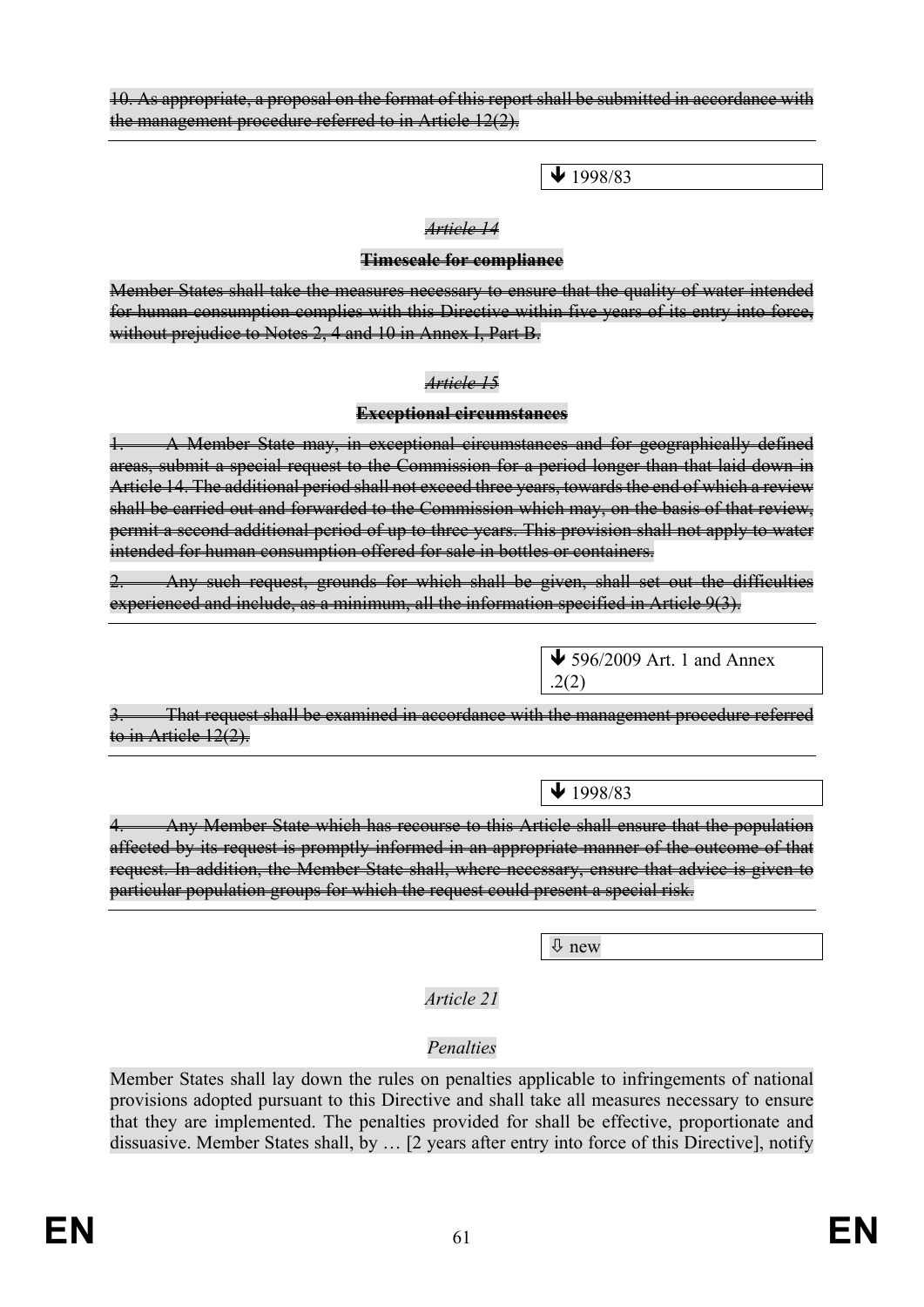~~10. As appropriate, a proposal on the format of this report shall be submitted in accordance with the management procedure referred to in Article 12(2).~~

---

🡻 1998/83

*~~Article 14~~*

**~~Timescale for compliance~~**

~~Member States shall take the measures necessary to ensure that the quality of water intended for human consumption complies with this Directive within five years of its entry into force, without prejudice to Notes 2, 4 and 10 in Annex I, Part B.~~

*~~Article 15~~*

**~~Exceptional circumstances~~**

~~1. A Member State may, in exceptional circumstances and for geographically defined areas, submit a special request to the Commission for a period longer than that laid down in Article 14. The additional period shall not exceed three years, towards the end of which a review shall be carried out and forwarded to the Commission which may, on the basis of that review, permit a second additional period of up to three years. This provision shall not apply to water intended for human consumption offered for sale in bottles or containers.~~

~~2. Any such request, grounds for which shall be given, shall set out the difficulties experienced and include, as a minimum, all the information specified in Article 9(3).~~

---

🡻 596/2009 Art. 1 and Annex .2(2)

~~3. That request shall be examined in accordance with the management procedure referred to in Article 12(2).~~

---

🡻 1998/83

~~4. Any Member State which has recourse to this Article shall ensure that the population affected by its request is promptly informed in an appropriate manner of the outcome of that request. In addition, the Member State shall, where necessary, ensure that advice is given to particular population groups for which the request could present a special risk.~~

---

⇩ new

*Article 21*

*Penalties*

Member States shall lay down the rules on penalties applicable to infringements of national provisions adopted pursuant to this Directive and shall take all measures necessary to ensure that they are implemented. The penalties provided for shall be effective, proportionate and dissuasive. Member States shall, by … [2 years after entry into force of this Directive], notify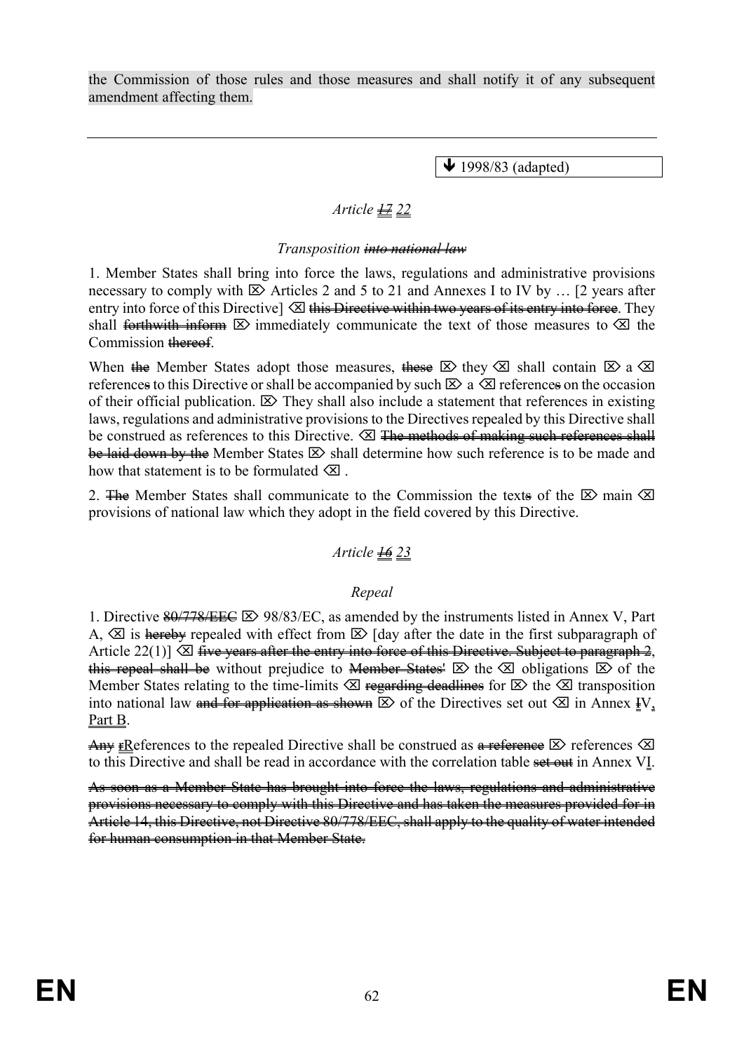the Commission of those rules and those measures and shall notify it of any subsequent amendment affecting them.

---

🡻 1998/83 (adapted)

*Article ~~17~~ 22*

*Transposition ~~into national law~~*

1. Member States shall bring into force the laws, regulations and administrative provisions necessary to comply with ⌦ Articles 2 and 5 to 21 and Annexes I to IV by … [2 years after entry into force of this Directive] ⌫ ~~this Directive within two years of its entry into force~~. They shall ~~forthwith inform~~ ⌦ immediately communicate the text of those measures to ⌫ the Commission ~~thereof~~.

When ~~the~~ Member States adopt those measures, ~~these~~ ⌦ they ⌫ shall contain ⌦ a ⌫ reference~~s~~ to this Directive or shall be accompanied by such ⌦ a ⌫ reference~~s~~ on the occasion of their official publication. ⌦ They shall also include a statement that references in existing laws, regulations and administrative provisions to the Directives repealed by this Directive shall be construed as references to this Directive. ⌫ ~~The methods of making such references shall be laid down by the~~ Member States ⌦ shall determine how such reference is to be made and how that statement is to be formulated ⌫ .

2. ~~The~~ Member States shall communicate to the Commission the text~~s~~ of the ⌦ main ⌫ provisions of national law which they adopt in the field covered by this Directive.

*Article ~~16~~ 23*

*Repeal*

1. Directive ~~80/778/EEC~~ ⌦ 98/83/EC, as amended by the instruments listed in Annex V, Part A, ⌫ is ~~hereby~~ repealed with effect from ⌦ [day after the date in the first subparagraph of Article 22(1)] ⌫ ~~five years after the entry into force of this Directive. Subject to paragraph 2, this repeal shall be~~ without prejudice to ~~Member States'~~ ⌦ the ⌫ obligations ⌦ of the Member States relating to the time-limits ⌫ ~~regarding deadlines~~ for ⌦ the ⌫ transposition into national law ~~and for application as shown~~ ⌦ of the Directives set out ⌫ in Annex ~~I~~V, Part B.

~~Any r~~References to the repealed Directive shall be construed as ~~a reference~~ ⌦ references ⌫ to this Directive and shall be read in accordance with the correlation table ~~set out~~ in Annex VI.

~~As soon as a Member State has brought into force the laws, regulations and administrative provisions necessary to comply with this Directive and has taken the measures provided for in Article 14, this Directive, not Directive 80/778/EEC, shall apply to the quality of water intended for human consumption in that Member State.~~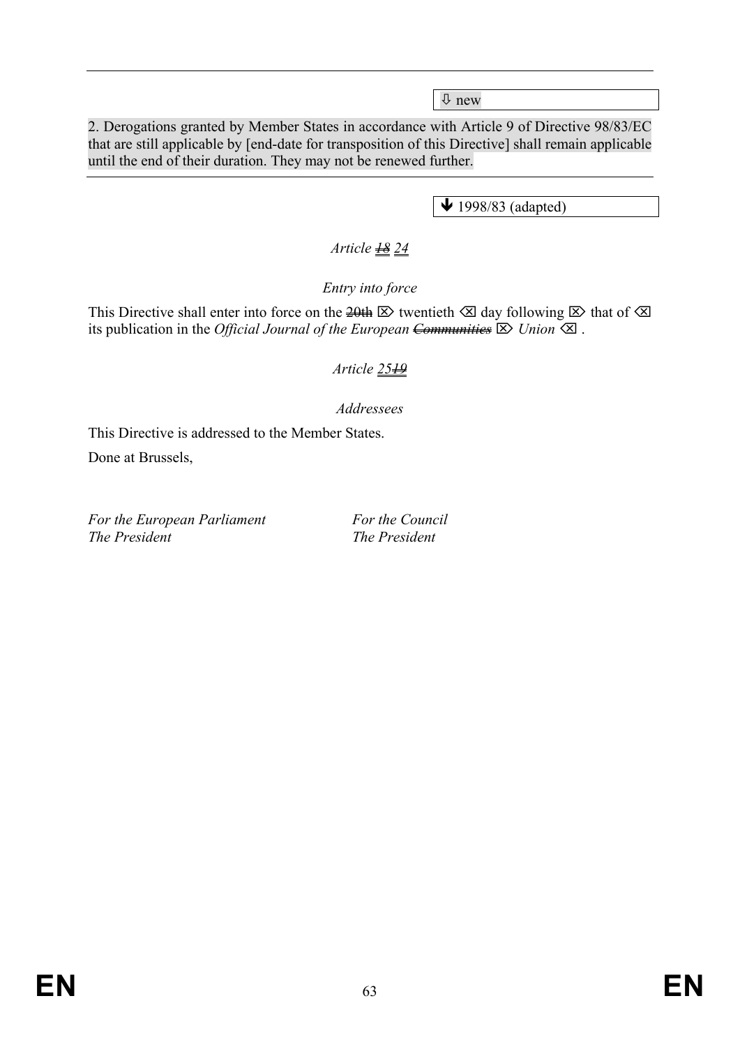---

⇩ new

2. Derogations granted by Member States in accordance with Article 9 of Directive 98/83/EC that are still applicable by [end-date for transposition of this Directive] shall remain applicable until the end of their duration. They may not be renewed further.

---

🡻 1998/83 (adapted)

*Article ~~18~~ 24*

*Entry into force*

This Directive shall enter into force on the ~~20th~~ ⌦ twentieth ⌫ day following ⌦ that of ⌫ its publication in the *Official Journal of the European ~~Communities~~* ⌦ *Union* ⌫ .

*Article 25~~19~~*

*Addressees*

This Directive is addressed to the Member States.

Done at Brussels,

*For the European Parliament*
*The President*

*For the Council*
*The President*